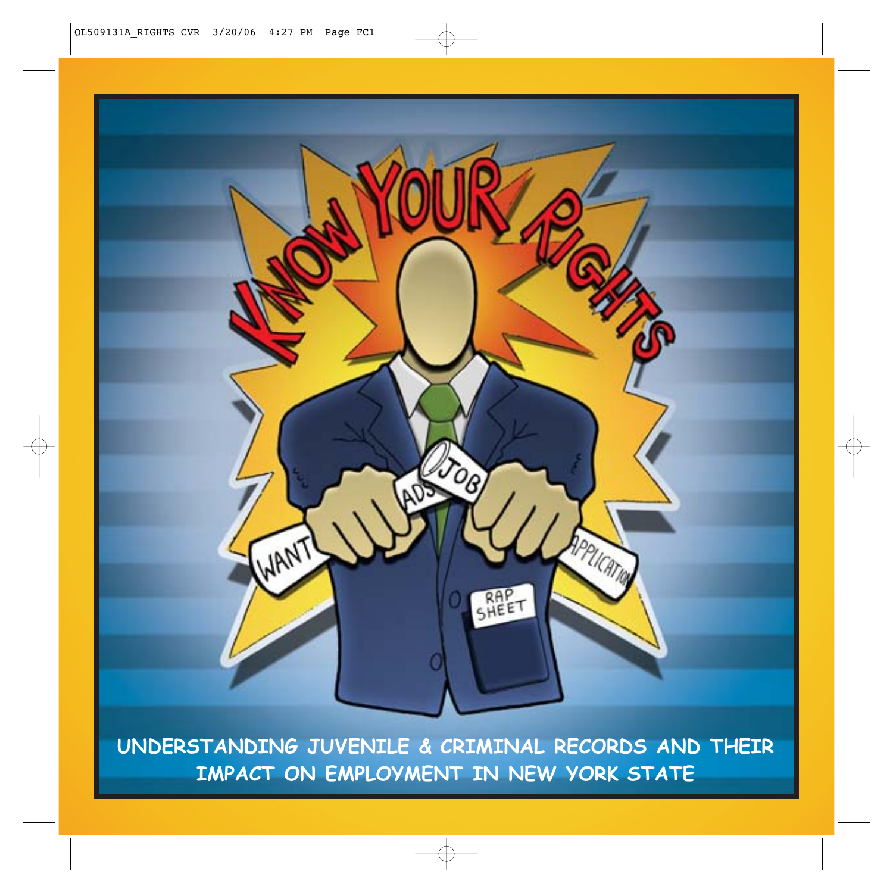# KNOW YOUR RIGHTS

## UNDERSTANDING JUVENILE & CRIMINAL RECORDS AND THEIR IMPACT ON EMPLOYMENT IN NEW YORK STATE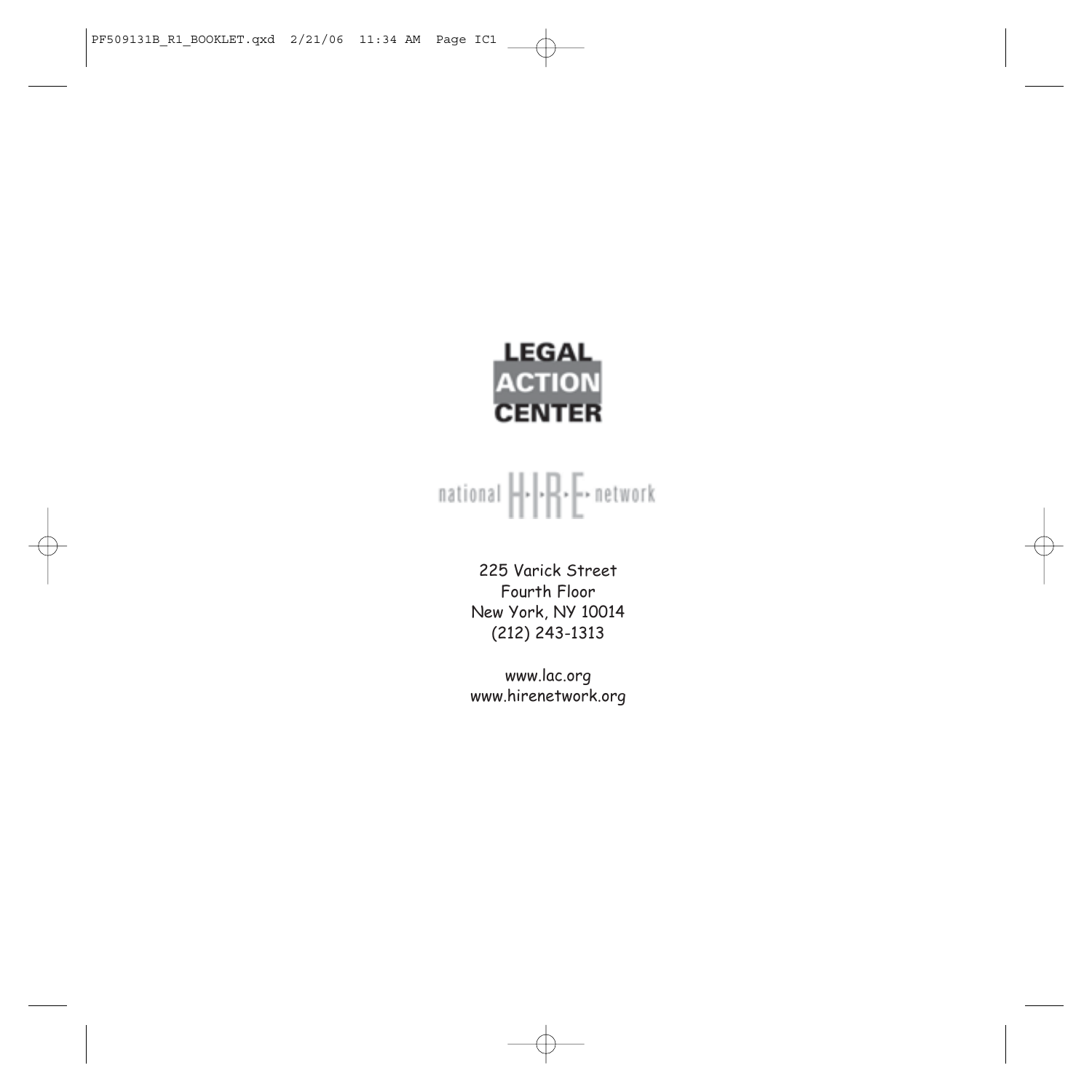LEGAL ACTION CENTER

national H·I·R·E network

225 Varick Street
Fourth Floor
New York, NY 10014
(212) 243-1313

www.lac.org
www.hirenetwork.org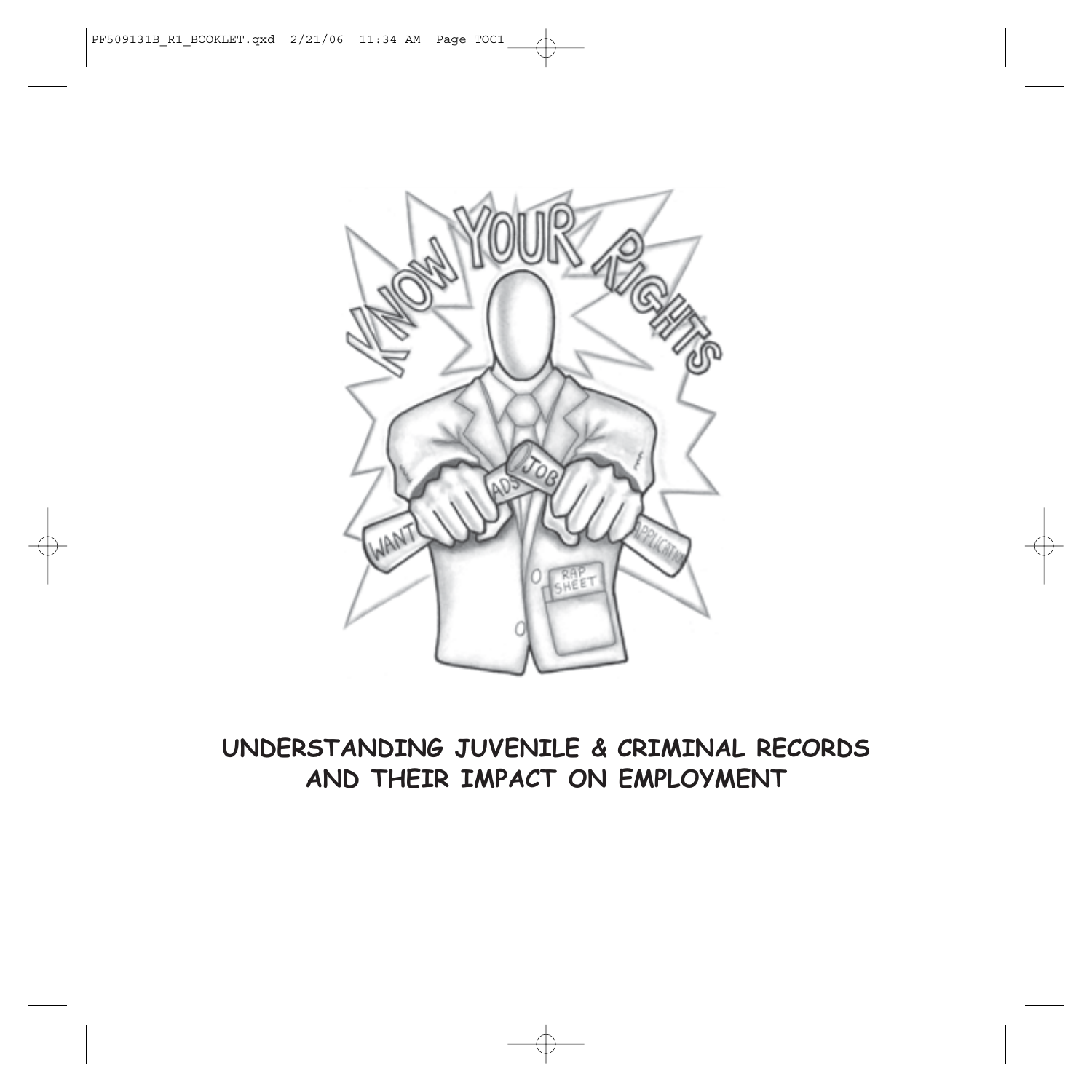# UNDERSTANDING JUVENILE & CRIMINAL RECORDS AND THEIR IMPACT ON EMPLOYMENT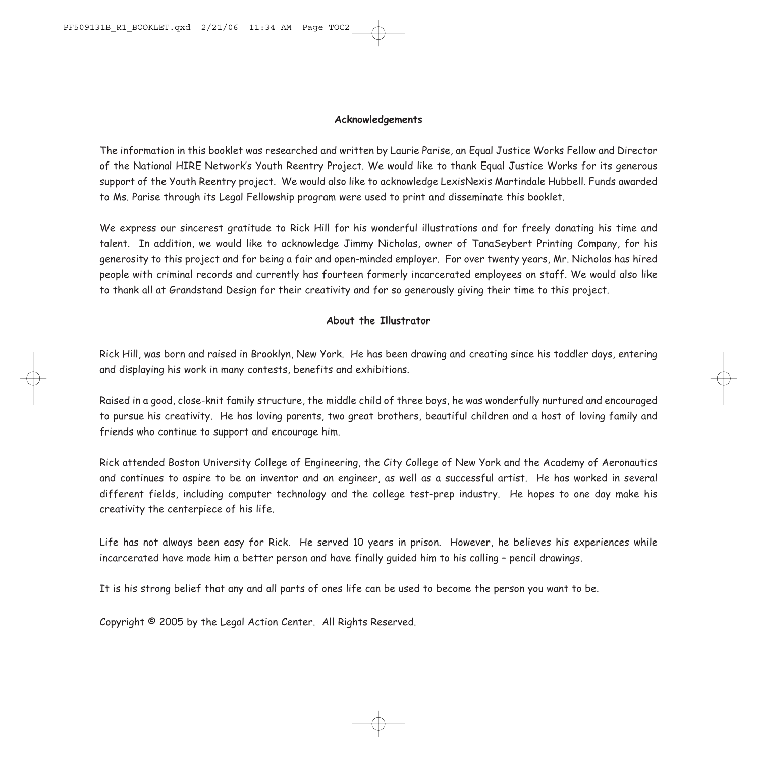## Acknowledgements

The information in this booklet was researched and written by Laurie Parise, an Equal Justice Works Fellow and Director of the National HIRE Network's Youth Reentry Project. We would like to thank Equal Justice Works for its generous support of the Youth Reentry project. We would also like to acknowledge LexisNexis Martindale Hubbell. Funds awarded to Ms. Parise through its Legal Fellowship program were used to print and disseminate this booklet.

We express our sincerest gratitude to Rick Hill for his wonderful illustrations and for freely donating his time and talent. In addition, we would like to acknowledge Jimmy Nicholas, owner of TanaSeybert Printing Company, for his generosity to this project and for being a fair and open-minded employer. For over twenty years, Mr. Nicholas has hired people with criminal records and currently has fourteen formerly incarcerated employees on staff. We would also like to thank all at Grandstand Design for their creativity and for so generously giving their time to this project.

## About the Illustrator

Rick Hill, was born and raised in Brooklyn, New York. He has been drawing and creating since his toddler days, entering and displaying his work in many contests, benefits and exhibitions.

Raised in a good, close-knit family structure, the middle child of three boys, he was wonderfully nurtured and encouraged to pursue his creativity. He has loving parents, two great brothers, beautiful children and a host of loving family and friends who continue to support and encourage him.

Rick attended Boston University College of Engineering, the City College of New York and the Academy of Aeronautics and continues to aspire to be an inventor and an engineer, as well as a successful artist. He has worked in several different fields, including computer technology and the college test-prep industry. He hopes to one day make his creativity the centerpiece of his life.

Life has not always been easy for Rick. He served 10 years in prison. However, he believes his experiences while incarcerated have made him a better person and have finally guided him to his calling – pencil drawings.

It is his strong belief that any and all parts of ones life can be used to become the person you want to be.

Copyright © 2005 by the Legal Action Center. All Rights Reserved.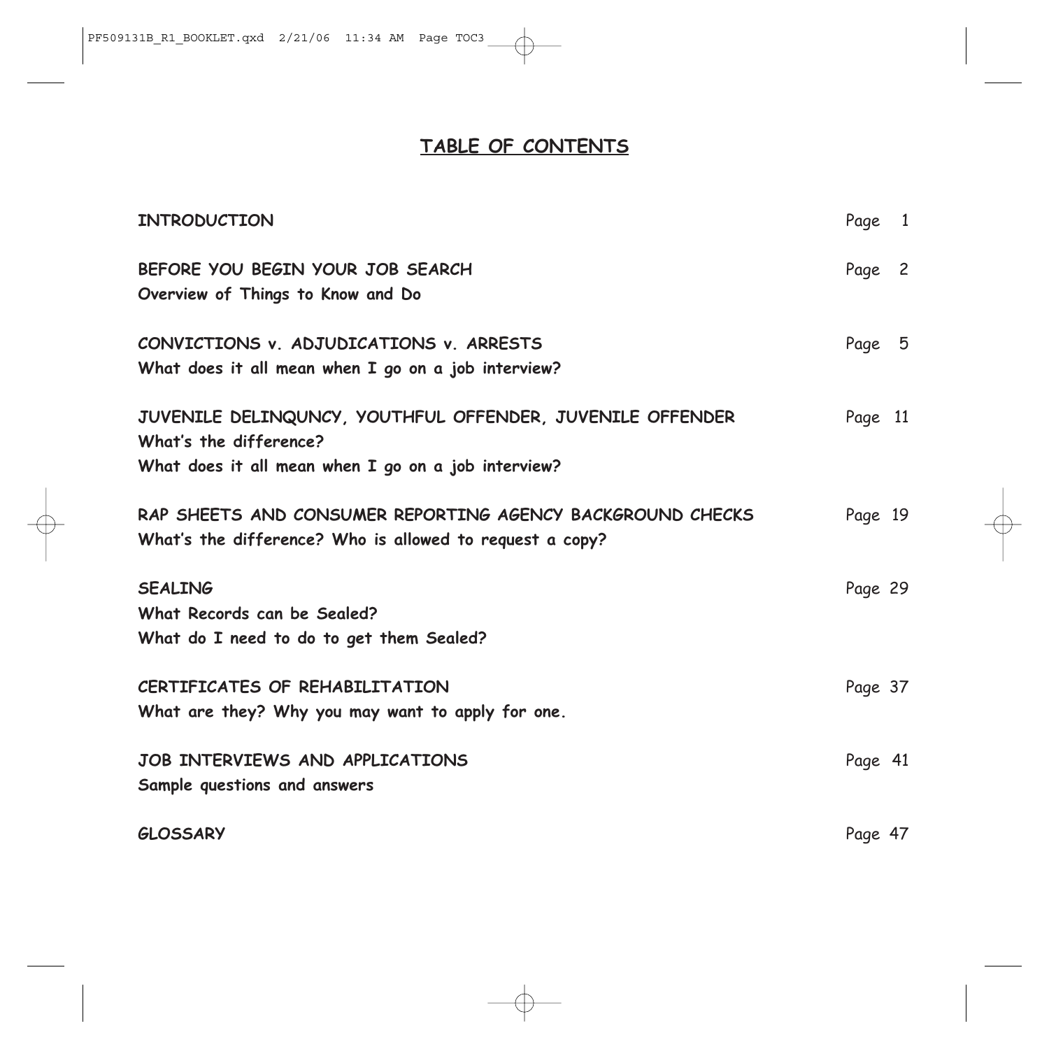# TABLE OF CONTENTS

| | |
|---|---|
| **INTRODUCTION** | Page 1 |
| **BEFORE YOU BEGIN YOUR JOB SEARCH**<br>**Overview of Things to Know and Do** | Page 2 |
| **CONVICTIONS v. ADJUDICATIONS v. ARRESTS**<br>**What does it all mean when I go on a job interview?** | Page 5 |
| **JUVENILE DELINQUNCY, YOUTHFUL OFFENDER, JUVENILE OFFENDER**<br>**What's the difference?**<br>**What does it all mean when I go on a job interview?** | Page 11 |
| **RAP SHEETS AND CONSUMER REPORTING AGENCY BACKGROUND CHECKS**<br>**What's the difference? Who is allowed to request a copy?** | Page 19 |
| **SEALING**<br>**What Records can be Sealed?**<br>**What do I need to do to get them Sealed?** | Page 29 |
| **CERTIFICATES OF REHABILITATION**<br>**What are they? Why you may want to apply for one.** | Page 37 |
| **JOB INTERVIEWS AND APPLICATIONS**<br>**Sample questions and answers** | Page 41 |
| **GLOSSARY** | Page 47 |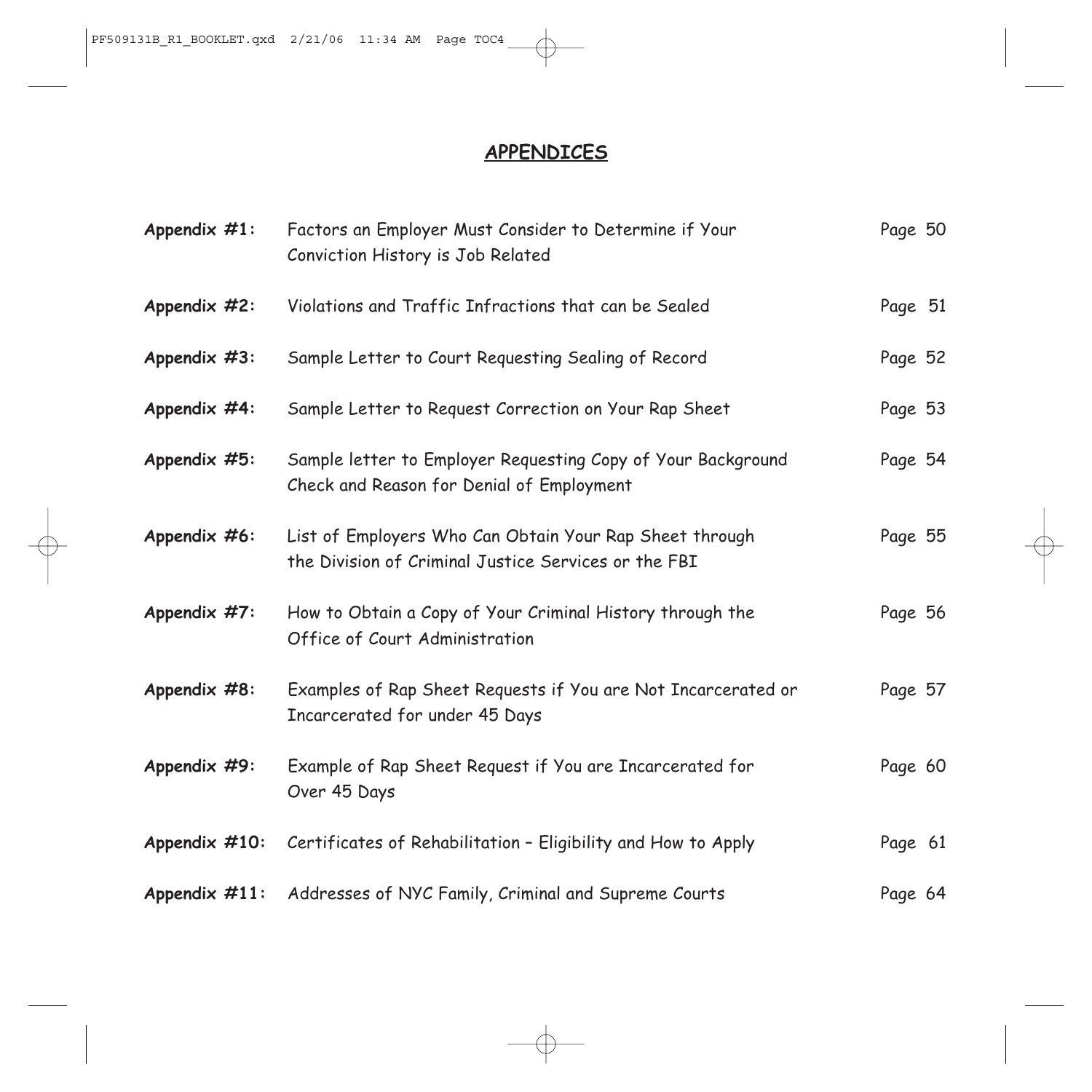## APPENDICES

| | | |
|---|---|---|
| **Appendix #1:** | Factors an Employer Must Consider to Determine if Your Conviction History is Job Related | Page 50 |
| **Appendix #2:** | Violations and Traffic Infractions that can be Sealed | Page 51 |
| **Appendix #3:** | Sample Letter to Court Requesting Sealing of Record | Page 52 |
| **Appendix #4:** | Sample Letter to Request Correction on Your Rap Sheet | Page 53 |
| **Appendix #5:** | Sample letter to Employer Requesting Copy of Your Background Check and Reason for Denial of Employment | Page 54 |
| **Appendix #6:** | List of Employers Who Can Obtain Your Rap Sheet through the Division of Criminal Justice Services or the FBI | Page 55 |
| **Appendix #7:** | How to Obtain a Copy of Your Criminal History through the Office of Court Administration | Page 56 |
| **Appendix #8:** | Examples of Rap Sheet Requests if You are Not Incarcerated or Incarcerated for under 45 Days | Page 57 |
| **Appendix #9:** | Example of Rap Sheet Request if You are Incarcerated for Over 45 Days | Page 60 |
| **Appendix #10:** | Certificates of Rehabilitation – Eligibility and How to Apply | Page 61 |
| **Appendix #11:** | Addresses of NYC Family, Criminal and Supreme Courts | Page 64 |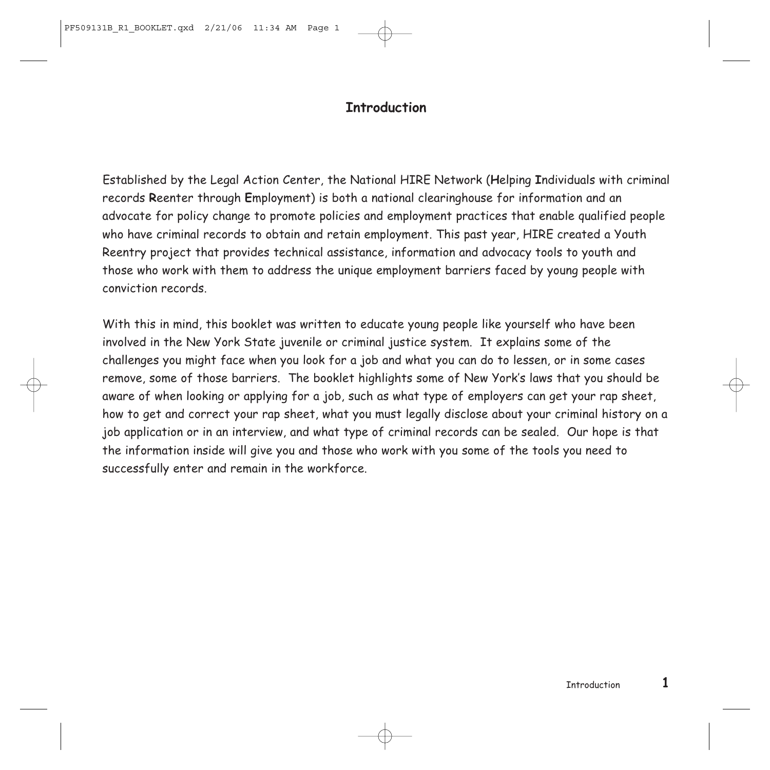# Introduction

Established by the Legal Action Center, the National HIRE Network (**H**elping **I**ndividuals with criminal records **R**eenter through **E**mployment) is both a national clearinghouse for information and an advocate for policy change to promote policies and employment practices that enable qualified people who have criminal records to obtain and retain employment. This past year, HIRE created a Youth Reentry project that provides technical assistance, information and advocacy tools to youth and those who work with them to address the unique employment barriers faced by young people with conviction records.

With this in mind, this booklet was written to educate young people like yourself who have been involved in the New York State juvenile or criminal justice system. It explains some of the challenges you might face when you look for a job and what you can do to lessen, or in some cases remove, some of those barriers. The booklet highlights some of New York's laws that you should be aware of when looking or applying for a job, such as what type of employers can get your rap sheet, how to get and correct your rap sheet, what you must legally disclose about your criminal history on a job application or in an interview, and what type of criminal records can be sealed. Our hope is that the information inside will give you and those who work with you some of the tools you need to successfully enter and remain in the workforce.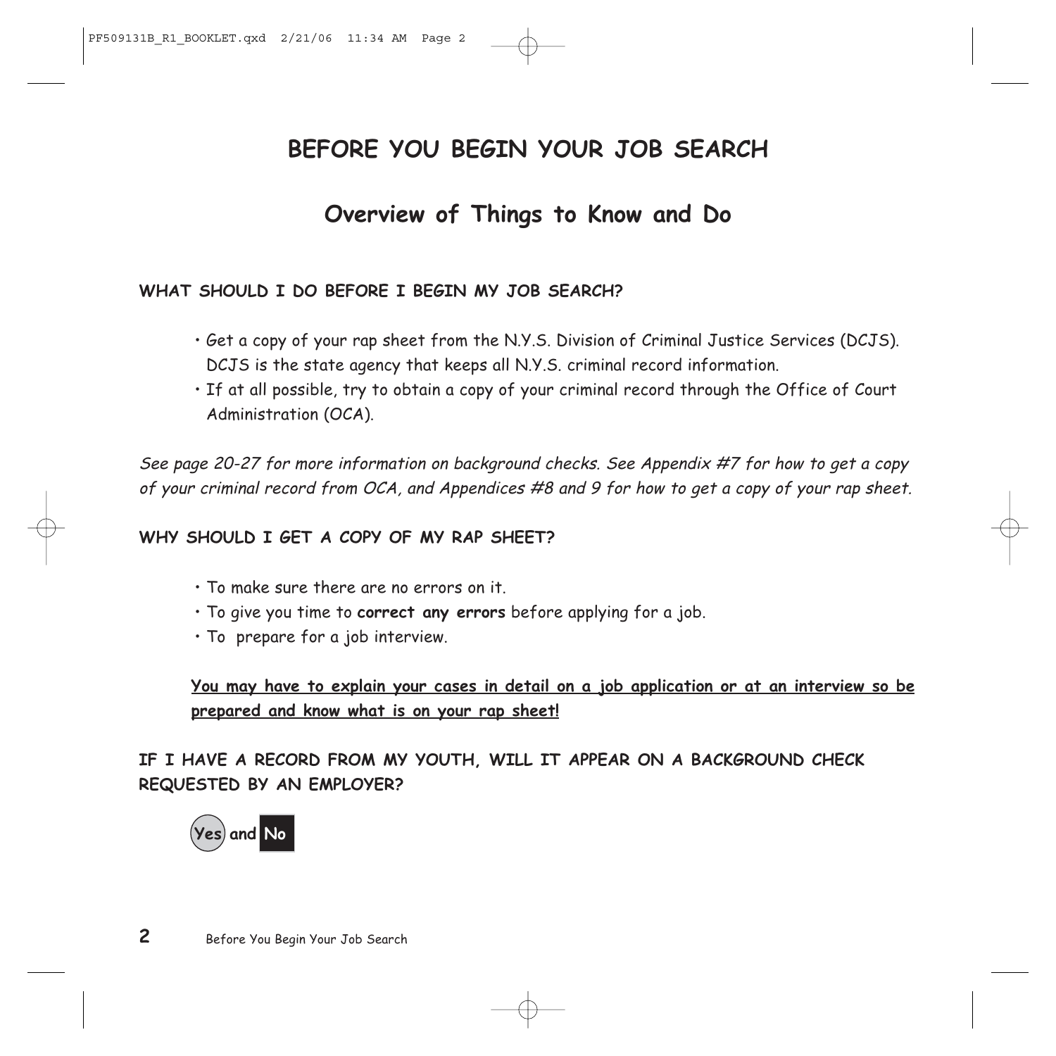# BEFORE YOU BEGIN YOUR JOB SEARCH

## Overview of Things to Know and Do

**WHAT SHOULD I DO BEFORE I BEGIN MY JOB SEARCH?**

- Get a copy of your rap sheet from the N.Y.S. Division of Criminal Justice Services (DCJS). DCJS is the state agency that keeps all N.Y.S. criminal record information.
- If at all possible, try to obtain a copy of your criminal record through the Office of Court Administration (OCA).

*See page 20-27 for more information on background checks. See Appendix #7 for how to get a copy of your criminal record from OCA, and Appendices #8 and 9 for how to get a copy of your rap sheet.*

**WHY SHOULD I GET A COPY OF MY RAP SHEET?**

- To make sure there are no errors on it.
- To give you time to **correct any errors** before applying for a job.
- To prepare for a job interview.

**You may have to explain your cases in detail on a job application or at an interview so be prepared and know what is on your rap sheet!**

**IF I HAVE A RECORD FROM MY YOUTH, WILL IT APPEAR ON A BACKGROUND CHECK REQUESTED BY AN EMPLOYER?**

**Yes and No**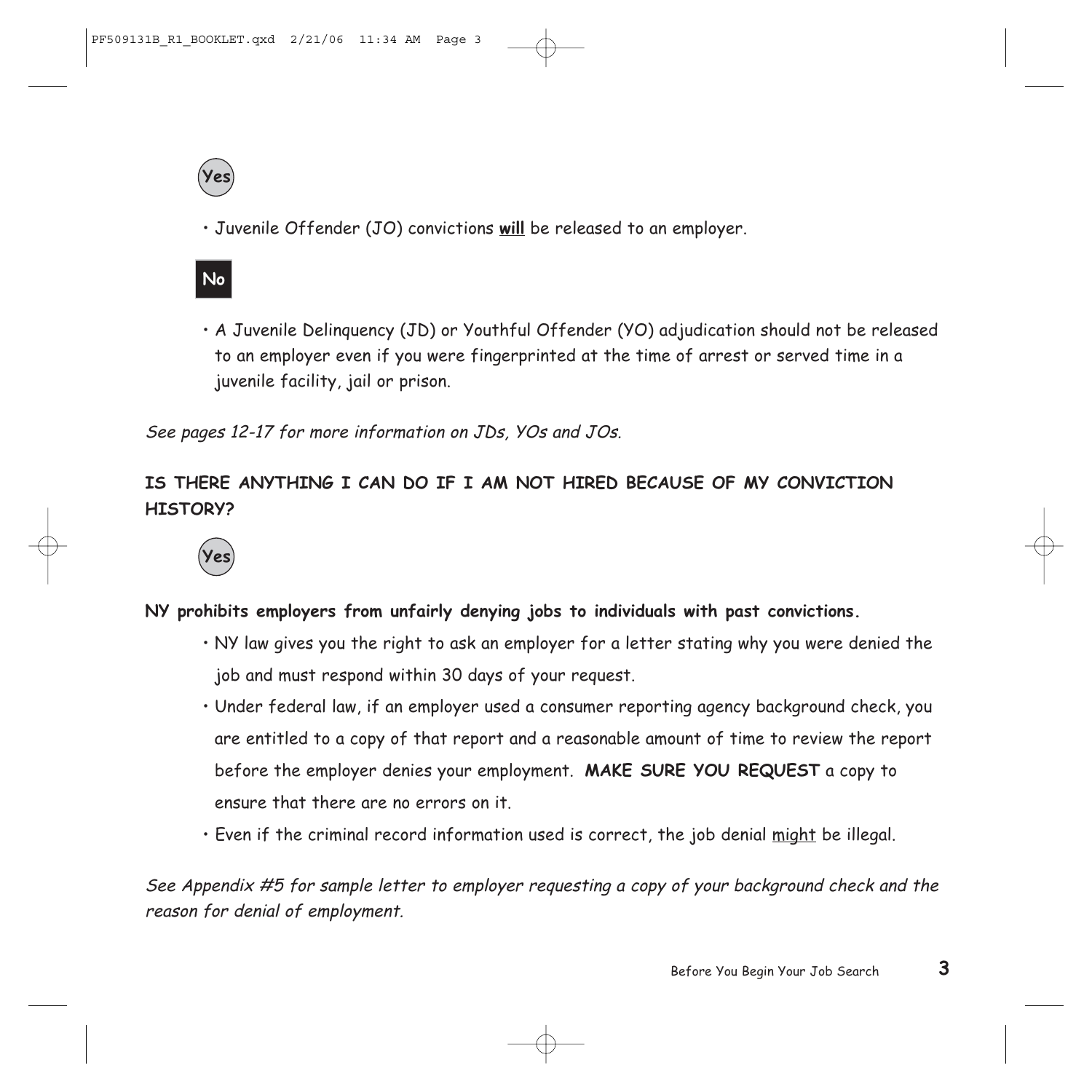**Yes**

- Juvenile Offender (JO) convictions **will** be released to an employer.

**No**

- A Juvenile Delinquency (JD) or Youthful Offender (YO) adjudication should not be released to an employer even if you were fingerprinted at the time of arrest or served time in a juvenile facility, jail or prison.

*See pages 12-17 for more information on JDs, YOs and JOs.*

**IS THERE ANYTHING I CAN DO IF I AM NOT HIRED BECAUSE OF MY CONVICTION HISTORY?**

**Yes**

**NY prohibits employers from unfairly denying jobs to individuals with past convictions.**

- NY law gives you the right to ask an employer for a letter stating why you were denied the job and must respond within 30 days of your request.
- Under federal law, if an employer used a consumer reporting agency background check, you are entitled to a copy of that report and a reasonable amount of time to review the report before the employer denies your employment. **MAKE SURE YOU REQUEST** a copy to ensure that there are no errors on it.
- Even if the criminal record information used is correct, the job denial <u>might</u> be illegal.

*See Appendix #5 for sample letter to employer requesting a copy of your background check and the reason for denial of employment.*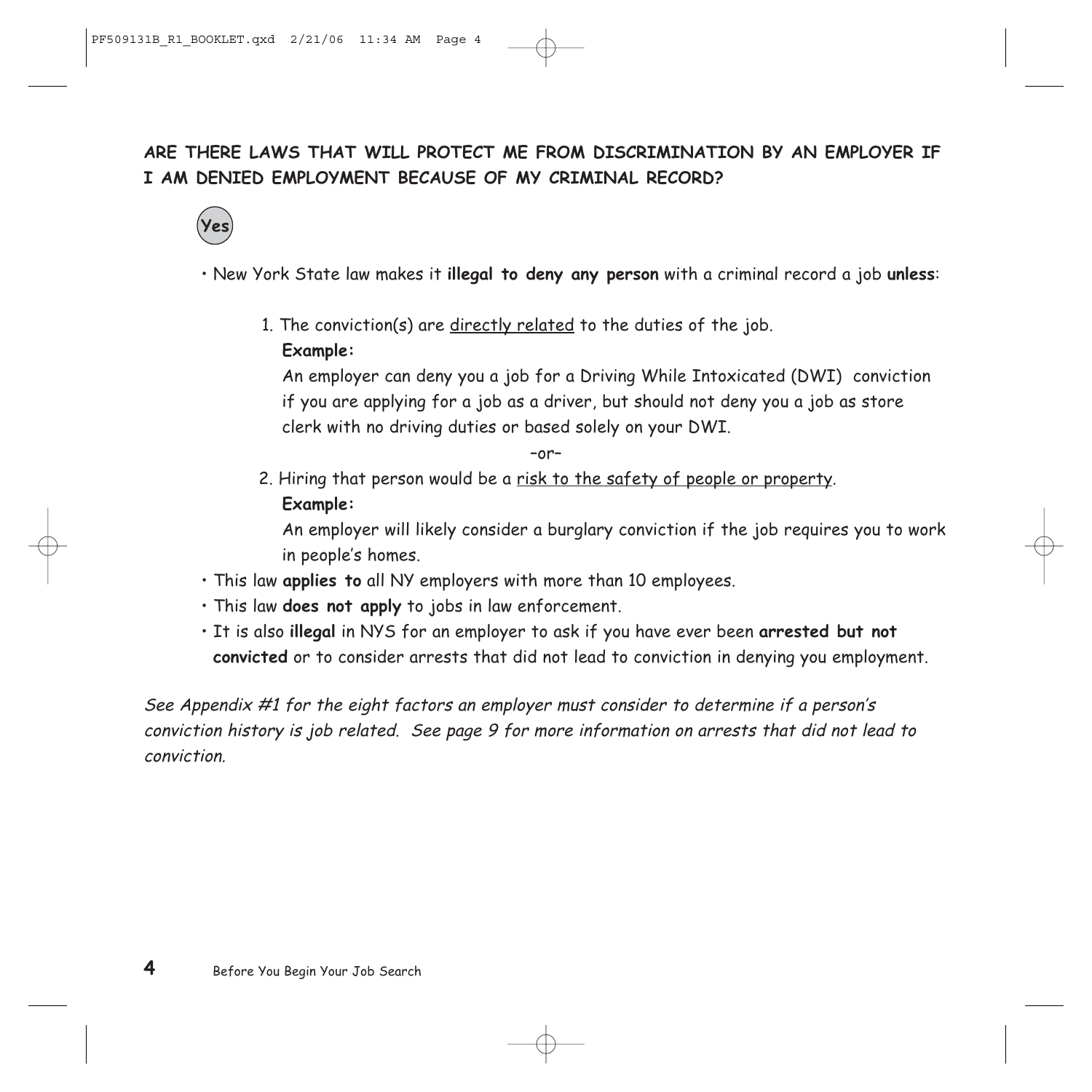## ARE THERE LAWS THAT WILL PROTECT ME FROM DISCRIMINATION BY AN EMPLOYER IF I AM DENIED EMPLOYMENT BECAUSE OF MY CRIMINAL RECORD?

**Yes**

- New York State law makes it **illegal to deny any person** with a criminal record a job **unless**:

  1. The conviction(s) are directly related to the duties of the job.

     **Example:**

     An employer can deny you a job for a Driving While Intoxicated (DWI) conviction if you are applying for a job as a driver, but should not deny you a job as store clerk with no driving duties or based solely on your DWI.

     –or–

  2. Hiring that person would be a risk to the safety of people or property.

     **Example:**

     An employer will likely consider a burglary conviction if the job requires you to work in people's homes.

- This law **applies to** all NY employers with more than 10 employees.
- This law **does not apply** to jobs in law enforcement.
- It is also **illegal** in NYS for an employer to ask if you have ever been **arrested but not convicted** or to consider arrests that did not lead to conviction in denying you employment.

*See Appendix #1 for the eight factors an employer must consider to determine if a person's conviction history is job related. See page 9 for more information on arrests that did not lead to conviction.*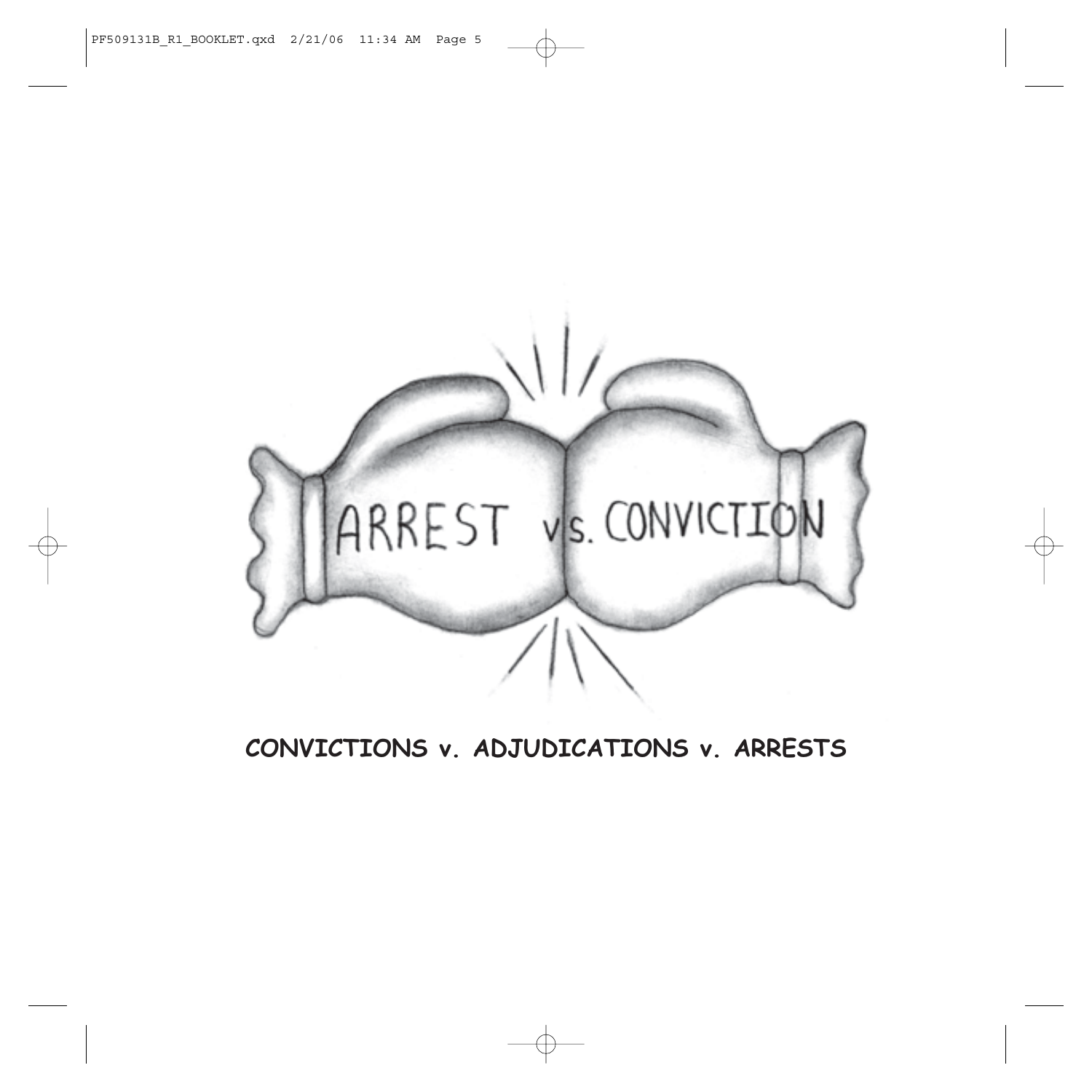## CONVICTIONS v. ADJUDICATIONS v. ARRESTS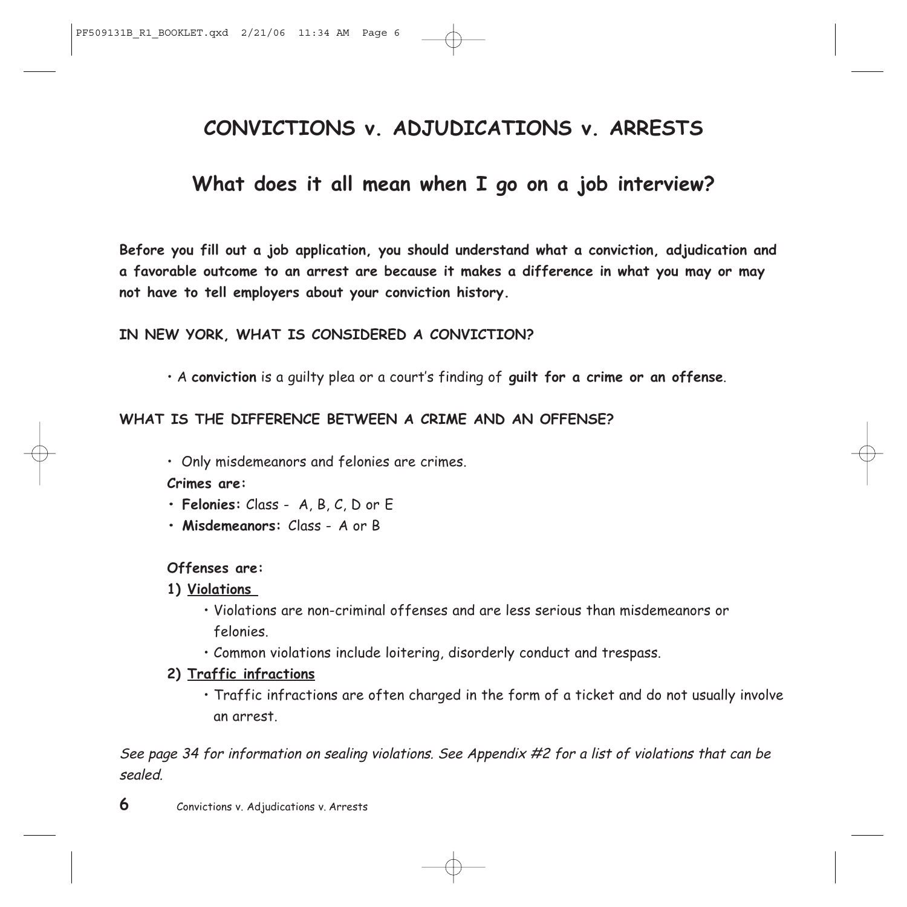# CONVICTIONS v. ADJUDICATIONS v. ARRESTS

## What does it all mean when I go on a job interview?

**Before you fill out a job application, you should understand what a conviction, adjudication and a favorable outcome to an arrest are because it makes a difference in what you may or may not have to tell employers about your conviction history.**

**IN NEW YORK, WHAT IS CONSIDERED A CONVICTION?**

- A **conviction** is a guilty plea or a court's finding of **guilt for a crime or an offense**.

**WHAT IS THE DIFFERENCE BETWEEN A CRIME AND AN OFFENSE?**

- Only misdemeanors and felonies are crimes.

**Crimes are:**

- **Felonies:** Class - A, B, C, D or E
- **Misdemeanors:** Class - A or B

**Offenses are:**

**1) Violations**

- Violations are non-criminal offenses and are less serious than misdemeanors or felonies.
- Common violations include loitering, disorderly conduct and trespass.

**2) Traffic infractions**

- Traffic infractions are often charged in the form of a ticket and do not usually involve an arrest.

*See page 34 for information on sealing violations. See Appendix #2 for a list of violations that can be sealed.*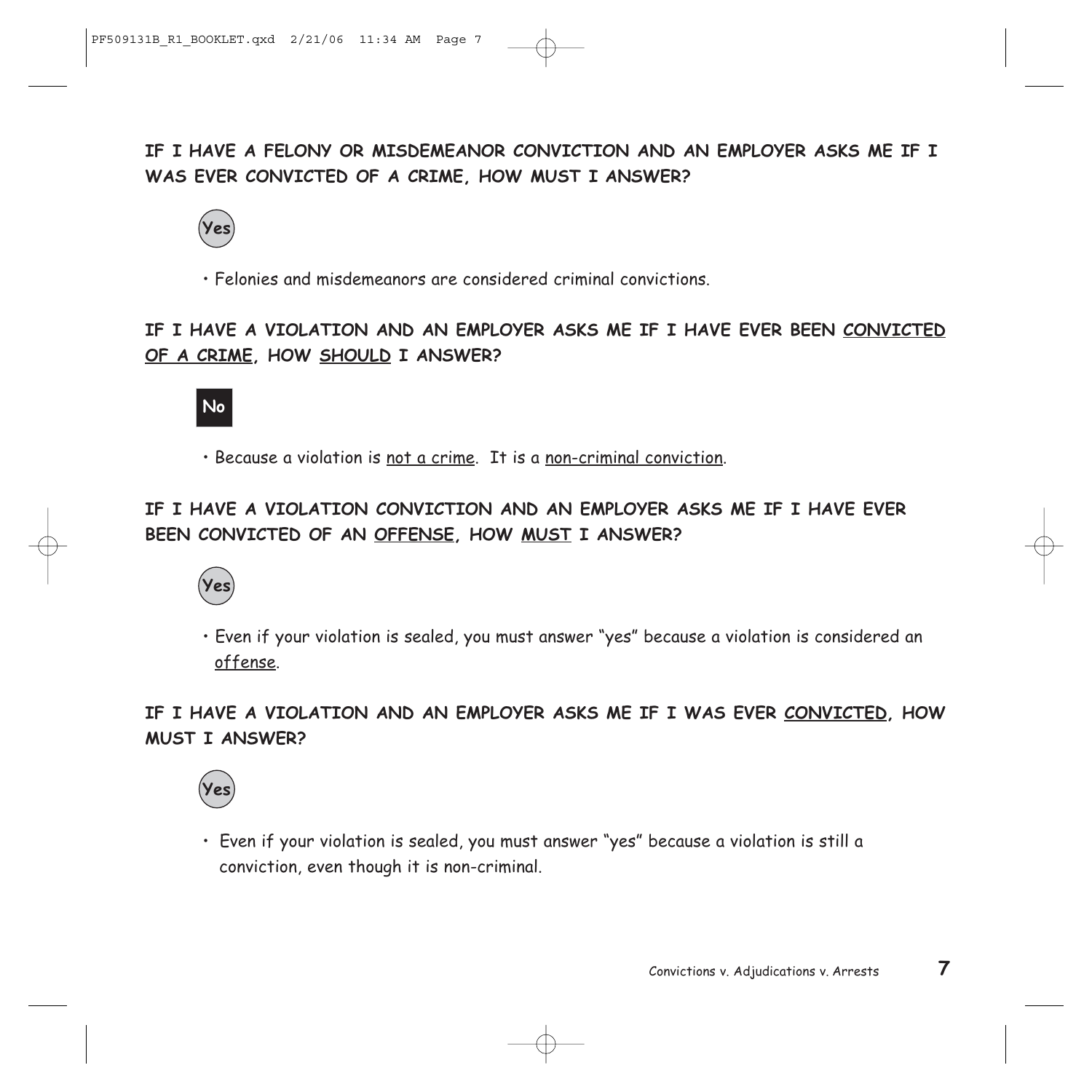**IF I HAVE A FELONY OR MISDEMEANOR CONVICTION AND AN EMPLOYER ASKS ME IF I WAS EVER CONVICTED OF A CRIME, HOW MUST I ANSWER?**

**Yes**

- Felonies and misdemeanors are considered criminal convictions.

**IF I HAVE A VIOLATION AND AN EMPLOYER ASKS ME IF I HAVE EVER BEEN <u>CONVICTED OF A CRIME</u>, HOW <u>SHOULD</u> I ANSWER?**

**No**

- Because a violation is <u>not a crime</u>. It is a <u>non-criminal conviction</u>.

**IF I HAVE A VIOLATION CONVICTION AND AN EMPLOYER ASKS ME IF I HAVE EVER BEEN CONVICTED OF AN <u>OFFENSE</u>, HOW <u>MUST</u> I ANSWER?**

**Yes**

- Even if your violation is sealed, you must answer "yes" because a violation is considered an <u>offense</u>.

**IF I HAVE A VIOLATION AND AN EMPLOYER ASKS ME IF I WAS EVER <u>CONVICTED</u>, HOW MUST I ANSWER?**

**Yes**

- Even if your violation is sealed, you must answer "yes" because a violation is still a conviction, even though it is non-criminal.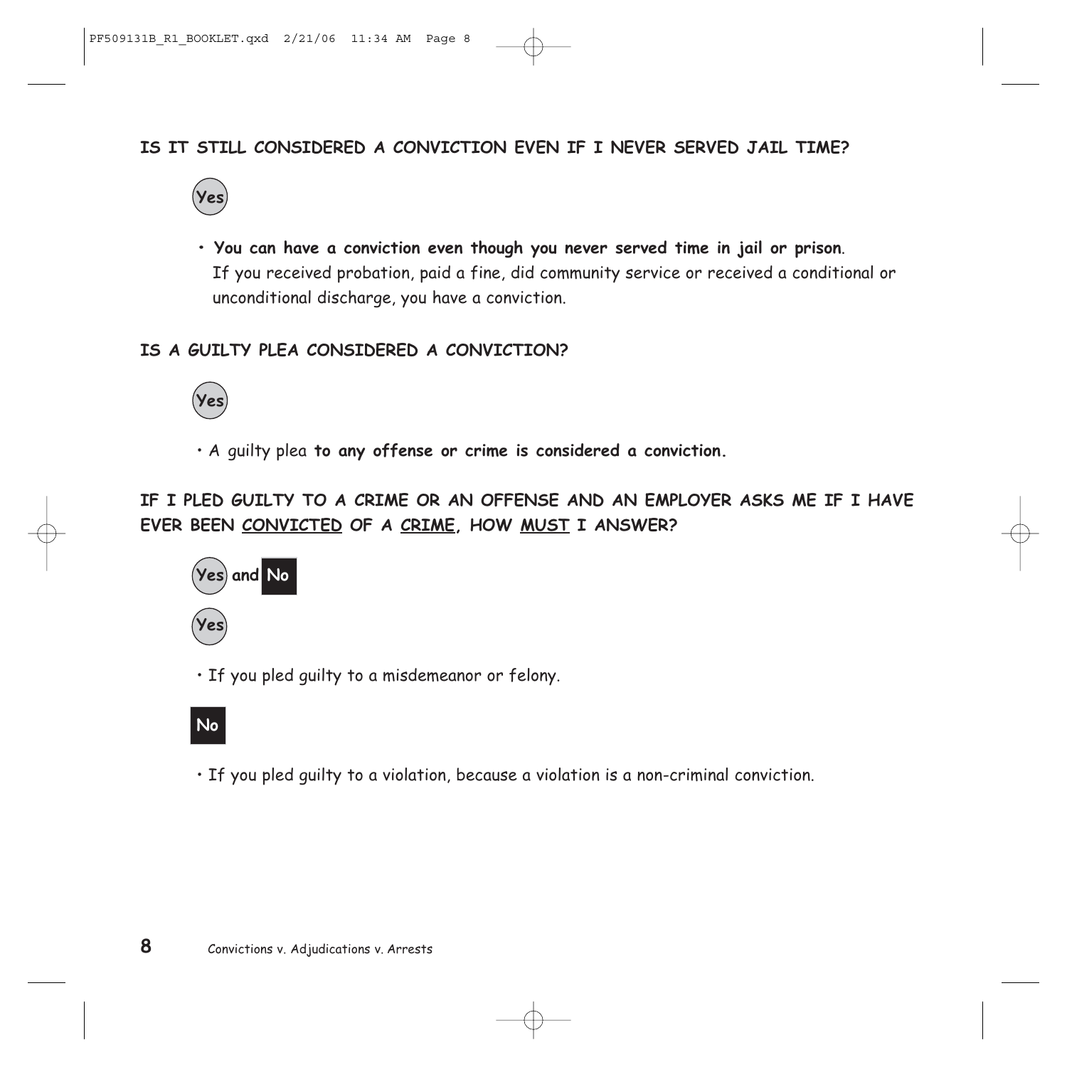**IS IT STILL CONSIDERED A CONVICTION EVEN IF I NEVER SERVED JAIL TIME?**

**Yes**

- **You can have a conviction even though you never served time in jail or prison**. If you received probation, paid a fine, did community service or received a conditional or unconditional discharge, you have a conviction.

**IS A GUILTY PLEA CONSIDERED A CONVICTION?**

**Yes**

- A guilty plea **to any offense or crime is considered a conviction.**

**IF I PLED GUILTY TO A CRIME OR AN OFFENSE AND AN EMPLOYER ASKS ME IF I HAVE EVER BEEN <u>CONVICTED</u> OF A <u>CRIME</u>, HOW <u>MUST</u> I ANSWER?**

**Yes and No**

**Yes**

- If you pled guilty to a misdemeanor or felony.

**No**

- If you pled guilty to a violation, because a violation is a non-criminal conviction.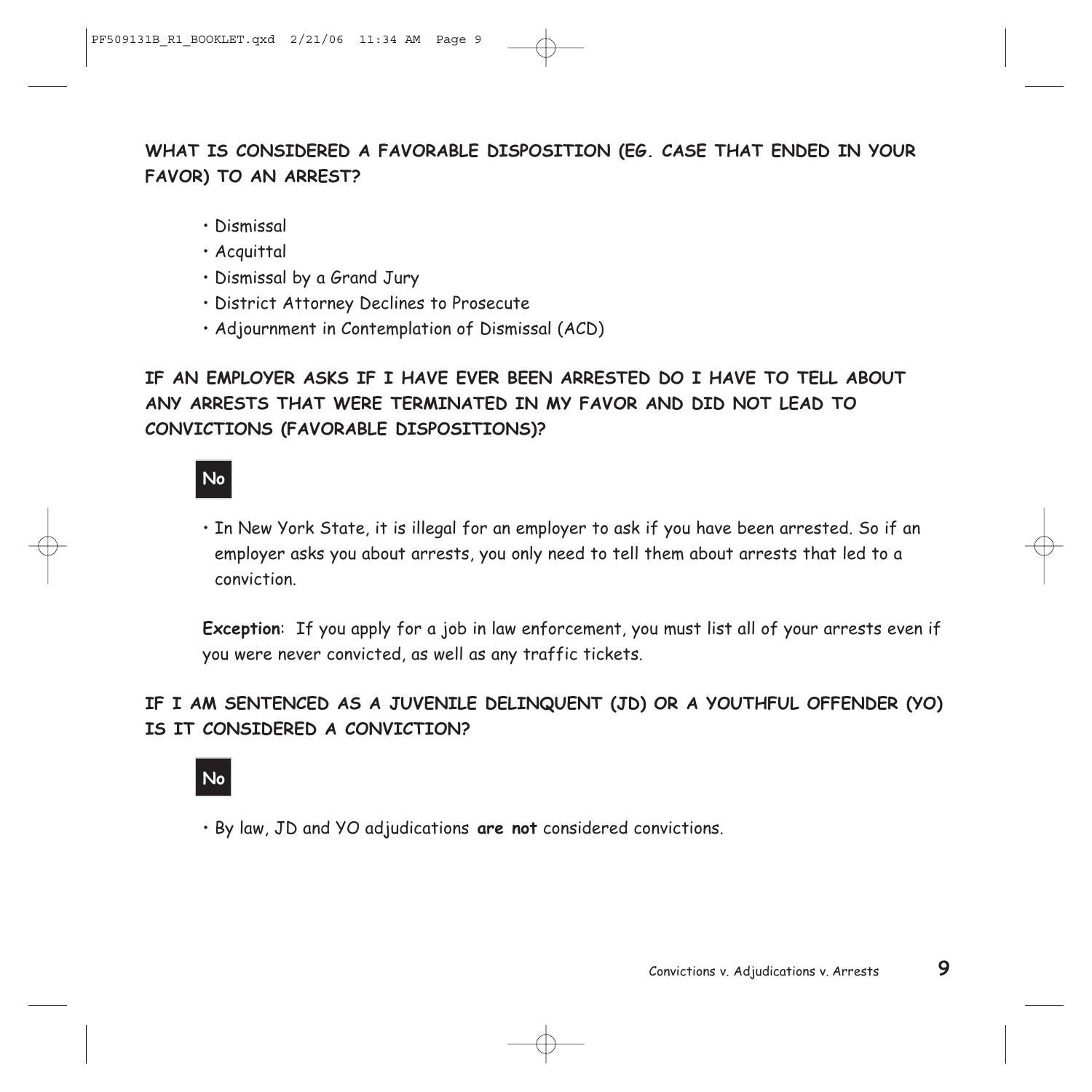## WHAT IS CONSIDERED A FAVORABLE DISPOSITION (EG. CASE THAT ENDED IN YOUR FAVOR) TO AN ARREST?

- Dismissal
- Acquittal
- Dismissal by a Grand Jury
- District Attorney Declines to Prosecute
- Adjournment in Contemplation of Dismissal (ACD)

## IF AN EMPLOYER ASKS IF I HAVE EVER BEEN ARRESTED DO I HAVE TO TELL ABOUT ANY ARRESTS THAT WERE TERMINATED IN MY FAVOR AND DID NOT LEAD TO CONVICTIONS (FAVORABLE DISPOSITIONS)?

**No**

- In New York State, it is illegal for an employer to ask if you have been arrested. So if an employer asks you about arrests, you only need to tell them about arrests that led to a conviction.

**Exception**: If you apply for a job in law enforcement, you must list all of your arrests even if you were never convicted, as well as any traffic tickets.

## IF I AM SENTENCED AS A JUVENILE DELINQUENT (JD) OR A YOUTHFUL OFFENDER (YO) IS IT CONSIDERED A CONVICTION?

**No**

- By law, JD and YO adjudications **are not** considered convictions.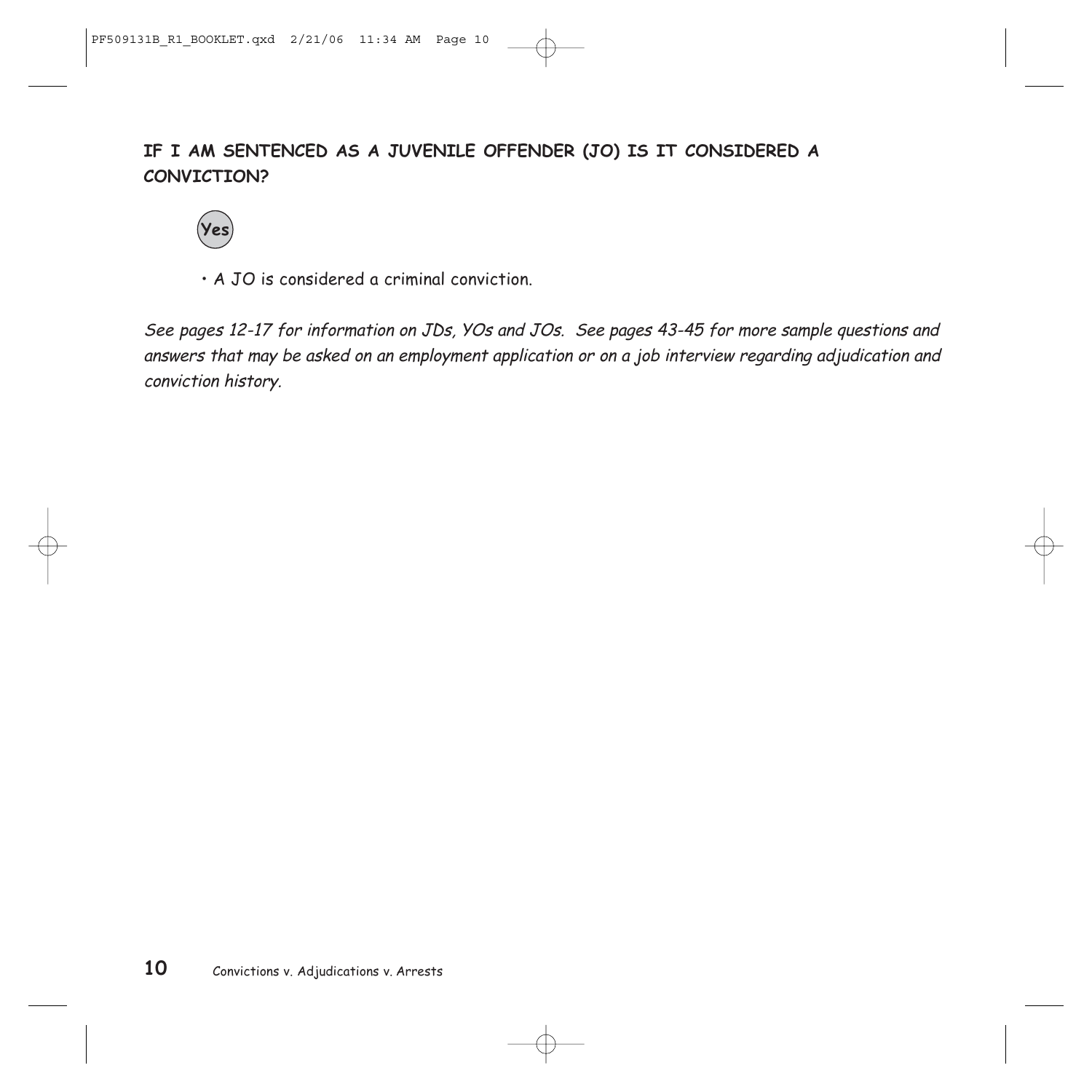**IF I AM SENTENCED AS A JUVENILE OFFENDER (JO) IS IT CONSIDERED A CONVICTION?**

**Yes**

- A JO is considered a criminal conviction.

*See pages 12-17 for information on JDs, YOs and JOs. See pages 43-45 for more sample questions and answers that may be asked on an employment application or on a job interview regarding adjudication and conviction history.*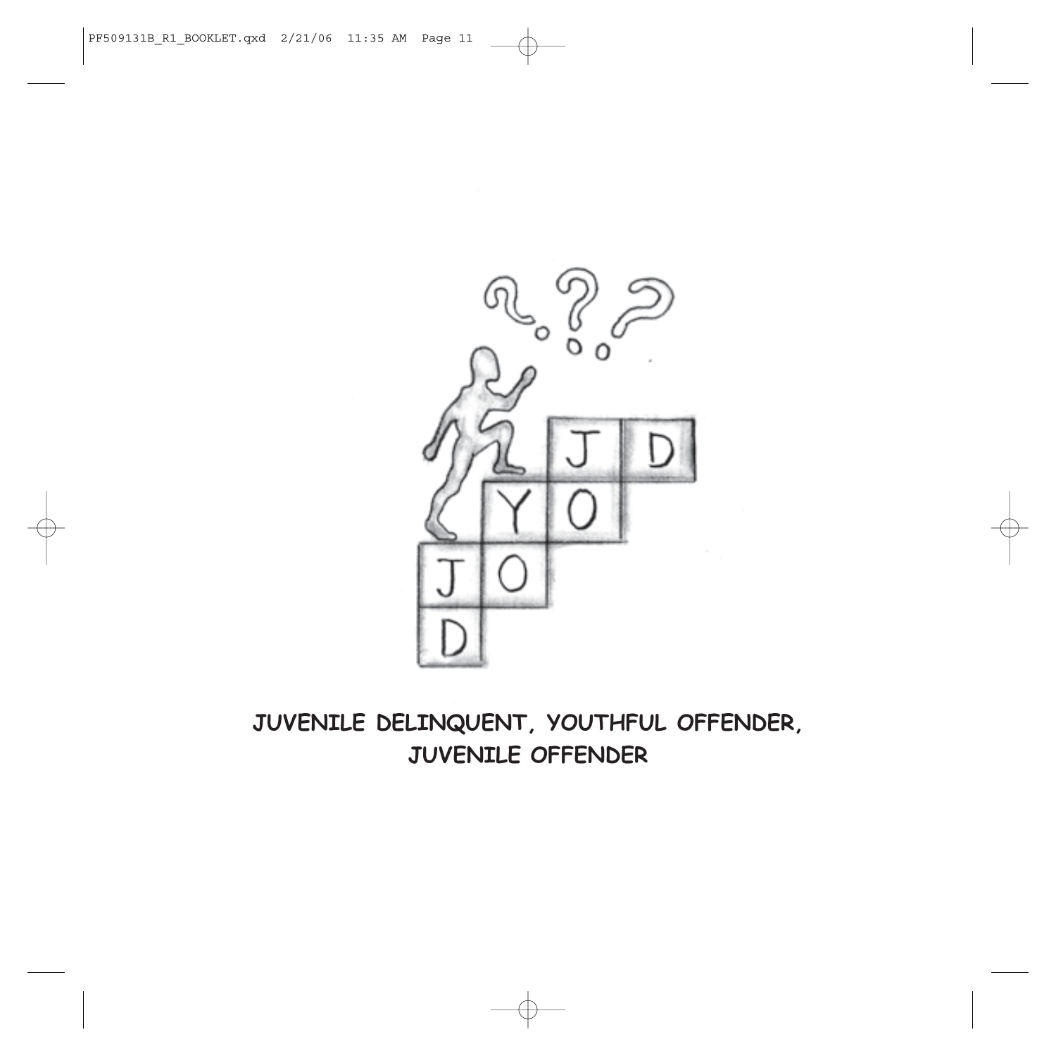# JUVENILE DELINQUENT, YOUTHFUL OFFENDER, JUVENILE OFFENDER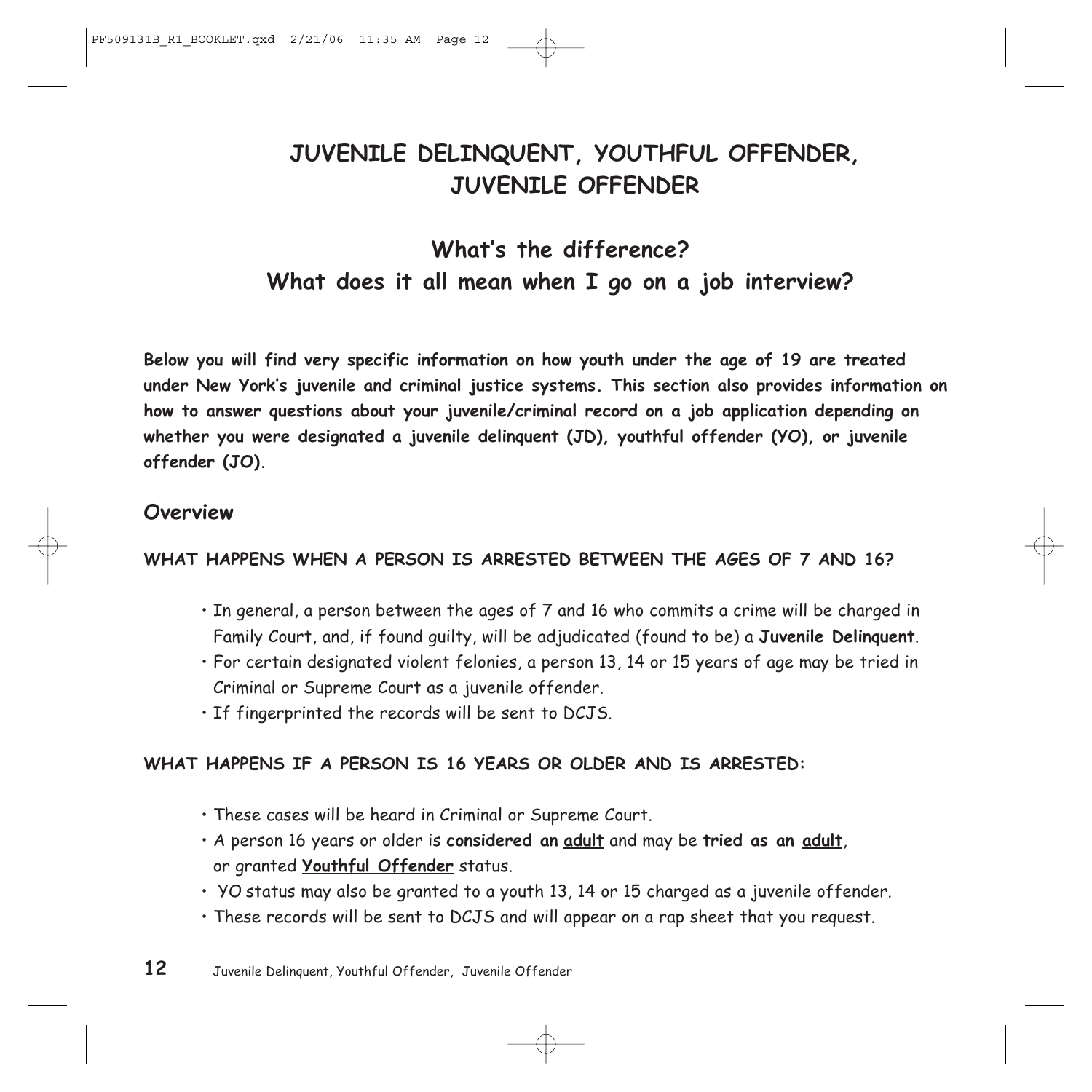# JUVENILE DELINQUENT, YOUTHFUL OFFENDER, JUVENILE OFFENDER

## What's the difference?
## What does it all mean when I go on a job interview?

**Below you will find very specific information on how youth under the age of 19 are treated under New York's juvenile and criminal justice systems. This section also provides information on how to answer questions about your juvenile/criminal record on a job application depending on whether you were designated a juvenile delinquent (JD), youthful offender (YO), or juvenile offender (JO).**

### *Overview*

**WHAT HAPPENS WHEN A PERSON IS ARRESTED BETWEEN THE AGES OF 7 AND 16?**

- In general, a person between the ages of 7 and 16 who commits a crime will be charged in Family Court, and, if found guilty, will be adjudicated (found to be) a **<u>Juvenile Delinquent</u>**.
- For certain designated violent felonies, a person 13, 14 or 15 years of age may be tried in Criminal or Supreme Court as a juvenile offender.
- If fingerprinted the records will be sent to DCJS.

**WHAT HAPPENS IF A PERSON IS 16 YEARS OR OLDER AND IS ARRESTED:**

- These cases will be heard in Criminal or Supreme Court.
- A person 16 years or older is **considered an <u>adult</u>** and may be **tried as an <u>adult</u>**, or granted **<u>Youthful Offender</u>** status.
- YO status may also be granted to a youth 13, 14 or 15 charged as a juvenile offender.
- These records will be sent to DCJS and will appear on a rap sheet that you request.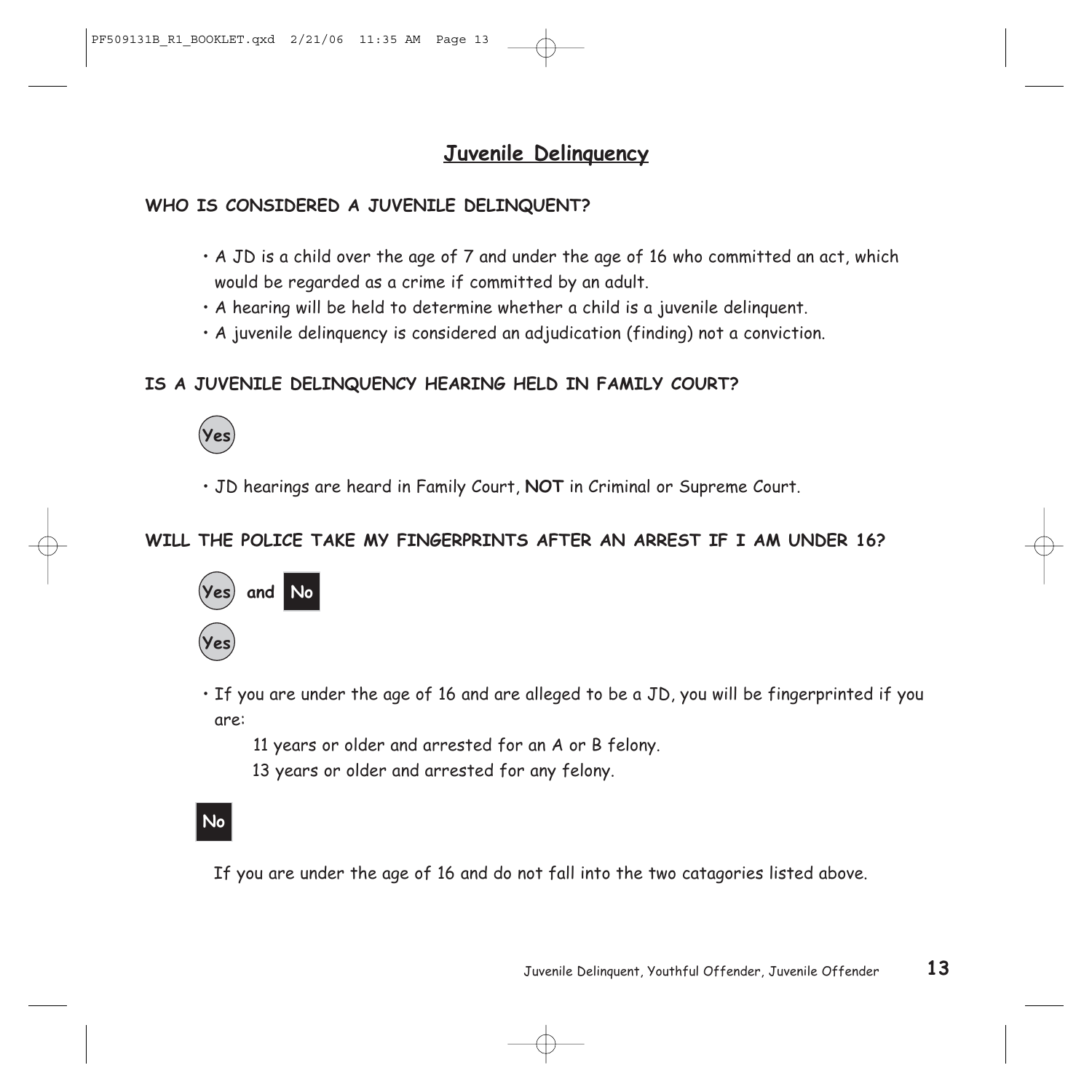# Juvenile Delinquency

**WHO IS CONSIDERED A JUVENILE DELINQUENT?**

- A JD is a child over the age of 7 and under the age of 16 who committed an act, which would be regarded as a crime if committed by an adult.
- A hearing will be held to determine whether a child is a juvenile delinquent.
- A juvenile delinquency is considered an adjudication (finding) not a conviction.

**IS A JUVENILE DELINQUENCY HEARING HELD IN FAMILY COURT?**

**Yes**

- JD hearings are heard in Family Court, **NOT** in Criminal or Supreme Court.

**WILL THE POLICE TAKE MY FINGERPRINTS AFTER AN ARREST IF I AM UNDER 16?**

**Yes** and **No**

**Yes**

- If you are under the age of 16 and are alleged to be a JD, you will be fingerprinted if you are:

  11 years or older and arrested for an A or B felony.

  13 years or older and arrested for any felony.

**No**

If you are under the age of 16 and do not fall into the two catagories listed above.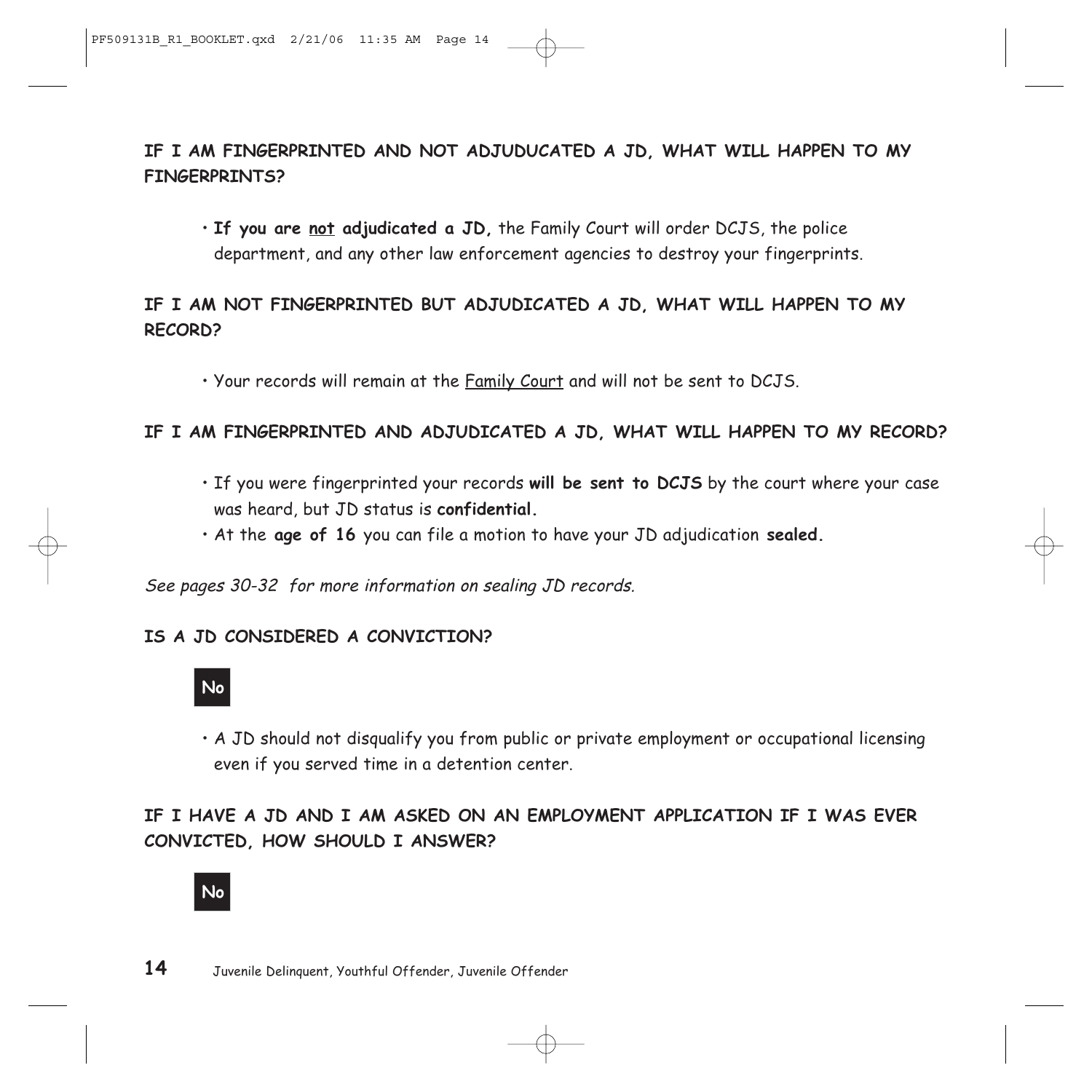**IF I AM FINGERPRINTED AND NOT ADJUDUCATED A JD, WHAT WILL HAPPEN TO MY FINGERPRINTS?**

- **If you are not adjudicated a JD,** the Family Court will order DCJS, the police department, and any other law enforcement agencies to destroy your fingerprints.

**IF I AM NOT FINGERPRINTED BUT ADJUDICATED A JD, WHAT WILL HAPPEN TO MY RECORD?**

- Your records will remain at the Family Court and will not be sent to DCJS.

**IF I AM FINGERPRINTED AND ADJUDICATED A JD, WHAT WILL HAPPEN TO MY RECORD?**

- If you were fingerprinted your records **will be sent to DCJS** by the court where your case was heard, but JD status is **confidential.**
- At the **age of 16** you can file a motion to have your JD adjudication **sealed.**

*See pages 30-32 for more information on sealing JD records.*

**IS A JD CONSIDERED A CONVICTION?**

**No**

- A JD should not disqualify you from public or private employment or occupational licensing even if you served time in a detention center.

**IF I HAVE A JD AND I AM ASKED ON AN EMPLOYMENT APPLICATION IF I WAS EVER CONVICTED, HOW SHOULD I ANSWER?**

**No**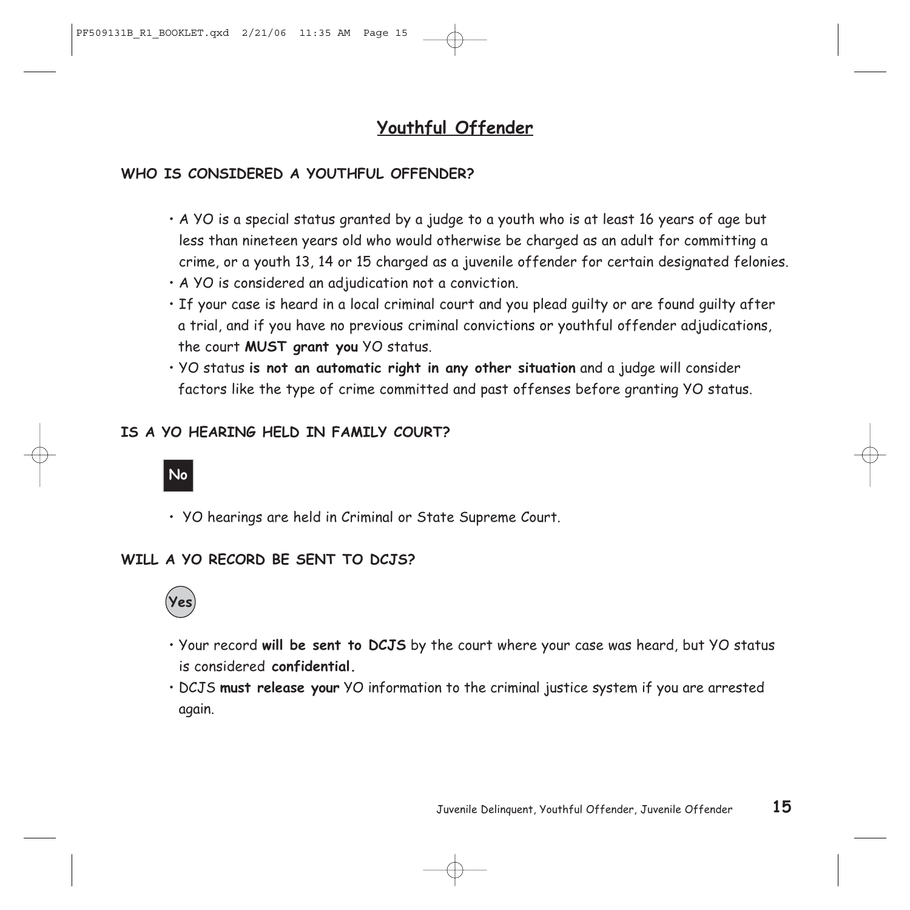## Youthful Offender

### WHO IS CONSIDERED A YOUTHFUL OFFENDER?

- A YO is a special status granted by a judge to a youth who is at least 16 years of age but less than nineteen years old who would otherwise be charged as an adult for committing a crime, or a youth 13, 14 or 15 charged as a juvenile offender for certain designated felonies.
- A YO is considered an adjudication not a conviction.
- If your case is heard in a local criminal court and you plead guilty or are found guilty after a trial, and if you have no previous criminal convictions or youthful offender adjudications, the court **MUST grant you** YO status.
- YO status **is not an automatic right in any other situation** and a judge will consider factors like the type of crime committed and past offenses before granting YO status.

### IS A YO HEARING HELD IN FAMILY COURT?

**No**

- YO hearings are held in Criminal or State Supreme Court.

### WILL A YO RECORD BE SENT TO DCJS?

**Yes**

- Your record **will be sent to DCJS** by the court where your case was heard, but YO status is considered **confidential.**
- DCJS **must release your** YO information to the criminal justice system if you are arrested again.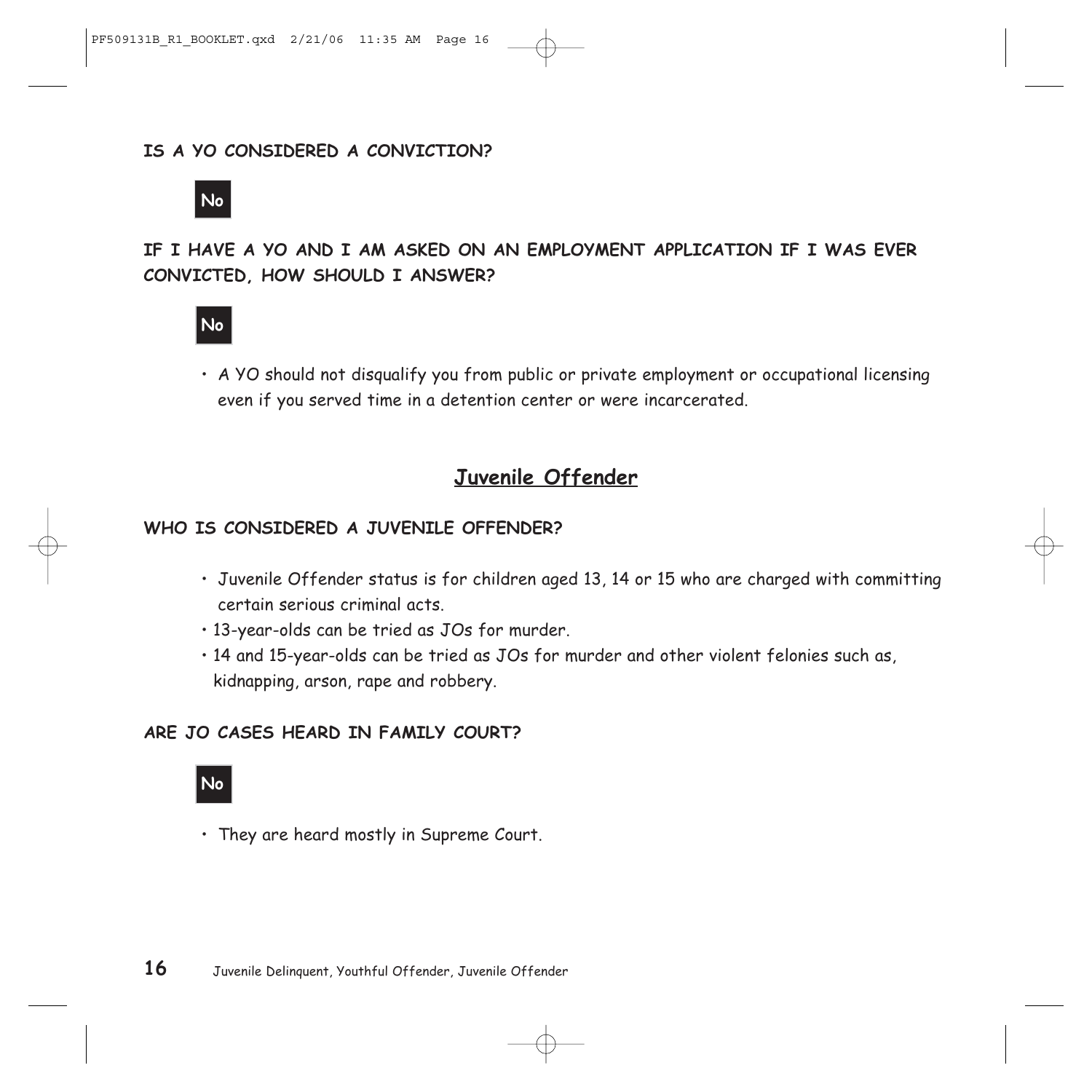**IS A YO CONSIDERED A CONVICTION?**

**No**

**IF I HAVE A YO AND I AM ASKED ON AN EMPLOYMENT APPLICATION IF I WAS EVER CONVICTED, HOW SHOULD I ANSWER?**

**No**

- A YO should not disqualify you from public or private employment or occupational licensing even if you served time in a detention center or were incarcerated.

## Juvenile Offender

**WHO IS CONSIDERED A JUVENILE OFFENDER?**

- Juvenile Offender status is for children aged 13, 14 or 15 who are charged with committing certain serious criminal acts.
- 13-year-olds can be tried as JOs for murder.
- 14 and 15-year-olds can be tried as JOs for murder and other violent felonies such as, kidnapping, arson, rape and robbery.

**ARE JO CASES HEARD IN FAMILY COURT?**

**No**

- They are heard mostly in Supreme Court.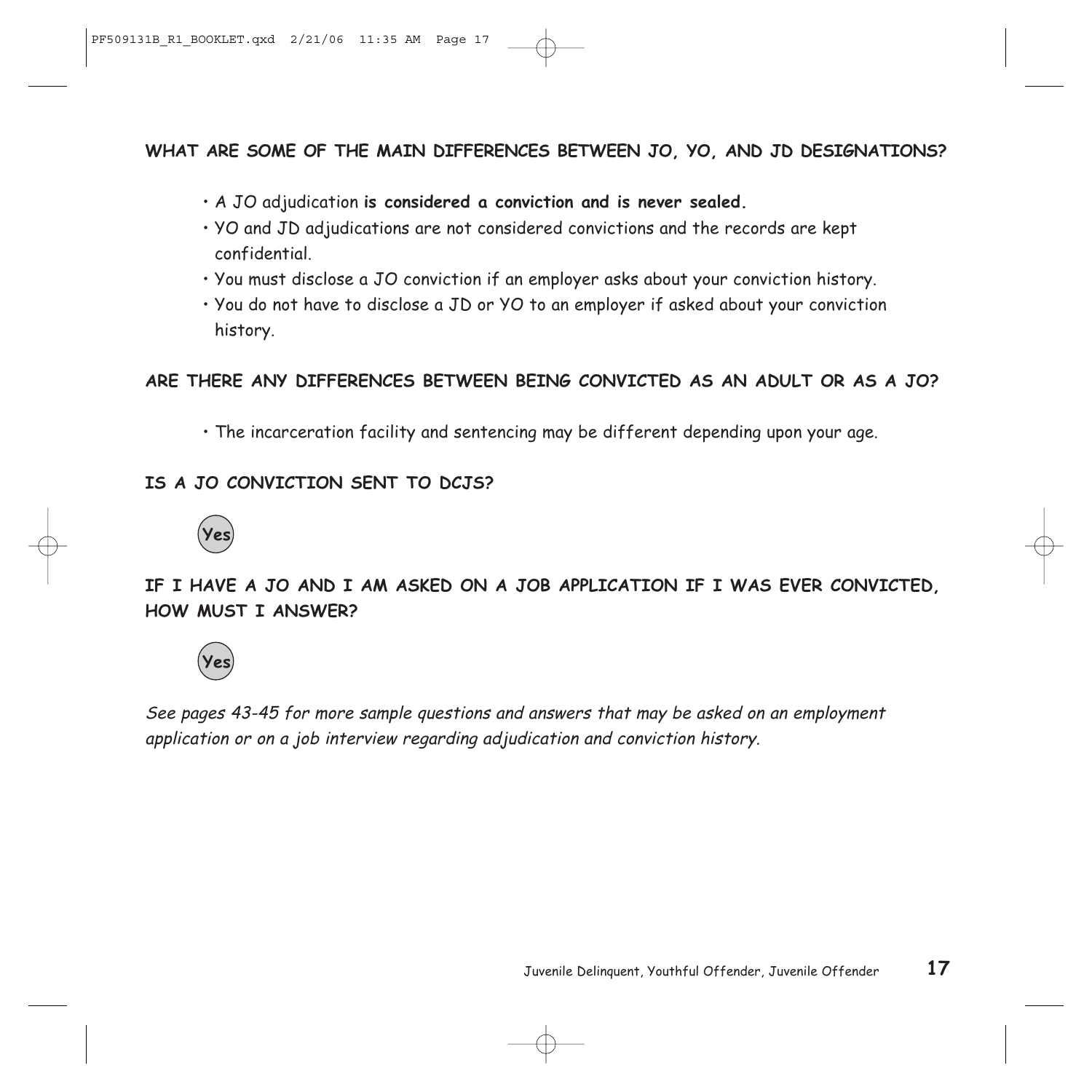**WHAT ARE SOME OF THE MAIN DIFFERENCES BETWEEN JO, YO, AND JD DESIGNATIONS?**

- A JO adjudication **is considered a conviction and is never sealed.**
- YO and JD adjudications are not considered convictions and the records are kept confidential.
- You must disclose a JO conviction if an employer asks about your conviction history.
- You do not have to disclose a JD or YO to an employer if asked about your conviction history.

**ARE THERE ANY DIFFERENCES BETWEEN BEING CONVICTED AS AN ADULT OR AS A JO?**

- The incarceration facility and sentencing may be different depending upon your age.

**IS A JO CONVICTION SENT TO DCJS?**

**Yes**

**IF I HAVE A JO AND I AM ASKED ON A JOB APPLICATION IF I WAS EVER CONVICTED, HOW MUST I ANSWER?**

**Yes**

*See pages 43-45 for more sample questions and answers that may be asked on an employment application or on a job interview regarding adjudication and conviction history.*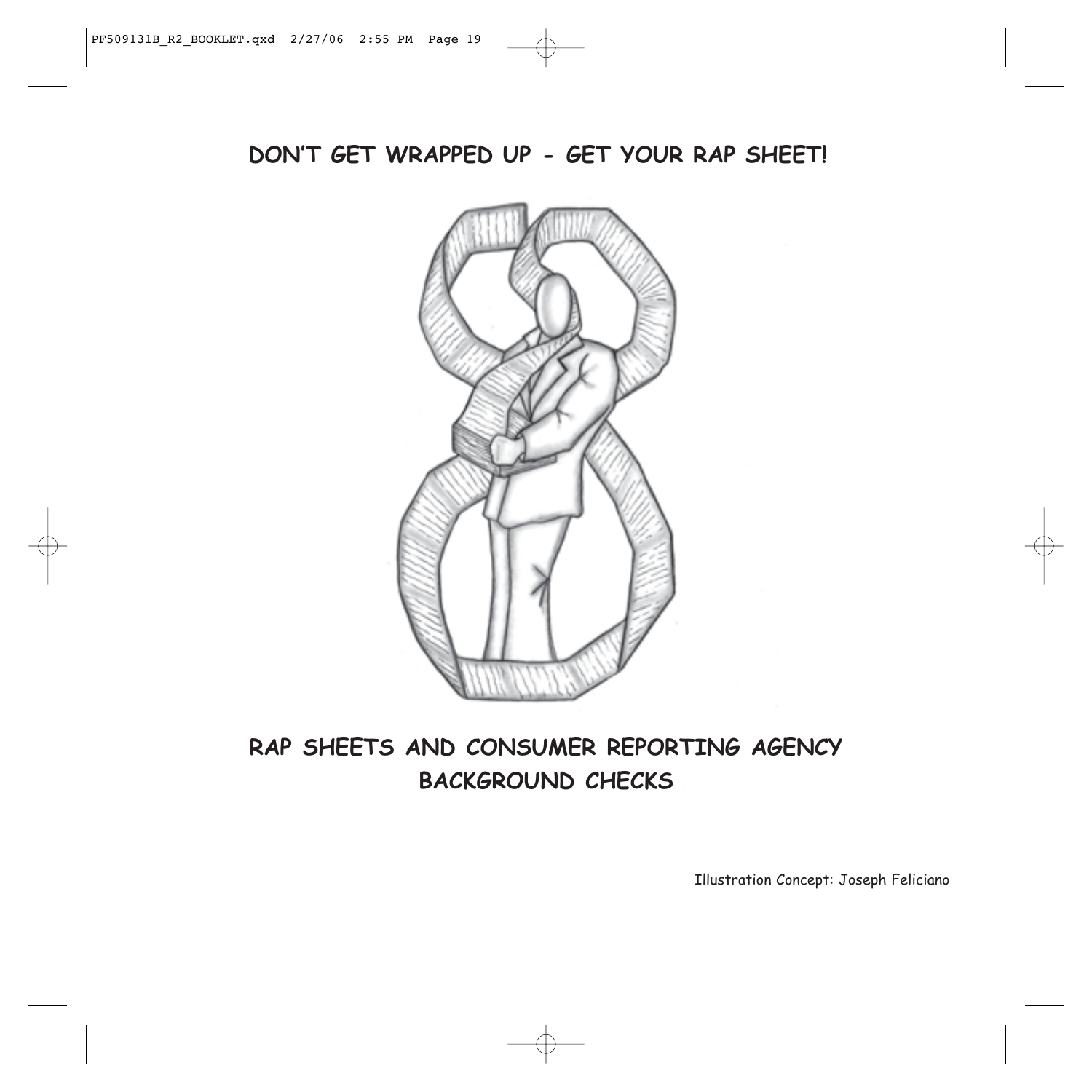## DON'T GET WRAPPED UP - GET YOUR RAP SHEET!

# RAP SHEETS AND CONSUMER REPORTING AGENCY BACKGROUND CHECKS

Illustration Concept: Joseph Feliciano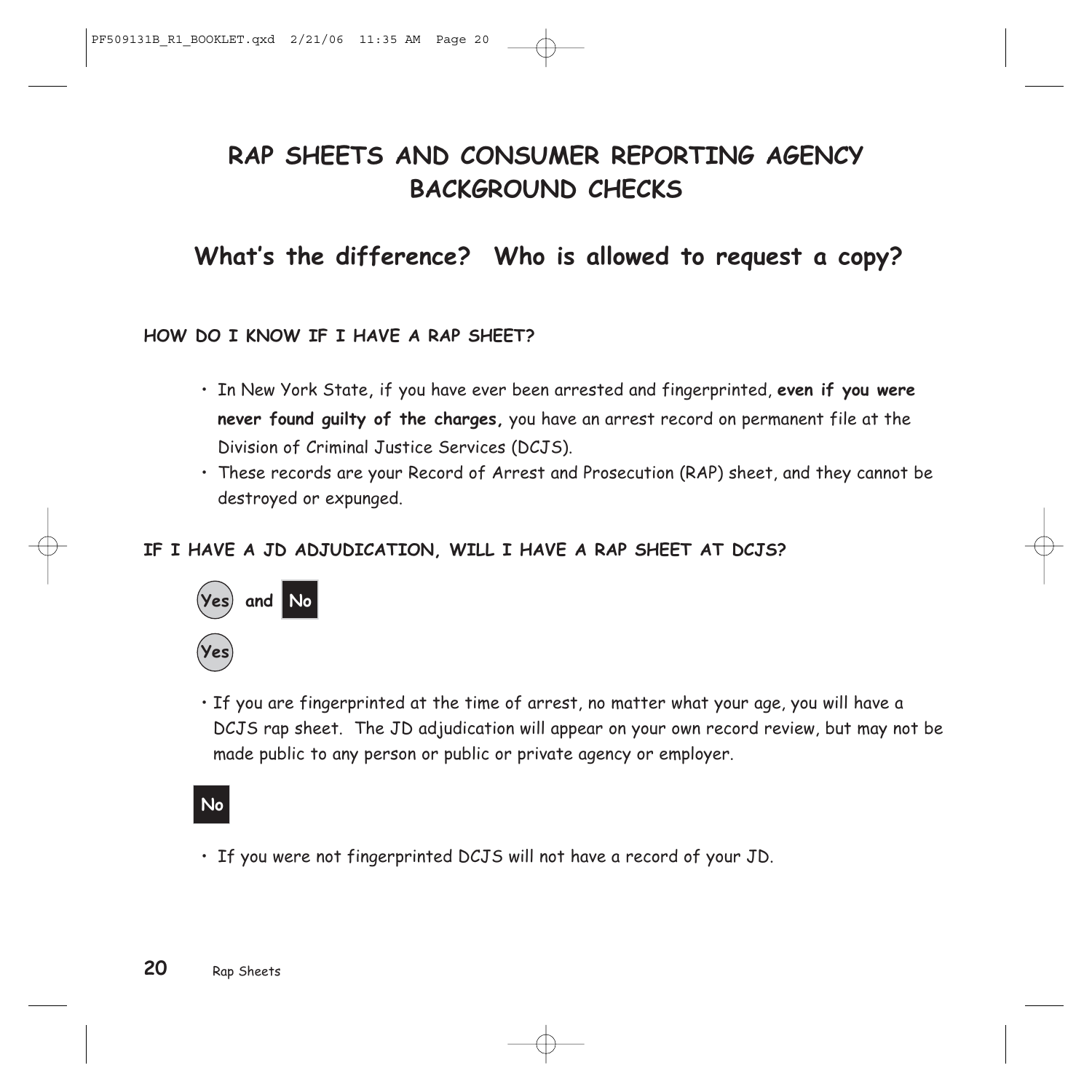# RAP SHEETS AND CONSUMER REPORTING AGENCY BACKGROUND CHECKS

## What's the difference? Who is allowed to request a copy?

### HOW DO I KNOW IF I HAVE A RAP SHEET?

- In New York State, if you have ever been arrested and fingerprinted, **even if you were never found guilty of the charges,** you have an arrest record on permanent file at the Division of Criminal Justice Services (DCJS).
- These records are your Record of Arrest and Prosecution (RAP) sheet, and they cannot be destroyed or expunged.

### IF I HAVE A JD ADJUDICATION, WILL I HAVE A RAP SHEET AT DCJS?

**Yes** and **No**

**Yes**

- If you are fingerprinted at the time of arrest, no matter what your age, you will have a DCJS rap sheet. The JD adjudication will appear on your own record review, but may not be made public to any person or public or private agency or employer.

**No**

- If you were not fingerprinted DCJS will not have a record of your JD.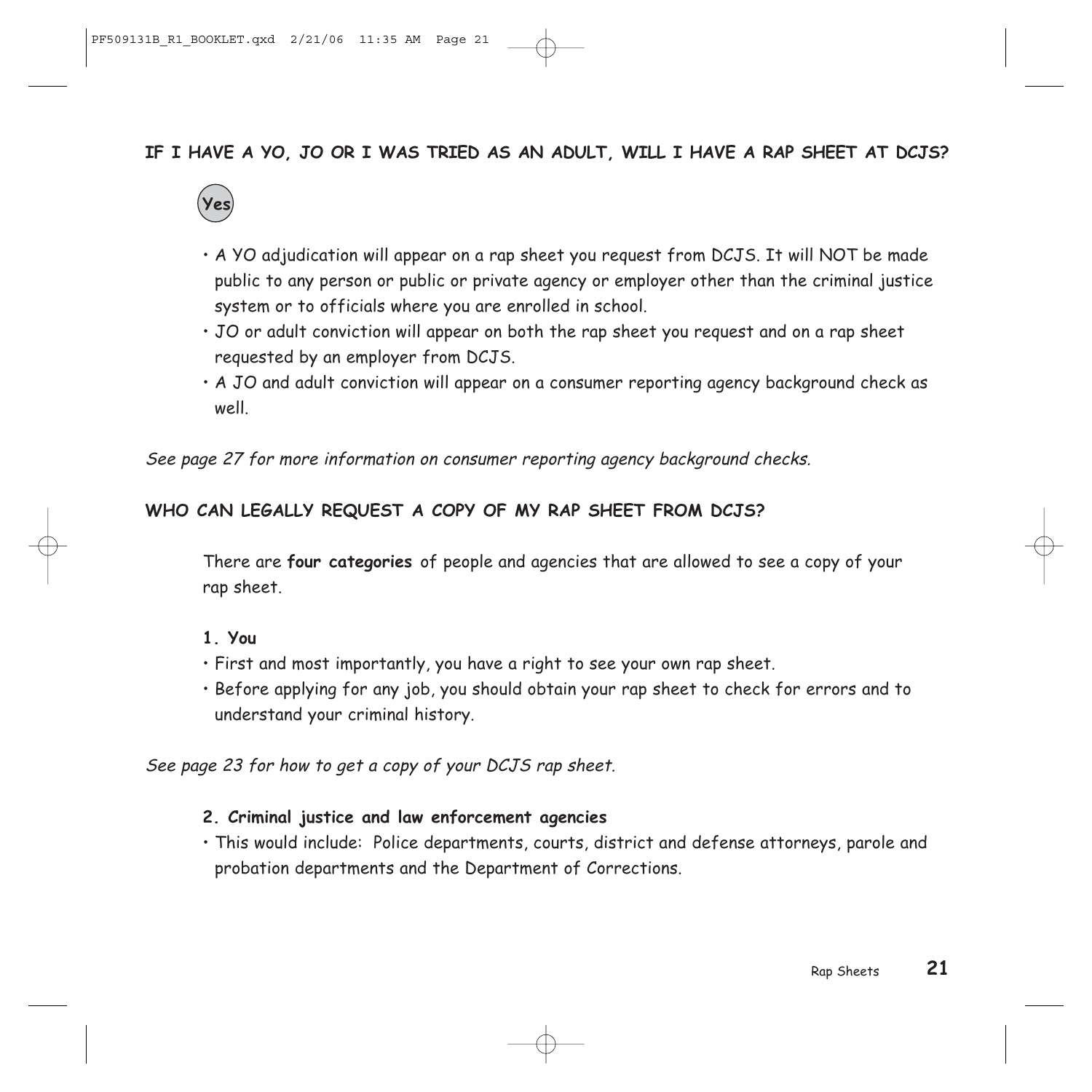## IF I HAVE A YO, JO OR I WAS TRIED AS AN ADULT, WILL I HAVE A RAP SHEET AT DCJS?

**Yes**

- A YO adjudication will appear on a rap sheet you request from DCJS. It will NOT be made public to any person or public or private agency or employer other than the criminal justice system or to officials where you are enrolled in school.
- JO or adult conviction will appear on both the rap sheet you request and on a rap sheet requested by an employer from DCJS.
- A JO and adult conviction will appear on a consumer reporting agency background check as well.

*See page 27 for more information on consumer reporting agency background checks.*

## WHO CAN LEGALLY REQUEST A COPY OF MY RAP SHEET FROM DCJS?

There are **four categories** of people and agencies that are allowed to see a copy of your rap sheet.

**1. You**

- First and most importantly, you have a right to see your own rap sheet.
- Before applying for any job, you should obtain your rap sheet to check for errors and to understand your criminal history.

*See page 23 for how to get a copy of your DCJS rap sheet.*

**2. Criminal justice and law enforcement agencies**

- This would include: Police departments, courts, district and defense attorneys, parole and probation departments and the Department of Corrections.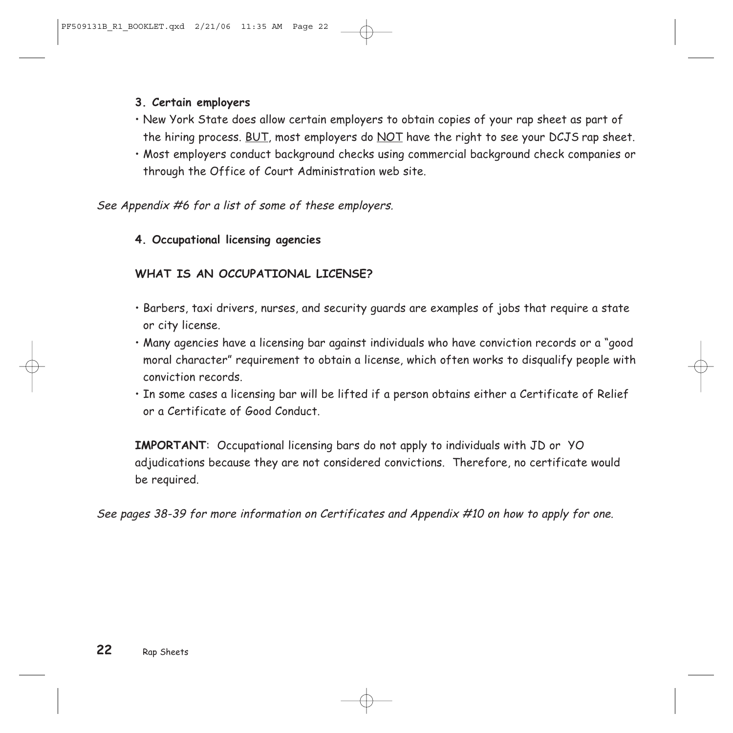**3. Certain employers**

- New York State does allow certain employers to obtain copies of your rap sheet as part of the hiring process. <u>BUT</u>, most employers do <u>NOT</u> have the right to see your DCJS rap sheet.
- Most employers conduct background checks using commercial background check companies or through the Office of Court Administration web site.

*See Appendix #6 for a list of some of these employers.*

**4. Occupational licensing agencies**

**WHAT IS AN OCCUPATIONAL LICENSE?**

- Barbers, taxi drivers, nurses, and security guards are examples of jobs that require a state or city license.
- Many agencies have a licensing bar against individuals who have conviction records or a "good moral character" requirement to obtain a license, which often works to disqualify people with conviction records.
- In some cases a licensing bar will be lifted if a person obtains either a Certificate of Relief or a Certificate of Good Conduct.

**IMPORTANT**: Occupational licensing bars do not apply to individuals with JD or YO adjudications because they are not considered convictions. Therefore, no certificate would be required.

*See pages 38-39 for more information on Certificates and Appendix #10 on how to apply for one.*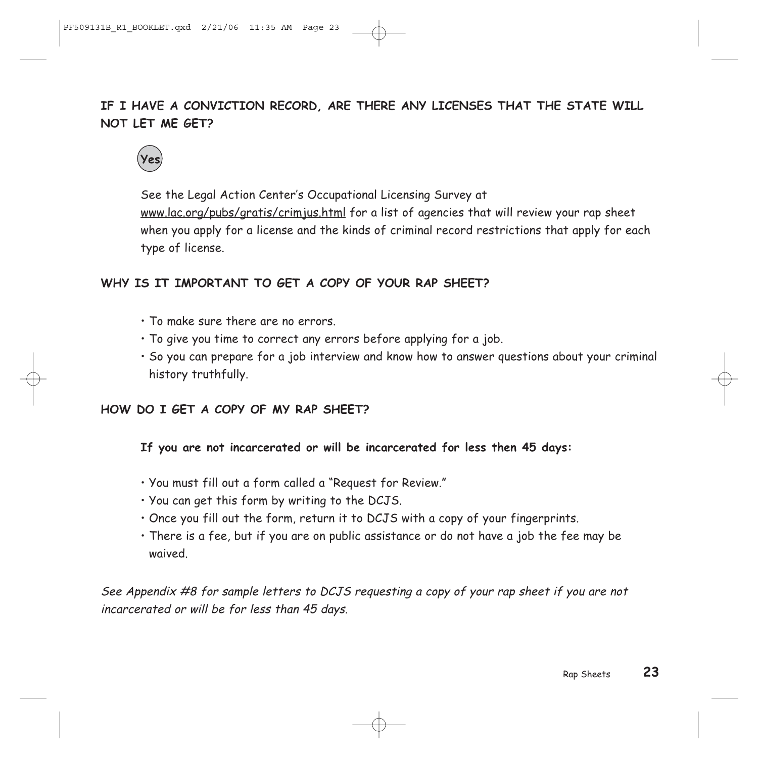## IF I HAVE A CONVICTION RECORD, ARE THERE ANY LICENSES THAT THE STATE WILL NOT LET ME GET?

**Yes**

See the Legal Action Center's Occupational Licensing Survey at www.lac.org/pubs/gratis/crimjus.html for a list of agencies that will review your rap sheet when you apply for a license and the kinds of criminal record restrictions that apply for each type of license.

## WHY IS IT IMPORTANT TO GET A COPY OF YOUR RAP SHEET?

- To make sure there are no errors.
- To give you time to correct any errors before applying for a job.
- So you can prepare for a job interview and know how to answer questions about your criminal history truthfully.

## HOW DO I GET A COPY OF MY RAP SHEET?

**If you are not incarcerated or will be incarcerated for less then 45 days:**

- You must fill out a form called a "Request for Review."
- You can get this form by writing to the DCJS.
- Once you fill out the form, return it to DCJS with a copy of your fingerprints.
- There is a fee, but if you are on public assistance or do not have a job the fee may be waived.

*See Appendix #8 for sample letters to DCJS requesting a copy of your rap sheet if you are not incarcerated or will be for less than 45 days.*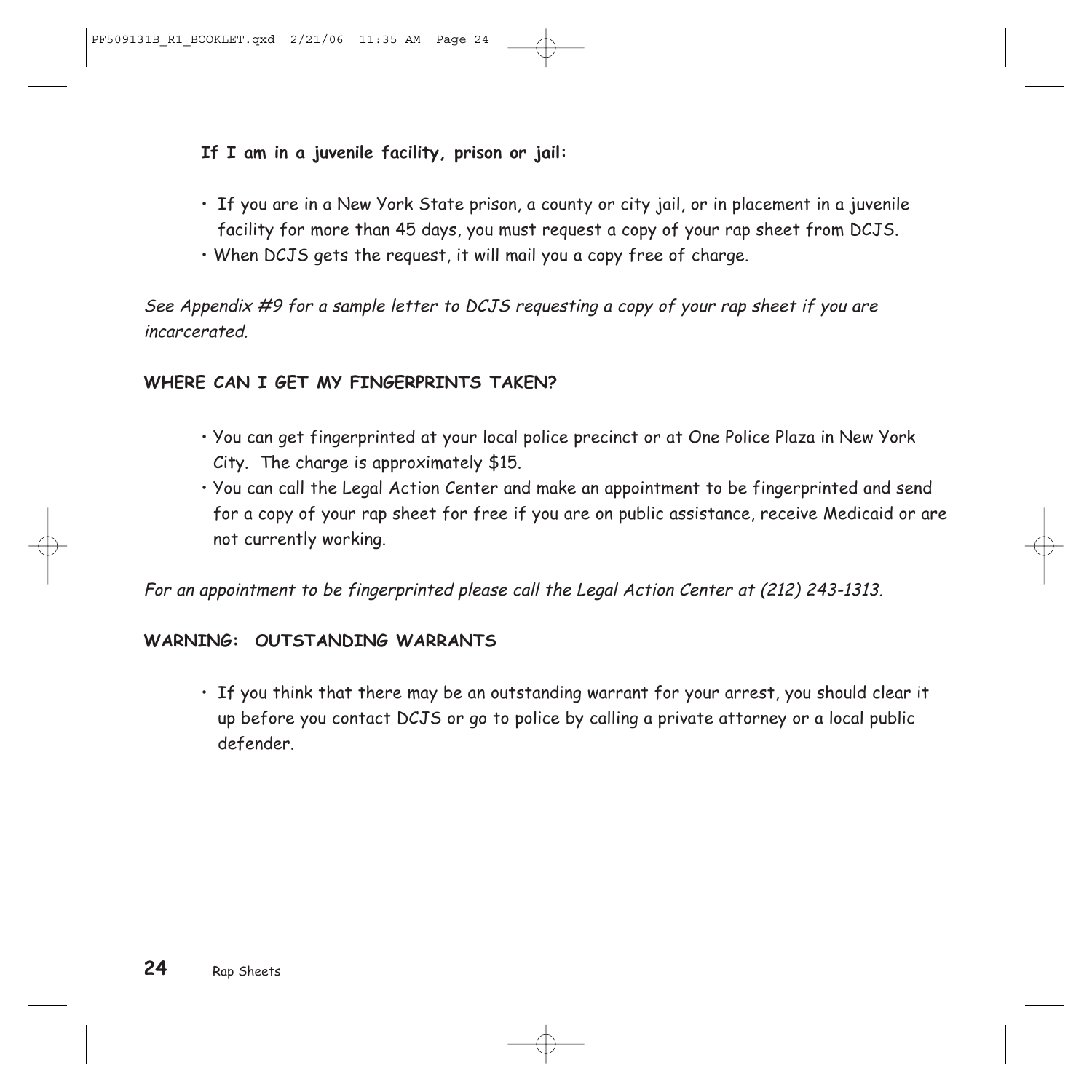**If I am in a juvenile facility, prison or jail:**

- If you are in a New York State prison, a county or city jail, or in placement in a juvenile facility for more than 45 days, you must request a copy of your rap sheet from DCJS.
- When DCJS gets the request, it will mail you a copy free of charge.

*See Appendix #9 for a sample letter to DCJS requesting a copy of your rap sheet if you are incarcerated.*

## WHERE CAN I GET MY FINGERPRINTS TAKEN?

- You can get fingerprinted at your local police precinct or at One Police Plaza in New York City. The charge is approximately $15.
- You can call the Legal Action Center and make an appointment to be fingerprinted and send for a copy of your rap sheet for free if you are on public assistance, receive Medicaid or are not currently working.

*For an appointment to be fingerprinted please call the Legal Action Center at (212) 243-1313.*

## WARNING: OUTSTANDING WARRANTS

- If you think that there may be an outstanding warrant for your arrest, you should clear it up before you contact DCJS or go to police by calling a private attorney or a local public defender.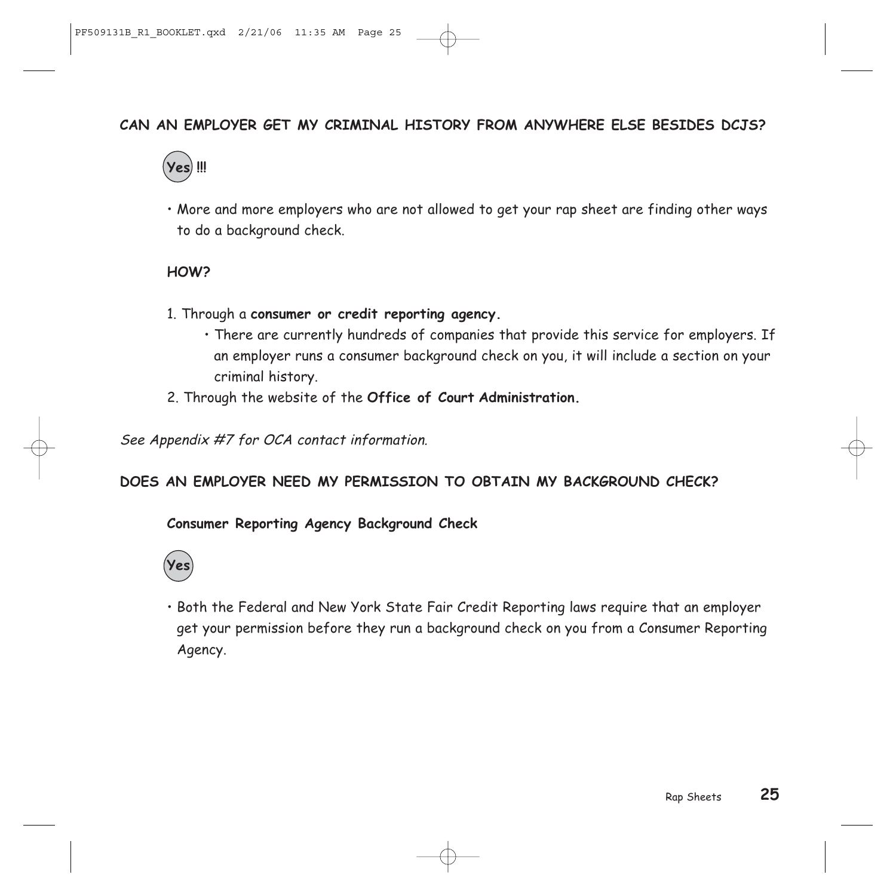## CAN AN EMPLOYER GET MY CRIMINAL HISTORY FROM ANYWHERE ELSE BESIDES DCJS?

**Yes !!!**

- More and more employers who are not allowed to get your rap sheet are finding other ways to do a background check.

### HOW?

1. Through a **consumer or credit reporting agency.**
   - There are currently hundreds of companies that provide this service for employers. If an employer runs a consumer background check on you, it will include a section on your criminal history.
2. Through the website of the **Office of Court Administration.**

*See Appendix #7 for OCA contact information.*

## DOES AN EMPLOYER NEED MY PERMISSION TO OBTAIN MY BACKGROUND CHECK?

### Consumer Reporting Agency Background Check

**Yes**

- Both the Federal and New York State Fair Credit Reporting laws require that an employer get your permission before they run a background check on you from a Consumer Reporting Agency.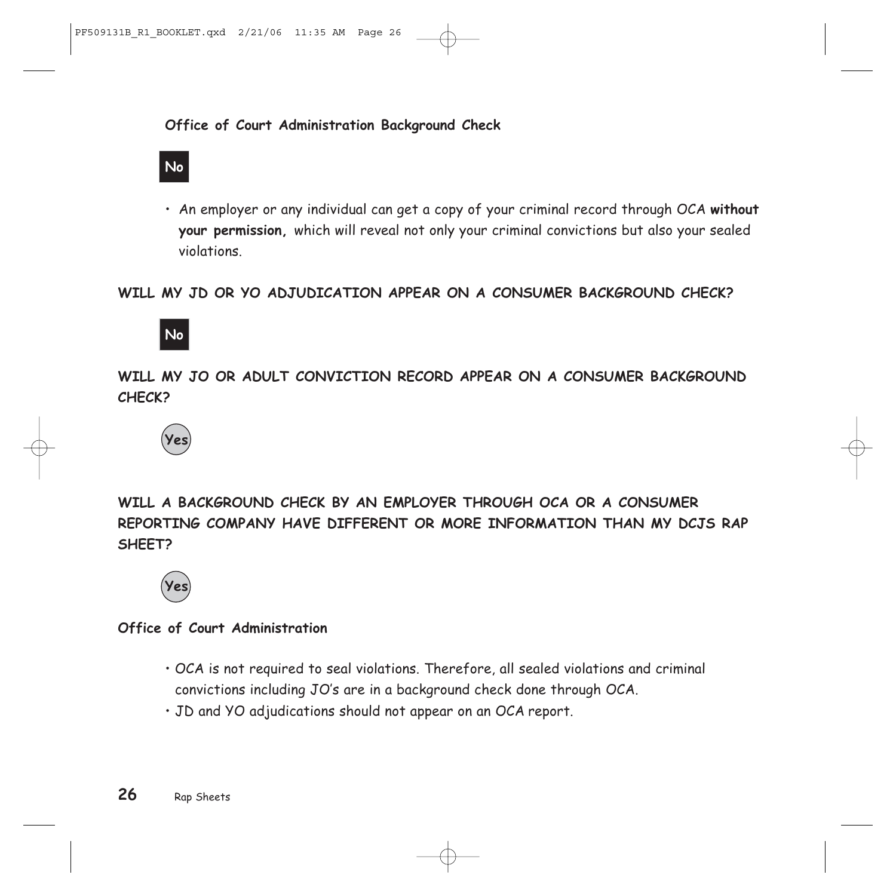**Office of Court Administration Background Check**

**No**

- An employer or any individual can get a copy of your criminal record through OCA **without your permission,** which will reveal not only your criminal convictions but also your sealed violations.

**WILL MY JD OR YO ADJUDICATION APPEAR ON A CONSUMER BACKGROUND CHECK?**

**No**

**WILL MY JO OR ADULT CONVICTION RECORD APPEAR ON A CONSUMER BACKGROUND CHECK?**

**Yes**

**WILL A BACKGROUND CHECK BY AN EMPLOYER THROUGH OCA OR A CONSUMER REPORTING COMPANY HAVE DIFFERENT OR MORE INFORMATION THAN MY DCJS RAP SHEET?**

**Yes**

**Office of Court Administration**

- OCA is not required to seal violations. Therefore, all sealed violations and criminal convictions including JO's are in a background check done through OCA.
- JD and YO adjudications should not appear on an OCA report.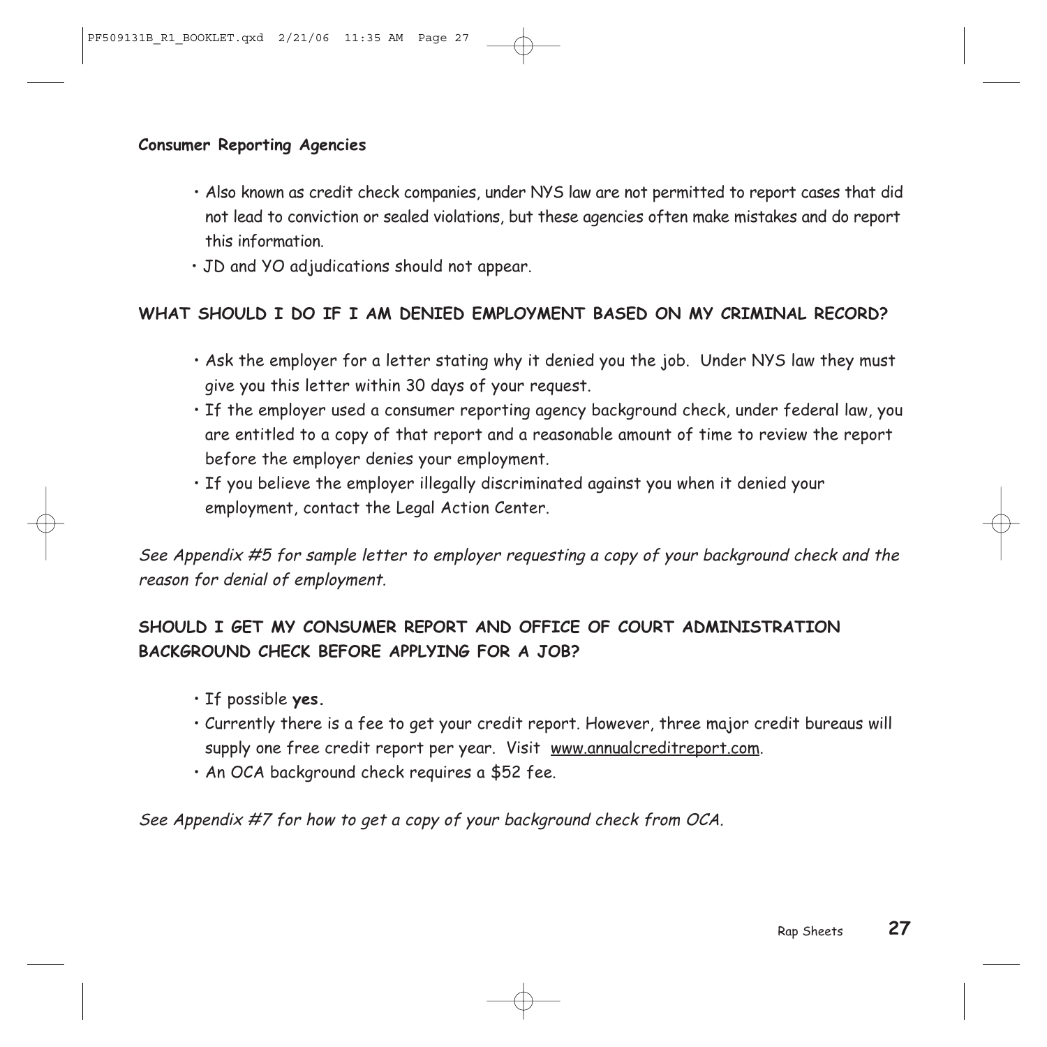**Consumer Reporting Agencies**

- Also known as credit check companies, under NYS law are not permitted to report cases that did not lead to conviction or sealed violations, but these agencies often make mistakes and do report this information.
- JD and YO adjudications should not appear.

## WHAT SHOULD I DO IF I AM DENIED EMPLOYMENT BASED ON MY CRIMINAL RECORD?

- Ask the employer for a letter stating why it denied you the job. Under NYS law they must give you this letter within 30 days of your request.
- If the employer used a consumer reporting agency background check, under federal law, you are entitled to a copy of that report and a reasonable amount of time to review the report before the employer denies your employment.
- If you believe the employer illegally discriminated against you when it denied your employment, contact the Legal Action Center.

*See Appendix #5 for sample letter to employer requesting a copy of your background check and the reason for denial of employment.*

## SHOULD I GET MY CONSUMER REPORT AND OFFICE OF COURT ADMINISTRATION BACKGROUND CHECK BEFORE APPLYING FOR A JOB?

- If possible **yes.**
- Currently there is a fee to get your credit report. However, three major credit bureaus will supply one free credit report per year. Visit www.annualcreditreport.com.
- An OCA background check requires a $52 fee.

*See Appendix #7 for how to get a copy of your background check from OCA.*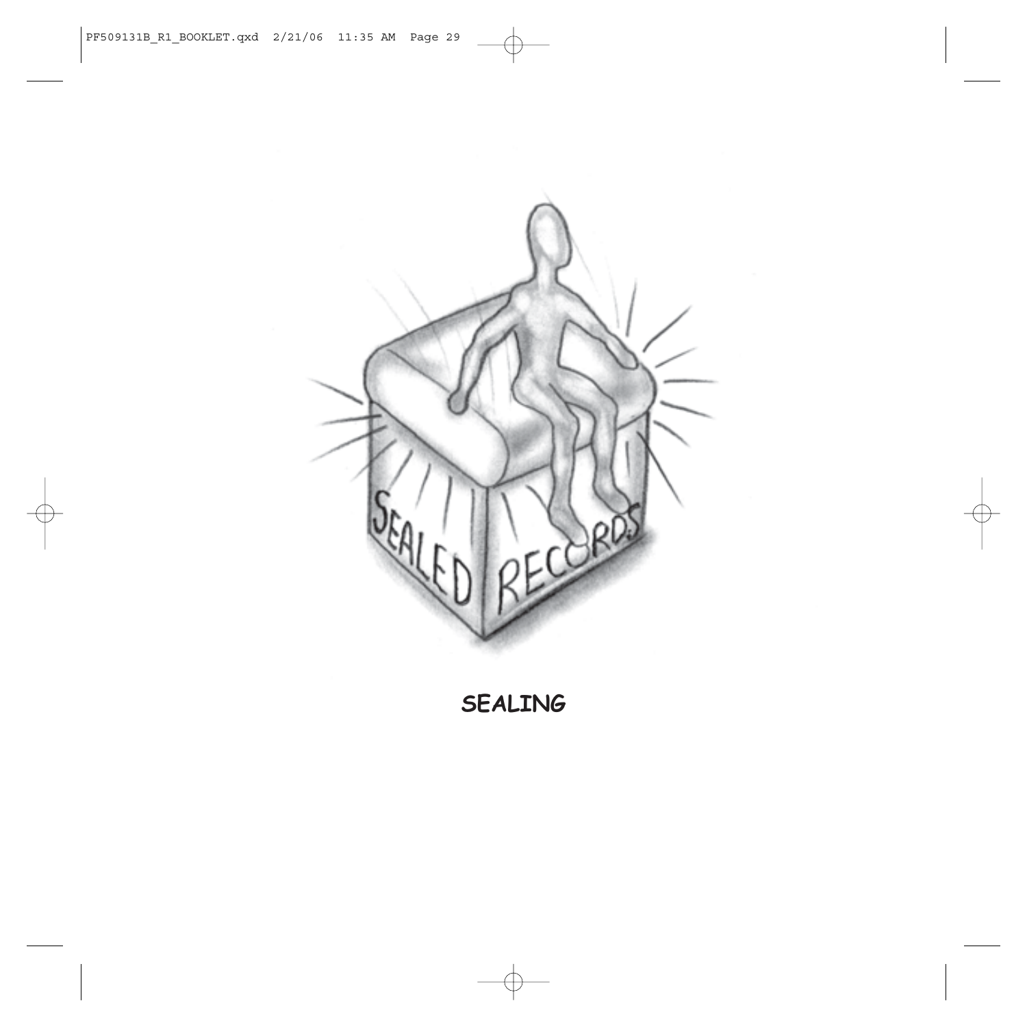SEALING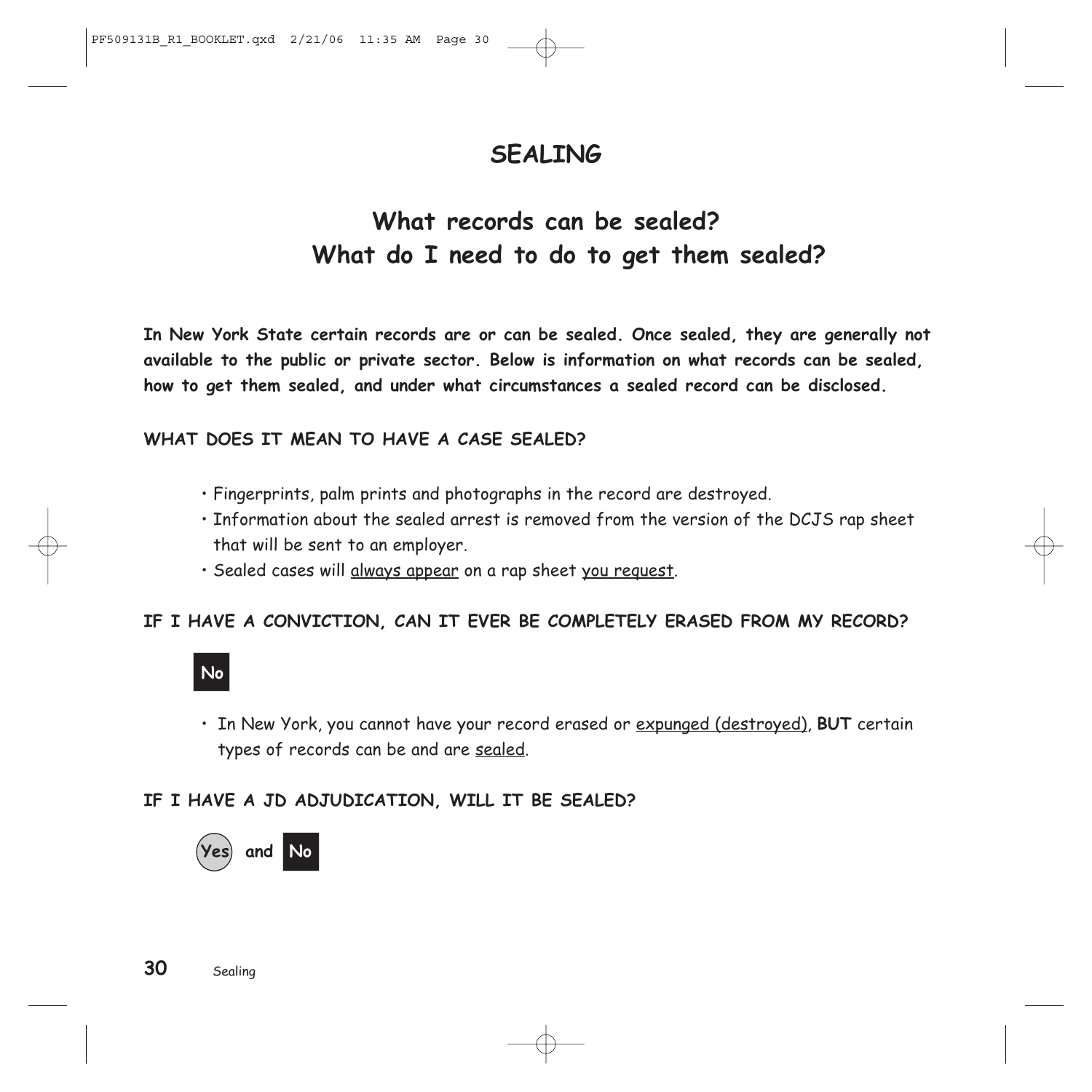# SEALING

## What records can be sealed? What do I need to do to get them sealed?

**In New York State certain records are or can be sealed. Once sealed, they are generally not available to the public or private sector. Below is information on what records can be sealed, how to get them sealed, and under what circumstances a sealed record can be disclosed.**

### WHAT DOES IT MEAN TO HAVE A CASE SEALED?

- Fingerprints, palm prints and photographs in the record are destroyed.
- Information about the sealed arrest is removed from the version of the DCJS rap sheet that will be sent to an employer.
- Sealed cases will <u>always appear</u> on a rap sheet <u>you request</u>.

### IF I HAVE A CONVICTION, CAN IT EVER BE COMPLETELY ERASED FROM MY RECORD?

**No**

- In New York, you cannot have your record erased or <u>expunged (destroyed)</u>, **BUT** certain types of records can be and are <u>sealed</u>.

### IF I HAVE A JD ADJUDICATION, WILL IT BE SEALED?

**Yes and No**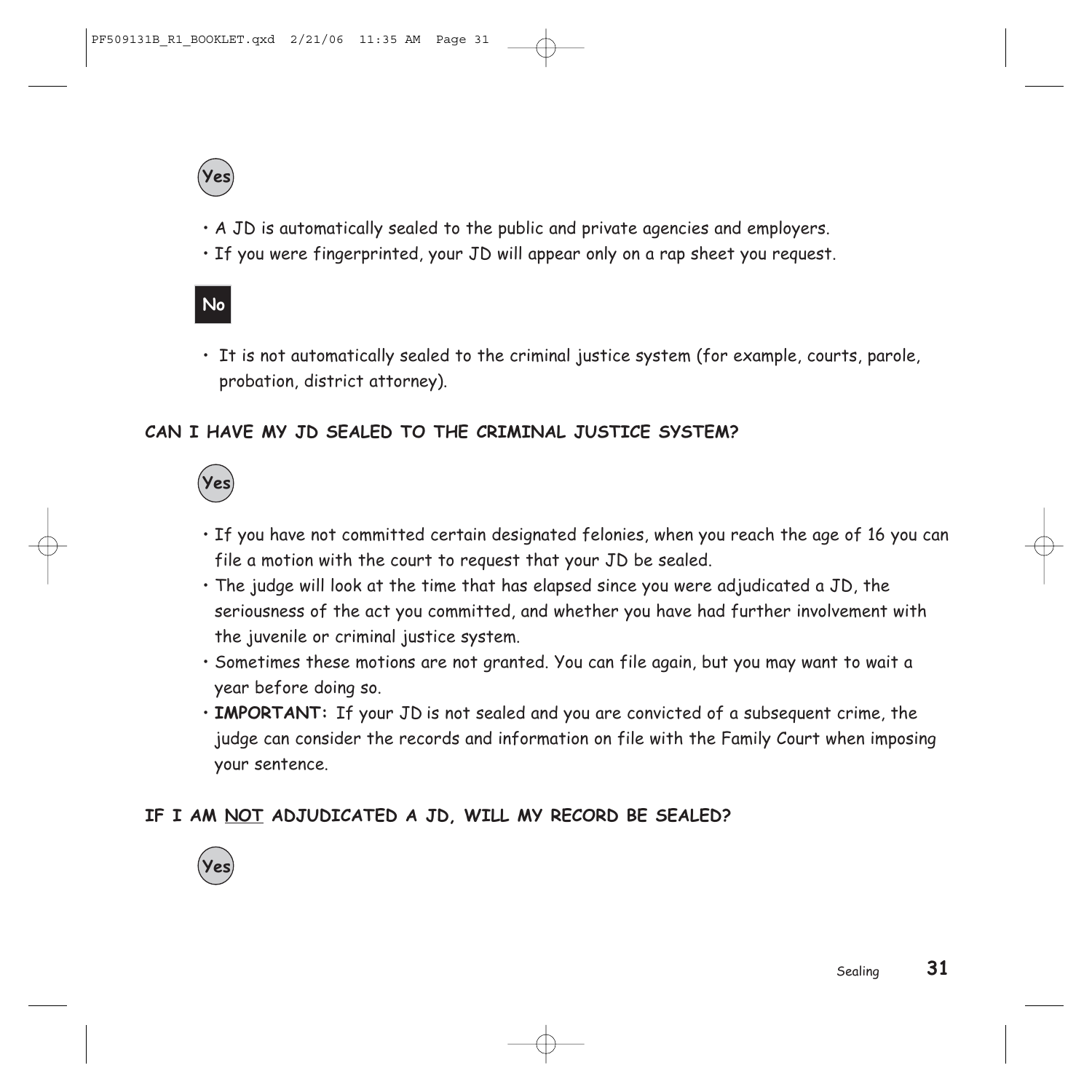**Yes**

- A JD is automatically sealed to the public and private agencies and employers.
- If you were fingerprinted, your JD will appear only on a rap sheet you request.

**No**

- It is not automatically sealed to the criminal justice system (for example, courts, parole, probation, district attorney).

### CAN I HAVE MY JD SEALED TO THE CRIMINAL JUSTICE SYSTEM?

**Yes**

- If you have not committed certain designated felonies, when you reach the age of 16 you can file a motion with the court to request that your JD be sealed.
- The judge will look at the time that has elapsed since you were adjudicated a JD, the seriousness of the act you committed, and whether you have had further involvement with the juvenile or criminal justice system.
- Sometimes these motions are not granted. You can file again, but you may want to wait a year before doing so.
- **IMPORTANT:** If your JD is not sealed and you are convicted of a subsequent crime, the judge can consider the records and information on file with the Family Court when imposing your sentence.

### IF I AM <u>NOT</u> ADJUDICATED A JD, WILL MY RECORD BE SEALED?

**Yes**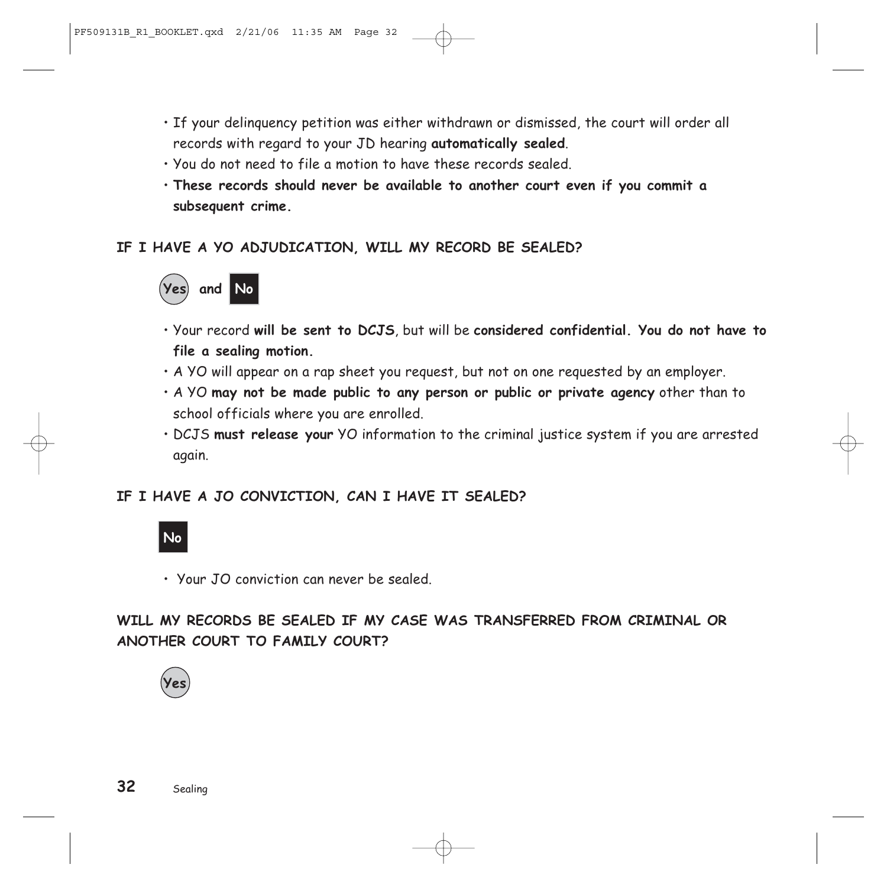- If your delinquency petition was either withdrawn or dismissed, the court will order all records with regard to your JD hearing **automatically sealed**.
- You do not need to file a motion to have these records sealed.
- **These records should never be available to another court even if you commit a subsequent crime.**

### IF I HAVE A YO ADJUDICATION, WILL MY RECORD BE SEALED?

**Yes** and **No**

- Your record **will be sent to DCJS**, but will be **considered confidential. You do not have to file a sealing motion.**
- A YO will appear on a rap sheet you request, but not on one requested by an employer.
- A YO **may not be made public to any person or public or private agency** other than to school officials where you are enrolled.
- DCJS **must release your** YO information to the criminal justice system if you are arrested again.

### IF I HAVE A JO CONVICTION, CAN I HAVE IT SEALED?

**No**

- Your JO conviction can never be sealed.

### WILL MY RECORDS BE SEALED IF MY CASE WAS TRANSFERRED FROM CRIMINAL OR ANOTHER COURT TO FAMILY COURT?

**Yes**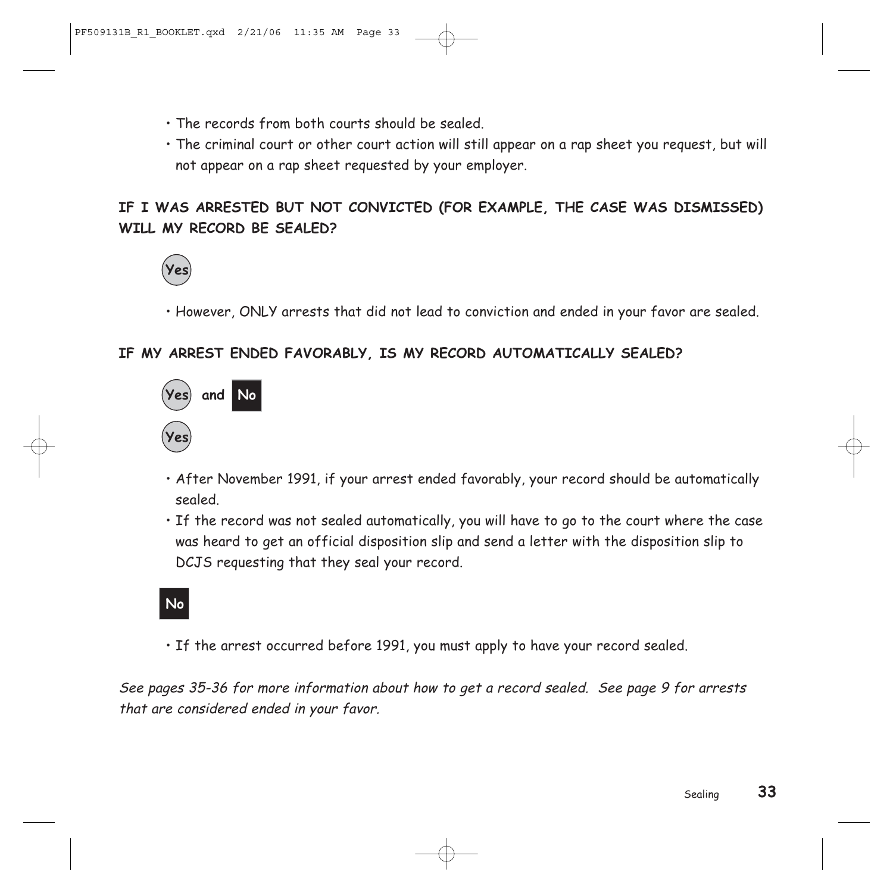- The records from both courts should be sealed.
- The criminal court or other court action will still appear on a rap sheet you request, but will not appear on a rap sheet requested by your employer.

**IF I WAS ARRESTED BUT NOT CONVICTED (FOR EXAMPLE, THE CASE WAS DISMISSED) WILL MY RECORD BE SEALED?**

**Yes**

- However, ONLY arrests that did not lead to conviction and ended in your favor are sealed.

**IF MY ARREST ENDED FAVORABLY, IS MY RECORD AUTOMATICALLY SEALED?**

**Yes and No**

**Yes**

- After November 1991, if your arrest ended favorably, your record should be automatically sealed.
- If the record was not sealed automatically, you will have to go to the court where the case was heard to get an official disposition slip and send a letter with the disposition slip to DCJS requesting that they seal your record.

**No**

- If the arrest occurred before 1991, you must apply to have your record sealed.

*See pages 35-36 for more information about how to get a record sealed. See page 9 for arrests that are considered ended in your favor.*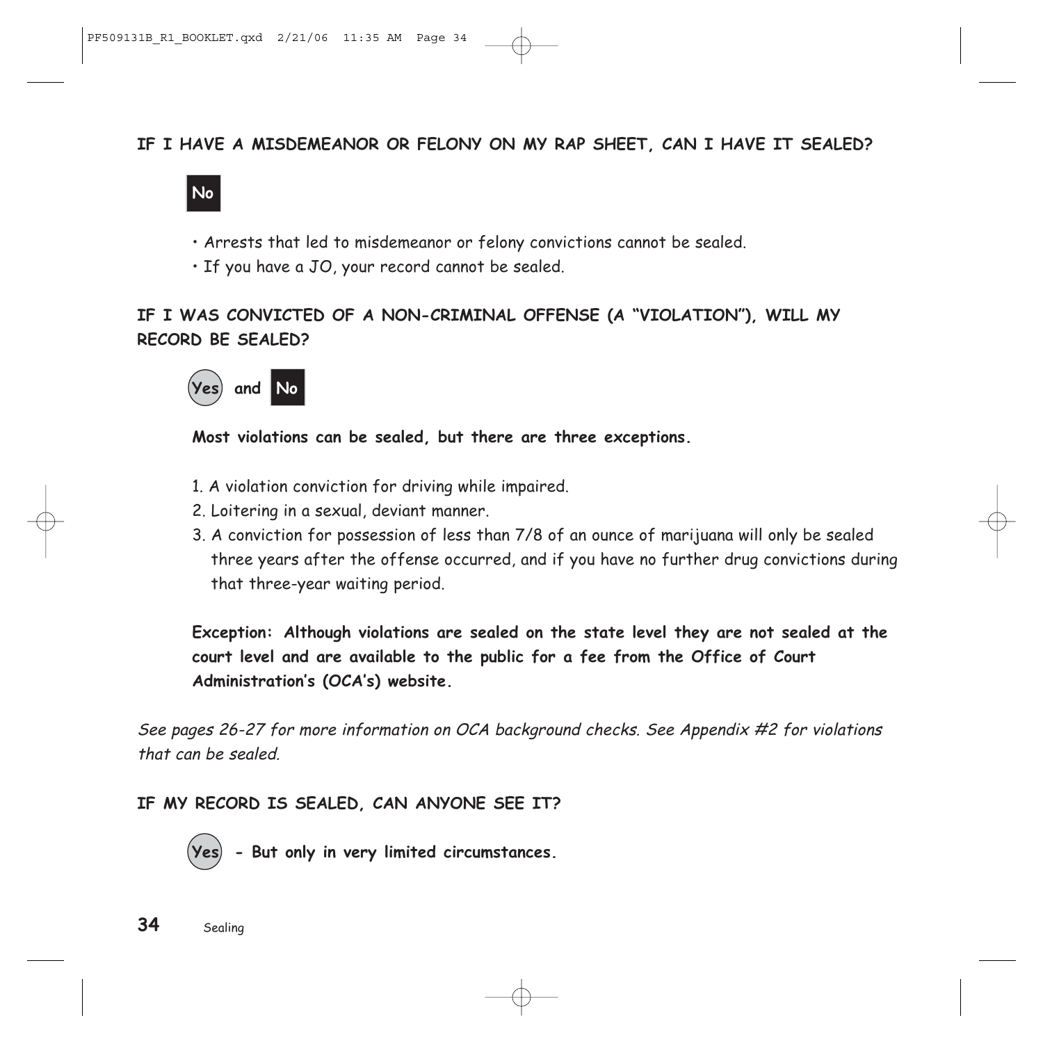**IF I HAVE A MISDEMEANOR OR FELONY ON MY RAP SHEET, CAN I HAVE IT SEALED?**

**No**

- Arrests that led to misdemeanor or felony convictions cannot be sealed.
- If you have a JO, your record cannot be sealed.

**IF I WAS CONVICTED OF A NON-CRIMINAL OFFENSE (A "VIOLATION"), WILL MY RECORD BE SEALED?**

**Yes and No**

**Most violations can be sealed, but there are three exceptions.**

1. A violation conviction for driving while impaired.
2. Loitering in a sexual, deviant manner.
3. A conviction for possession of less than 7/8 of an ounce of marijuana will only be sealed three years after the offense occurred, and if you have no further drug convictions during that three-year waiting period.

**Exception: Although violations are sealed on the state level they are not sealed at the court level and are available to the public for a fee from the Office of Court Administration's (OCA's) website.**

*See pages 26-27 for more information on OCA background checks. See Appendix #2 for violations that can be sealed.*

**IF MY RECORD IS SEALED, CAN ANYONE SEE IT?**

**Yes - But only in very limited circumstances.**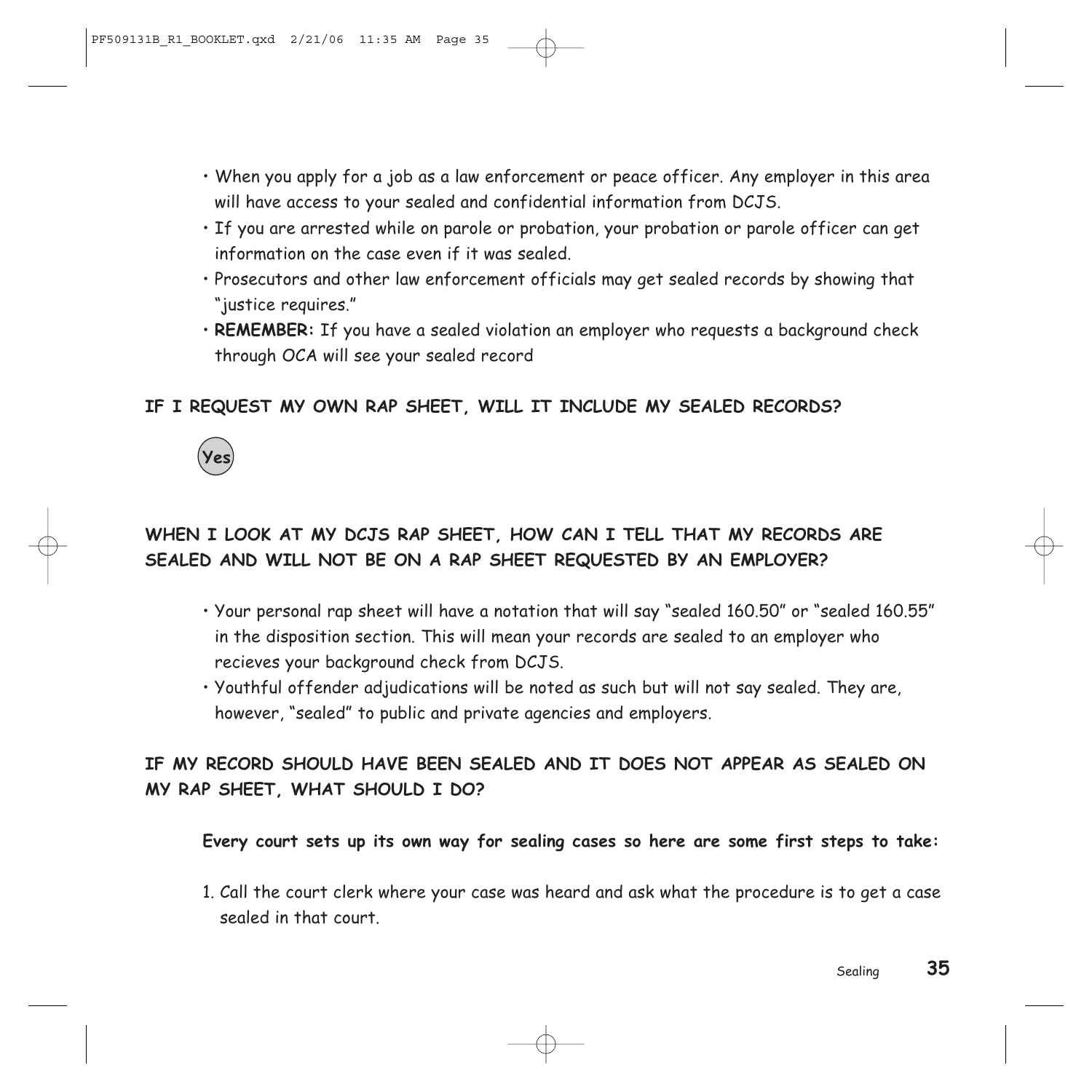- When you apply for a job as a law enforcement or peace officer. Any employer in this area will have access to your sealed and confidential information from DCJS.
- If you are arrested while on parole or probation, your probation or parole officer can get information on the case even if it was sealed.
- Prosecutors and other law enforcement officials may get sealed records by showing that "justice requires."
- **REMEMBER:** If you have a sealed violation an employer who requests a background check through OCA will see your sealed record

**IF I REQUEST MY OWN RAP SHEET, WILL IT INCLUDE MY SEALED RECORDS?**

**Yes**

**WHEN I LOOK AT MY DCJS RAP SHEET, HOW CAN I TELL THAT MY RECORDS ARE SEALED AND WILL NOT BE ON A RAP SHEET REQUESTED BY AN EMPLOYER?**

- Your personal rap sheet will have a notation that will say "sealed 160.50" or "sealed 160.55" in the disposition section. This will mean your records are sealed to an employer who recieves your background check from DCJS.
- Youthful offender adjudications will be noted as such but will not say sealed. They are, however, "sealed" to public and private agencies and employers.

**IF MY RECORD SHOULD HAVE BEEN SEALED AND IT DOES NOT APPEAR AS SEALED ON MY RAP SHEET, WHAT SHOULD I DO?**

**Every court sets up its own way for sealing cases so here are some first steps to take:**

1. Call the court clerk where your case was heard and ask what the procedure is to get a case sealed in that court.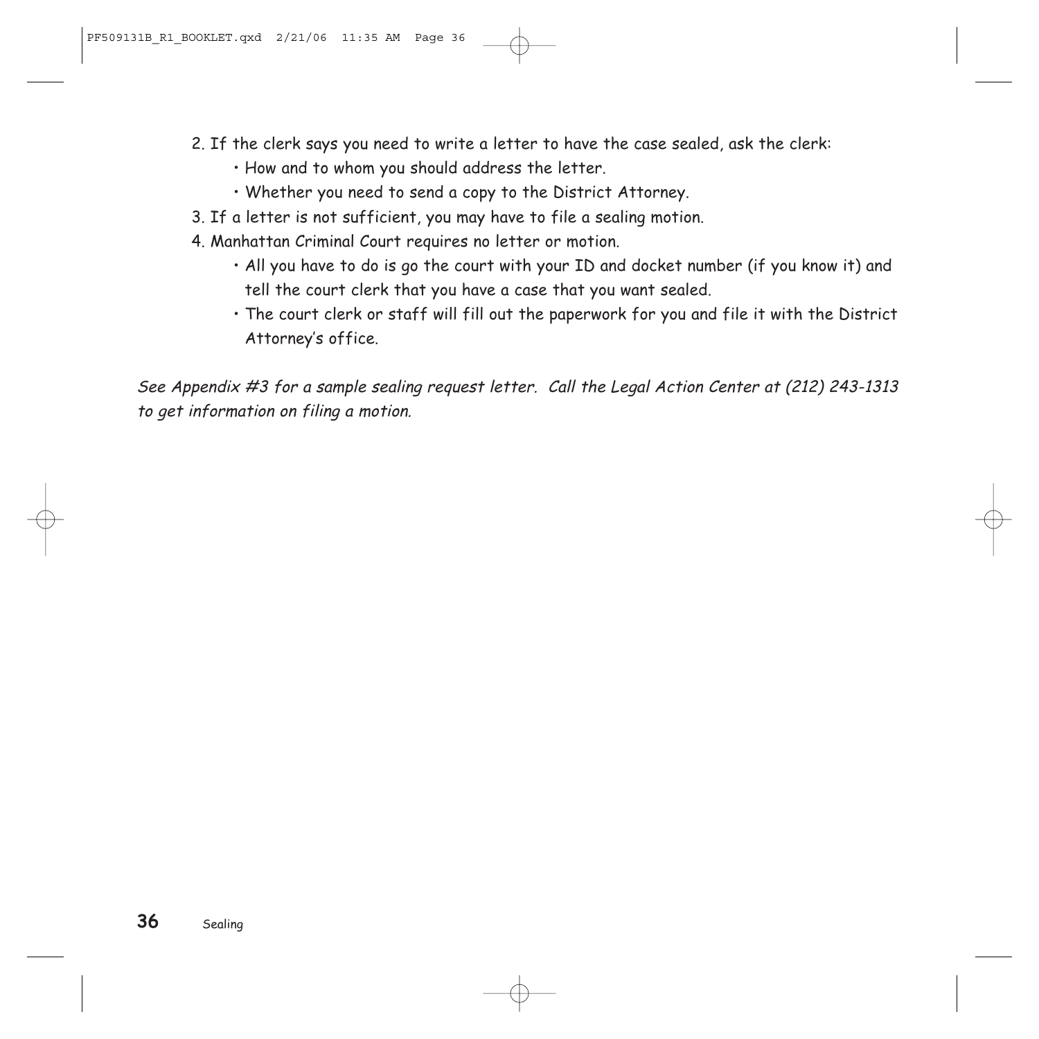2. If the clerk says you need to write a letter to have the case sealed, ask the clerk:
    - How and to whom you should address the letter.
    - Whether you need to send a copy to the District Attorney.
3. If a letter is not sufficient, you may have to file a sealing motion.
4. Manhattan Criminal Court requires no letter or motion.
    - All you have to do is go the court with your ID and docket number (if you know it) and tell the court clerk that you have a case that you want sealed.
    - The court clerk or staff will fill out the paperwork for you and file it with the District Attorney's office.

*See Appendix #3 for a sample sealing request letter. Call the Legal Action Center at (212) 243-1313 to get information on filing a motion.*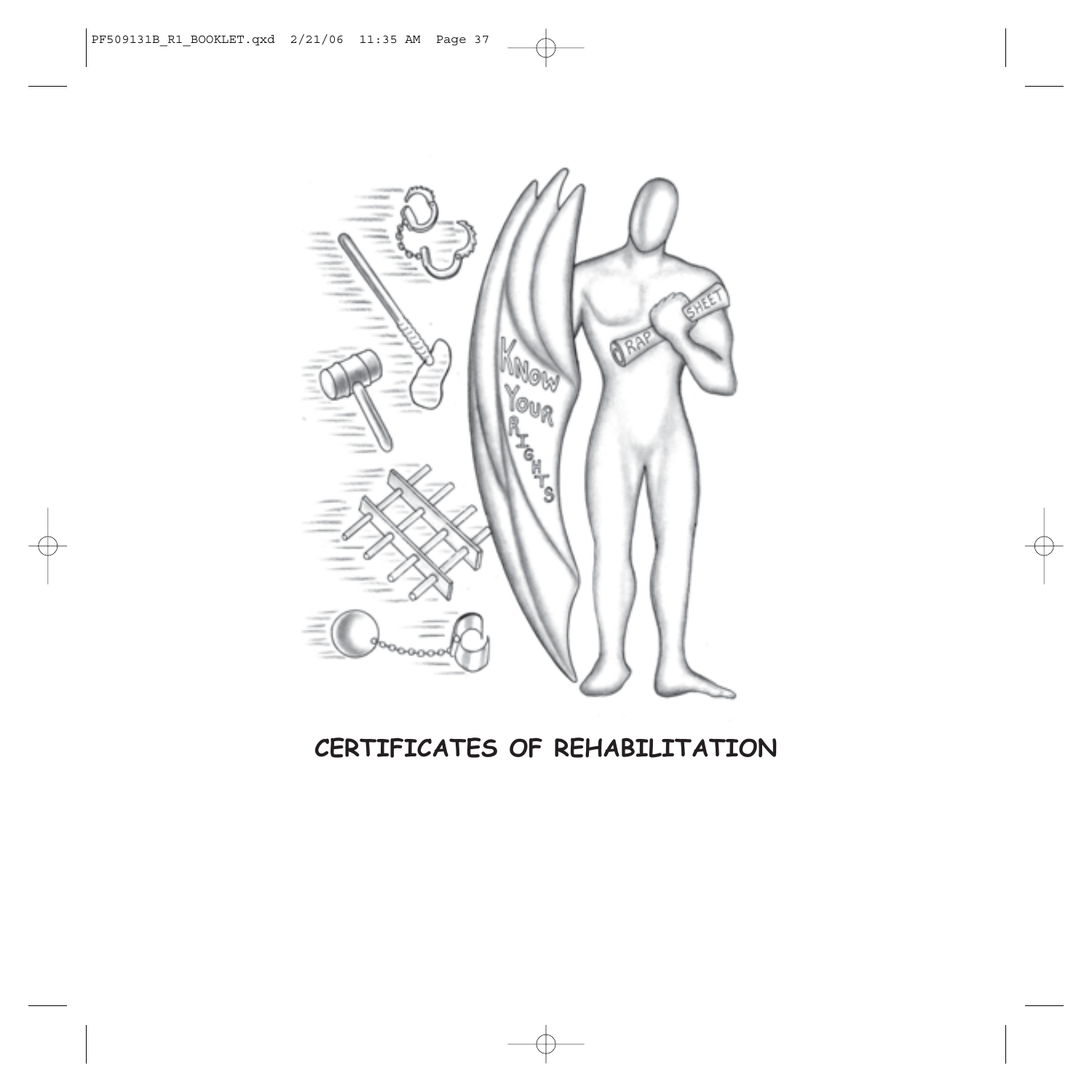# CERTIFICATES OF REHABILITATION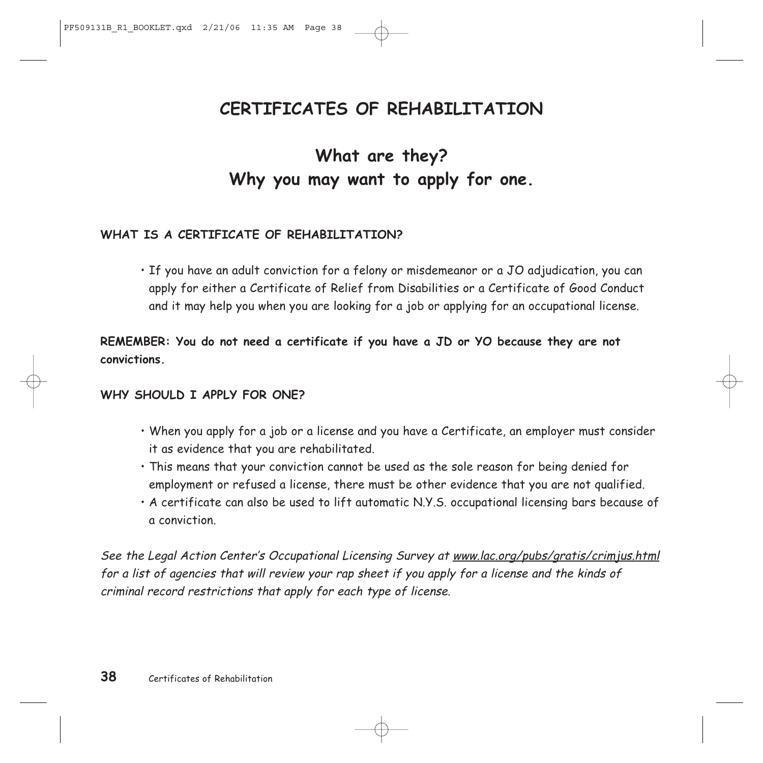# CERTIFICATES OF REHABILITATION

## What are they?
## Why you may want to apply for one.

### WHAT IS A CERTIFICATE OF REHABILITATION?

- If you have an adult conviction for a felony or misdemeanor or a JO adjudication, you can apply for either a Certificate of Relief from Disabilities or a Certificate of Good Conduct and it may help you when you are looking for a job or applying for an occupational license.

**REMEMBER: You do not need a certificate if you have a JD or YO because they are not convictions.**

### WHY SHOULD I APPLY FOR ONE?

- When you apply for a job or a license and you have a Certificate, an employer must consider it as evidence that you are rehabilitated.
- This means that your conviction cannot be used as the sole reason for being denied for employment or refused a license, there must be other evidence that you are not qualified.
- A certificate can also be used to lift automatic N.Y.S. occupational licensing bars because of a conviction.

*See the Legal Action Center's Occupational Licensing Survey at www.lac.org/pubs/gratis/crimjus.html for a list of agencies that will review your rap sheet if you apply for a license and the kinds of criminal record restrictions that apply for each type of license.*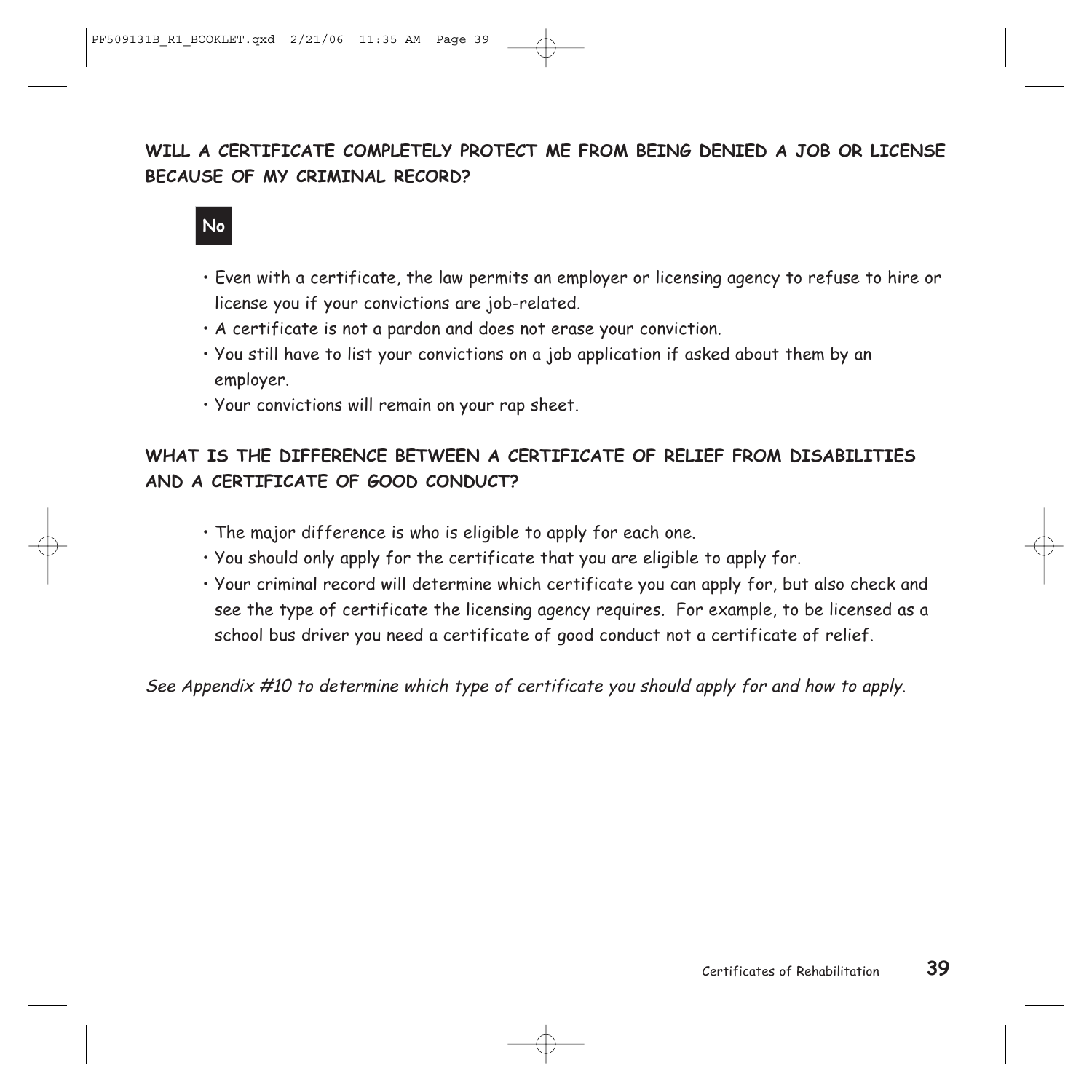## WILL A CERTIFICATE COMPLETELY PROTECT ME FROM BEING DENIED A JOB OR LICENSE BECAUSE OF MY CRIMINAL RECORD?

**No**

- Even with a certificate, the law permits an employer or licensing agency to refuse to hire or license you if your convictions are job-related.
- A certificate is not a pardon and does not erase your conviction.
- You still have to list your convictions on a job application if asked about them by an employer.
- Your convictions will remain on your rap sheet.

## WHAT IS THE DIFFERENCE BETWEEN A CERTIFICATE OF RELIEF FROM DISABILITIES AND A CERTIFICATE OF GOOD CONDUCT?

- The major difference is who is eligible to apply for each one.
- You should only apply for the certificate that you are eligible to apply for.
- Your criminal record will determine which certificate you can apply for, but also check and see the type of certificate the licensing agency requires. For example, to be licensed as a school bus driver you need a certificate of good conduct not a certificate of relief.

*See Appendix #10 to determine which type of certificate you should apply for and how to apply.*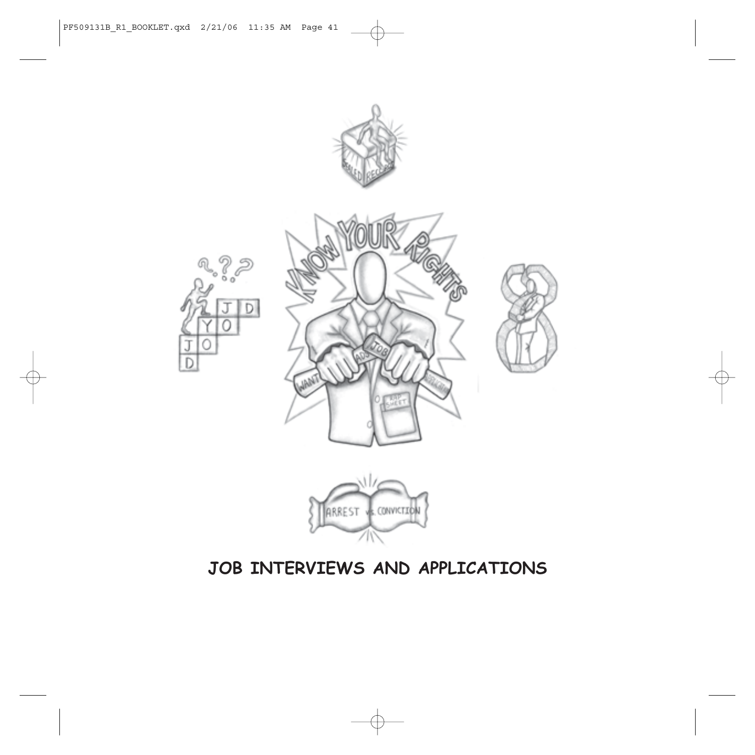# JOB INTERVIEWS AND APPLICATIONS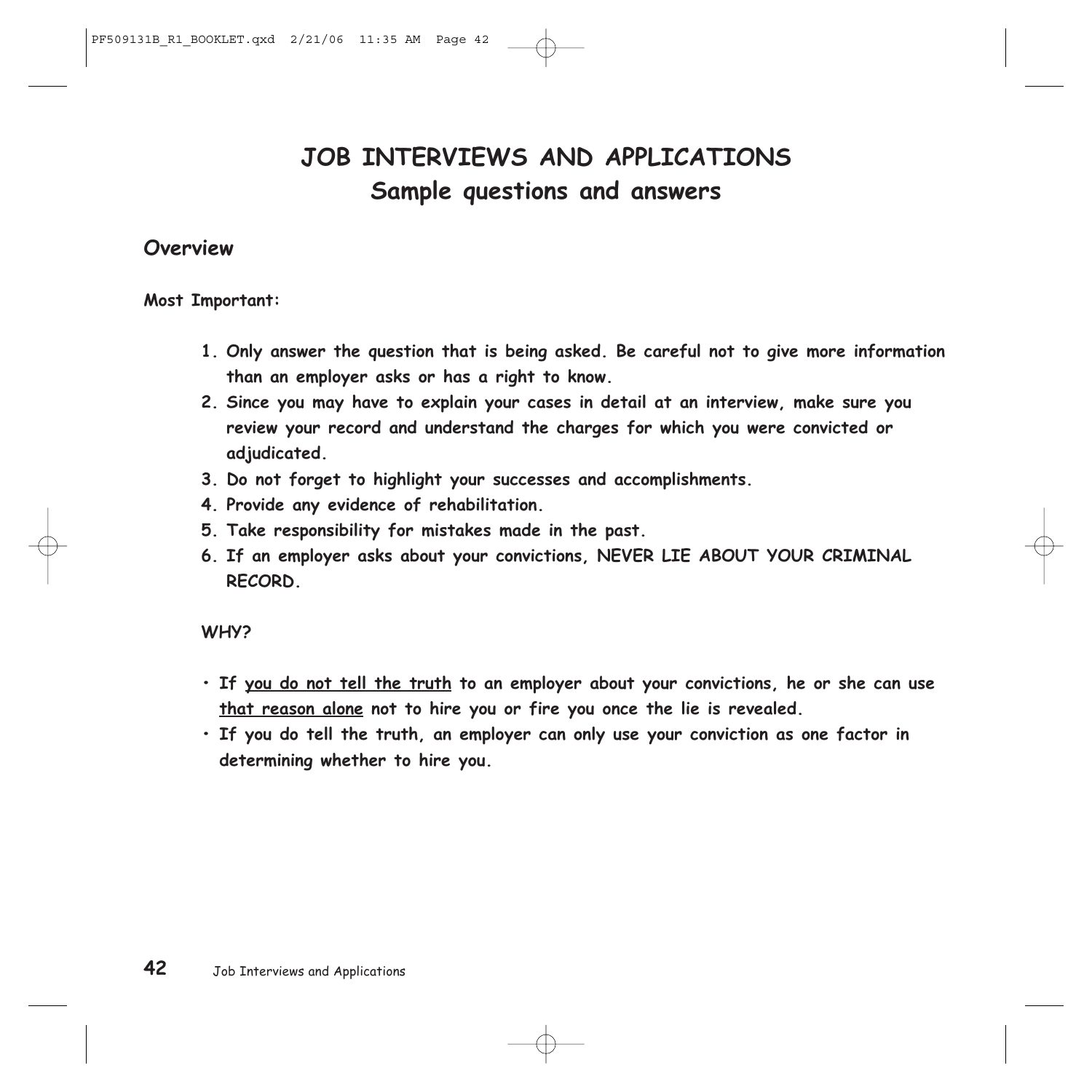# JOB INTERVIEWS AND APPLICATIONS
## Sample questions and answers

### Overview

**Most Important:**

1. **Only answer the question that is being asked. Be careful not to give more information than an employer asks or has a right to know.**
2. **Since you may have to explain your cases in detail at an interview, make sure you review your record and understand the charges for which you were convicted or adjudicated.**
3. **Do not forget to highlight your successes and accomplishments.**
4. **Provide any evidence of rehabilitation.**
5. **Take responsibility for mistakes made in the past.**
6. **If an employer asks about your convictions, NEVER LIE ABOUT YOUR CRIMINAL RECORD.**

**WHY?**

- **If <u>you do not tell the truth</u> to an employer about your convictions, he or she can use <u>that reason alone</u> not to hire you or fire you once the lie is revealed.**
- **If you do tell the truth, an employer can only use your conviction as one factor in determining whether to hire you.**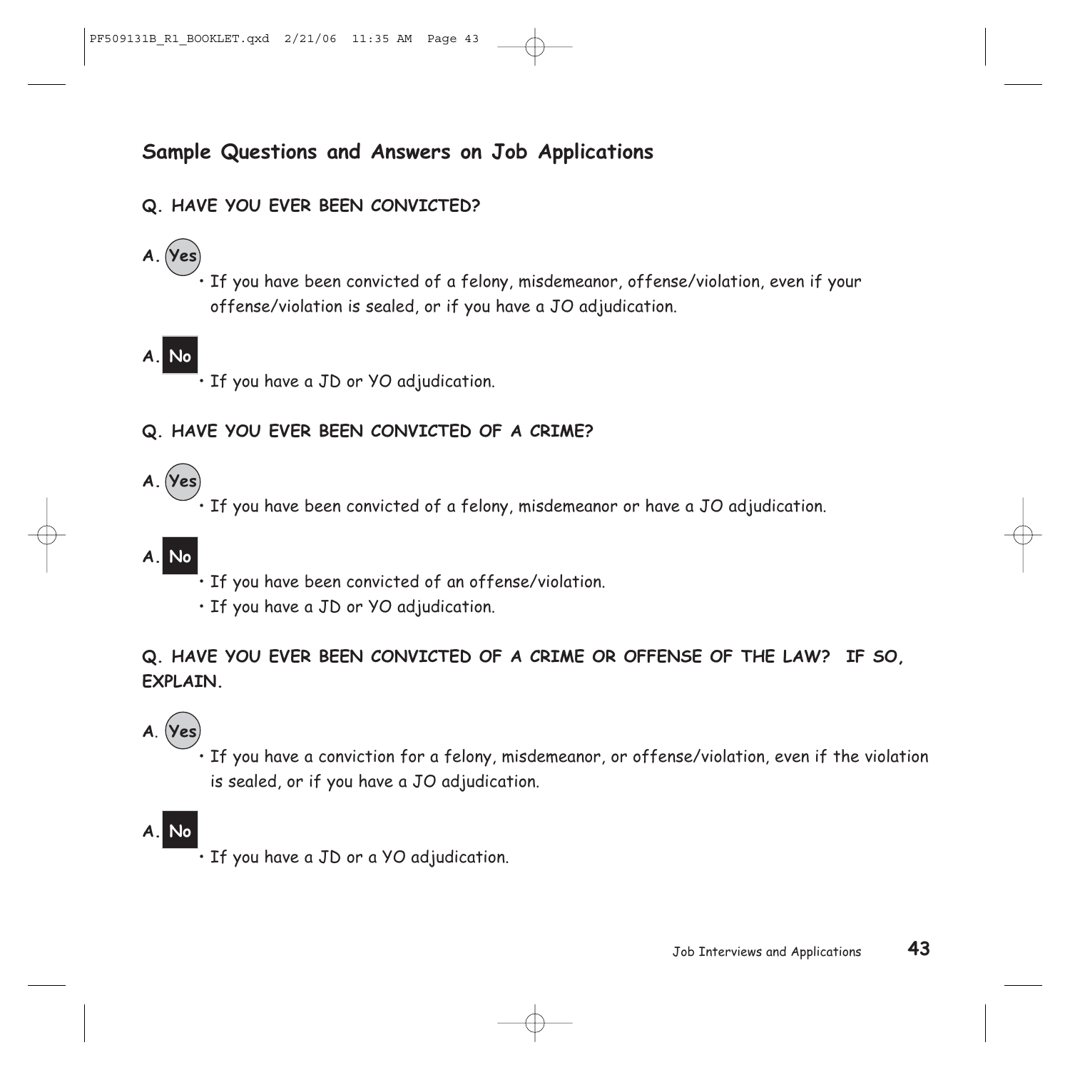## Sample Questions and Answers on Job Applications

**Q. HAVE YOU EVER BEEN CONVICTED?**

**A. Yes**

- If you have been convicted of a felony, misdemeanor, offense/violation, even if your offense/violation is sealed, or if you have a JO adjudication.

**A. No**

- If you have a JD or YO adjudication.

**Q. HAVE YOU EVER BEEN CONVICTED OF A CRIME?**

**A. Yes**

- If you have been convicted of a felony, misdemeanor or have a JO adjudication.

**A. No**

- If you have been convicted of an offense/violation.
- If you have a JD or YO adjudication.

**Q. HAVE YOU EVER BEEN CONVICTED OF A CRIME OR OFFENSE OF THE LAW? IF SO, EXPLAIN.**

**A. Yes**

- If you have a conviction for a felony, misdemeanor, or offense/violation, even if the violation is sealed, or if you have a JO adjudication.

**A. No**

- If you have a JD or a YO adjudication.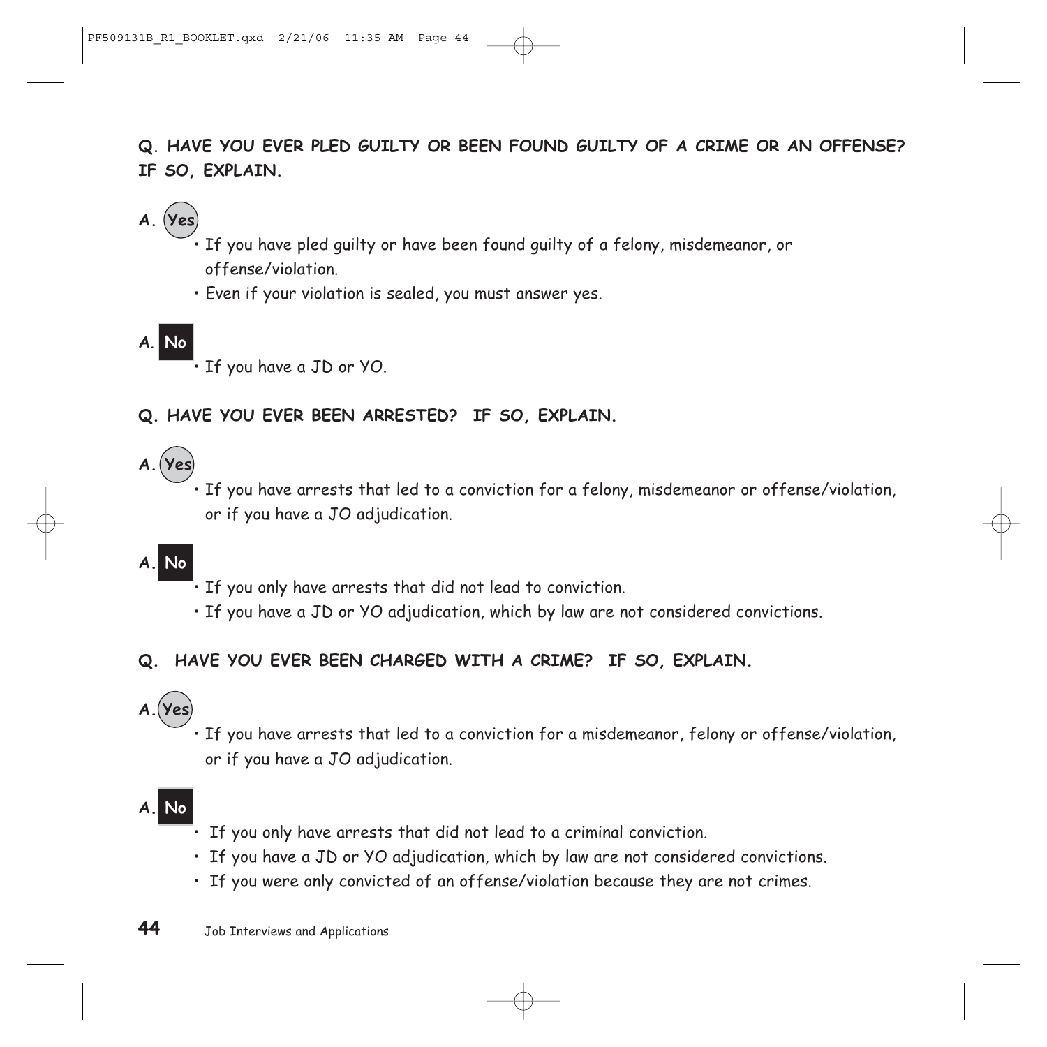**Q. HAVE YOU EVER PLED GUILTY OR BEEN FOUND GUILTY OF A CRIME OR AN OFFENSE? IF SO, EXPLAIN.**

**A. Yes**

- If you have pled guilty or have been found guilty of a felony, misdemeanor, or offense/violation.
- Even if your violation is sealed, you must answer yes.

**A. No**

- If you have a JD or YO.

**Q. HAVE YOU EVER BEEN ARRESTED? IF SO, EXPLAIN.**

**A. Yes**

- If you have arrests that led to a conviction for a felony, misdemeanor or offense/violation, or if you have a JO adjudication.

**A. No**

- If you only have arrests that did not lead to conviction.
- If you have a JD or YO adjudication, which by law are not considered convictions.

**Q. HAVE YOU EVER BEEN CHARGED WITH A CRIME? IF SO, EXPLAIN.**

**A. Yes**

- If you have arrests that led to a conviction for a misdemeanor, felony or offense/violation, or if you have a JO adjudication.

**A. No**

- If you only have arrests that did not lead to a criminal conviction.
- If you have a JD or YO adjudication, which by law are not considered convictions.
- If you were only convicted of an offense/violation because they are not crimes.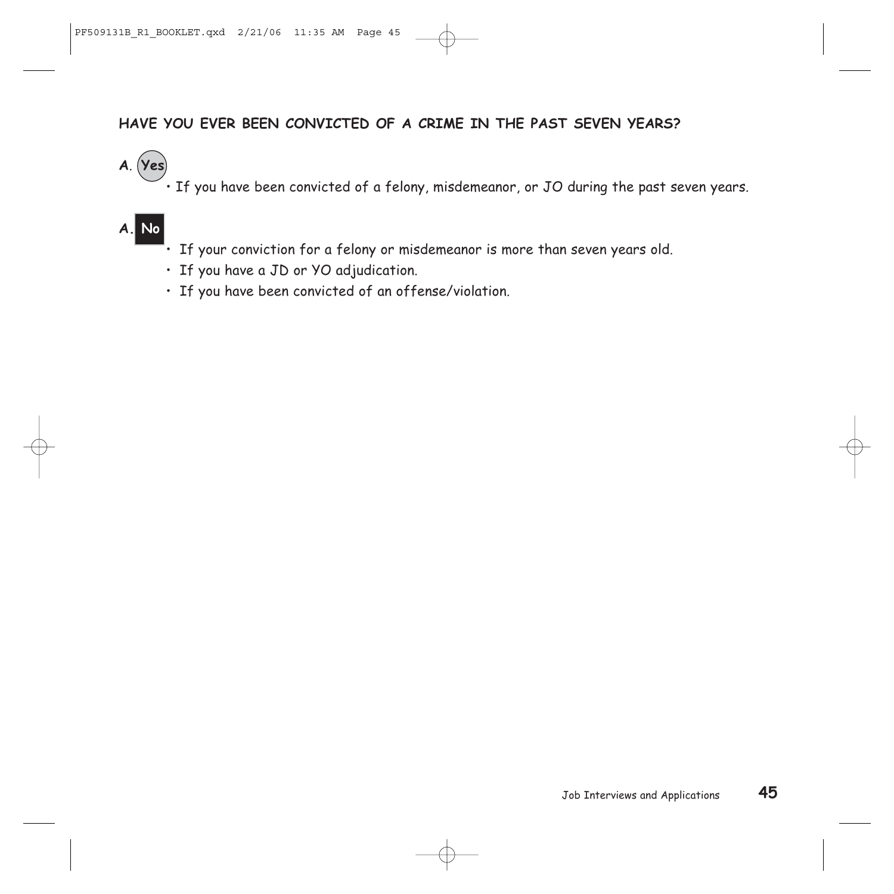**HAVE YOU EVER BEEN CONVICTED OF A CRIME IN THE PAST SEVEN YEARS?**

**A. Yes**

- If you have been convicted of a felony, misdemeanor, or JO during the past seven years.

**A. No**

- If your conviction for a felony or misdemeanor is more than seven years old.
- If you have a JD or YO adjudication.
- If you have been convicted of an offense/violation.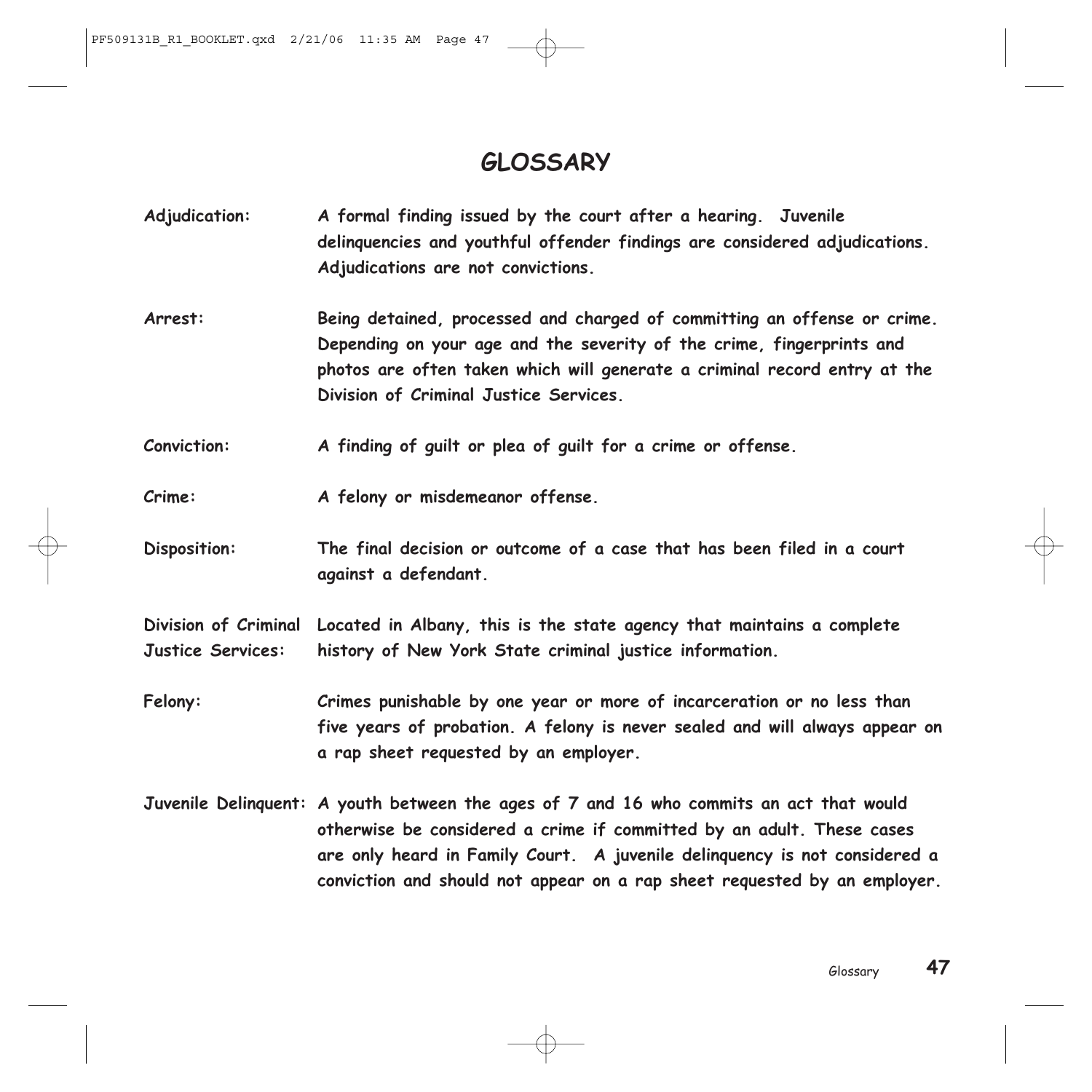# GLOSSARY

**Adjudication:** A formal finding issued by the court after a hearing. Juvenile delinquencies and youthful offender findings are considered adjudications. Adjudications are not convictions.

**Arrest:** Being detained, processed and charged of committing an offense or crime. Depending on your age and the severity of the crime, fingerprints and photos are often taken which will generate a criminal record entry at the Division of Criminal Justice Services.

**Conviction:** A finding of guilt or plea of guilt for a crime or offense.

**Crime:** A felony or misdemeanor offense.

**Disposition:** The final decision or outcome of a case that has been filed in a court against a defendant.

**Division of Criminal Justice Services:** Located in Albany, this is the state agency that maintains a complete history of New York State criminal justice information.

**Felony:** Crimes punishable by one year or more of incarceration or no less than five years of probation. A felony is never sealed and will always appear on a rap sheet requested by an employer.

**Juvenile Delinquent:** A youth between the ages of 7 and 16 who commits an act that would otherwise be considered a crime if committed by an adult. These cases are only heard in Family Court. A juvenile delinquency is not considered a conviction and should not appear on a rap sheet requested by an employer.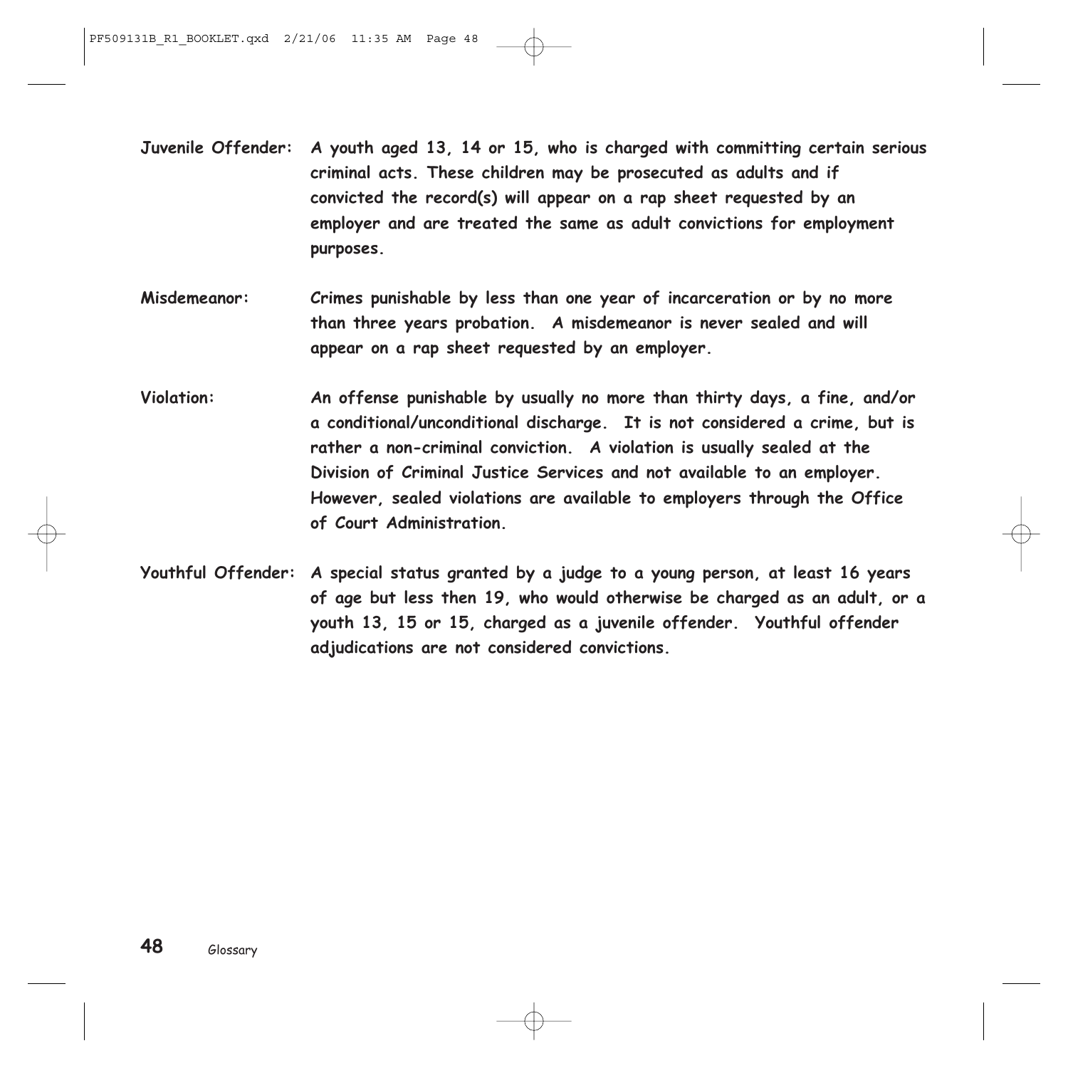**Juvenile Offender:** A youth aged 13, 14 or 15, who is charged with committing certain serious criminal acts. These children may be prosecuted as adults and if convicted the record(s) will appear on a rap sheet requested by an employer and are treated the same as adult convictions for employment purposes.

**Misdemeanor:** Crimes punishable by less than one year of incarceration or by no more than three years probation. A misdemeanor is never sealed and will appear on a rap sheet requested by an employer.

**Violation:** An offense punishable by usually no more than thirty days, a fine, and/or a conditional/unconditional discharge. It is not considered a crime, but is rather a non-criminal conviction. A violation is usually sealed at the Division of Criminal Justice Services and not available to an employer. However, sealed violations are available to employers through the Office of Court Administration.

**Youthful Offender:** A special status granted by a judge to a young person, at least 16 years of age but less then 19, who would otherwise be charged as an adult, or a youth 13, 15 or 15, charged as a juvenile offender. Youthful offender adjudications are not considered convictions.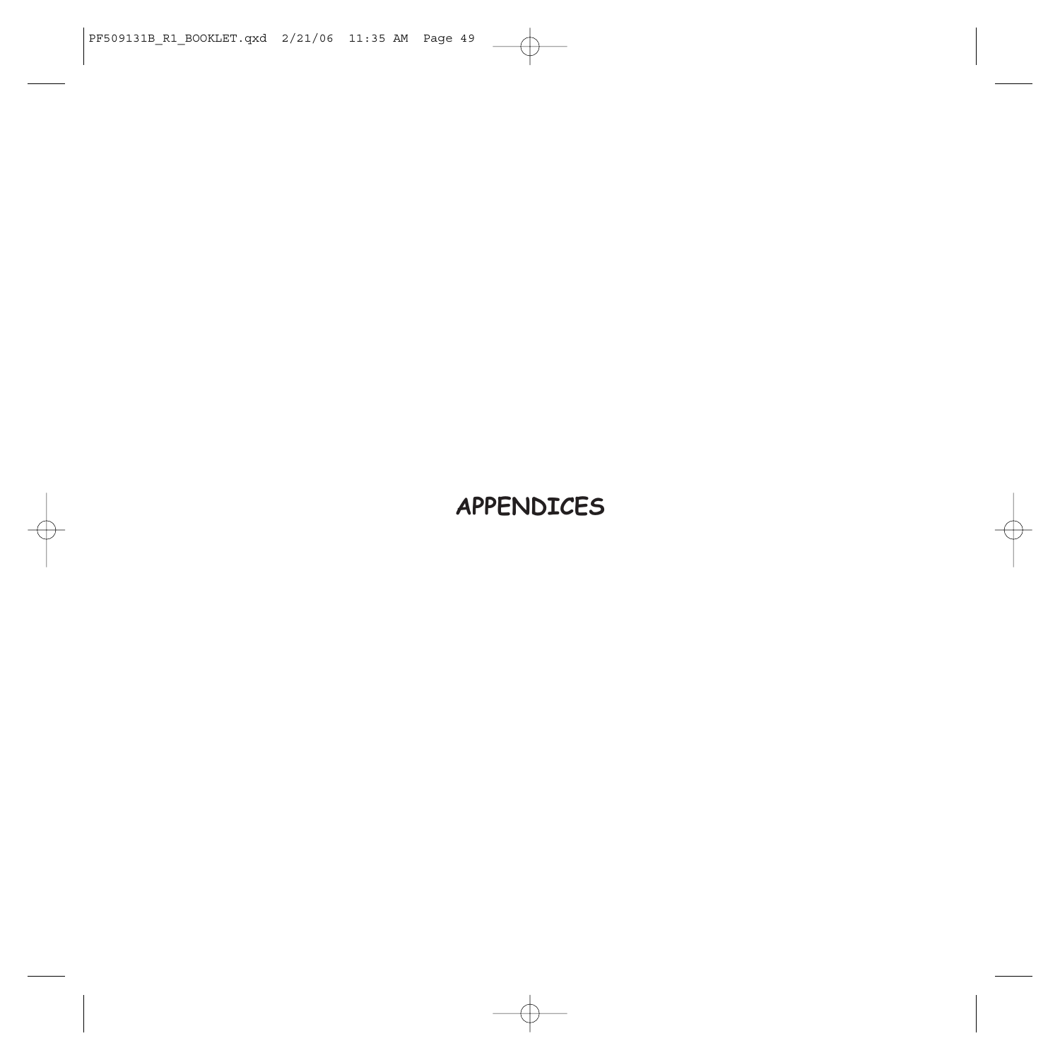# APPENDICES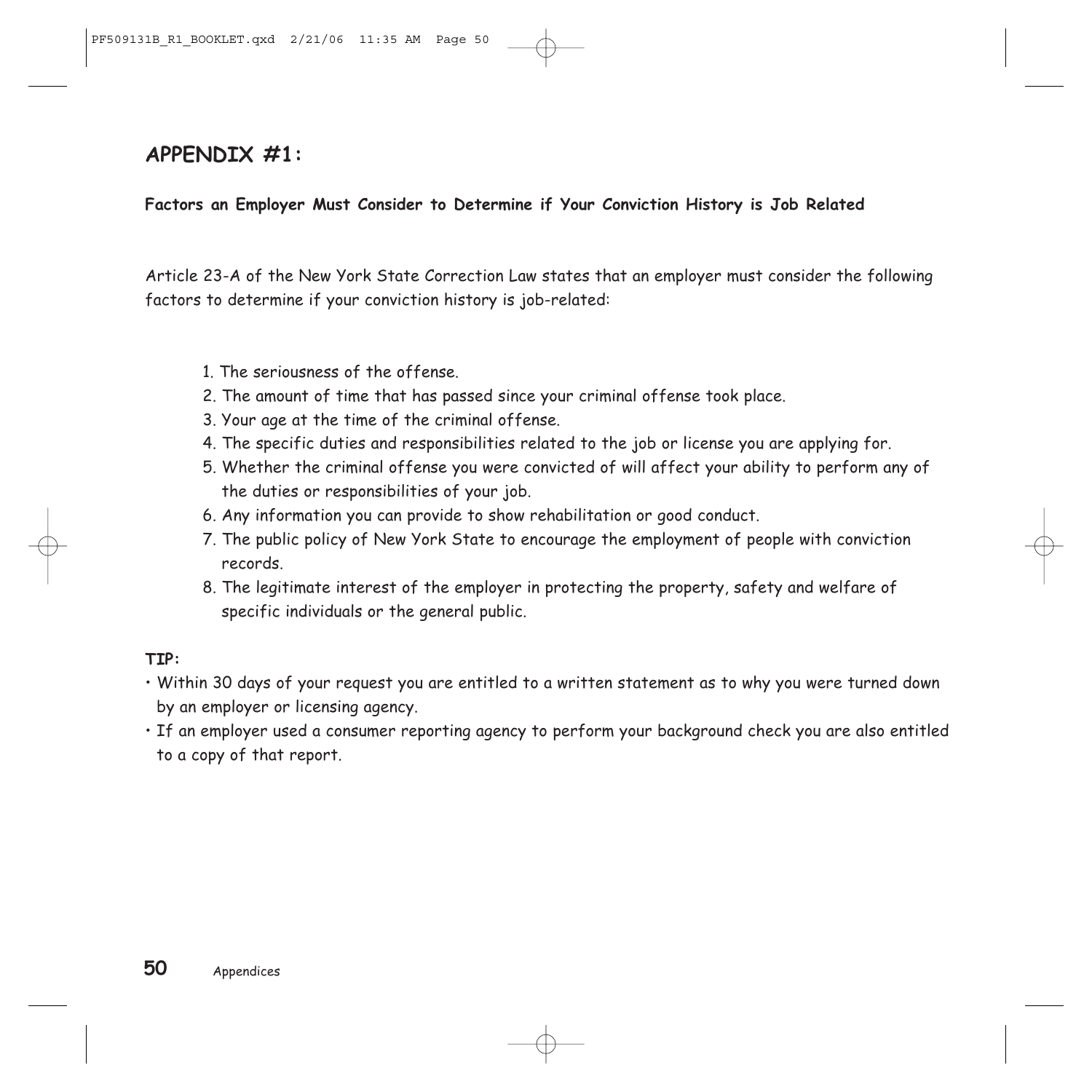## APPENDIX #1:

**Factors an Employer Must Consider to Determine if Your Conviction History is Job Related**

Article 23-A of the New York State Correction Law states that an employer must consider the following factors to determine if your conviction history is job-related:

1. The seriousness of the offense.
2. The amount of time that has passed since your criminal offense took place.
3. Your age at the time of the criminal offense.
4. The specific duties and responsibilities related to the job or license you are applying for.
5. Whether the criminal offense you were convicted of will affect your ability to perform any of the duties or responsibilities of your job.
6. Any information you can provide to show rehabilitation or good conduct.
7. The public policy of New York State to encourage the employment of people with conviction records.
8. The legitimate interest of the employer in protecting the property, safety and welfare of specific individuals or the general public.

**TIP:**

- Within 30 days of your request you are entitled to a written statement as to why you were turned down by an employer or licensing agency.
- If an employer used a consumer reporting agency to perform your background check you are also entitled to a copy of that report.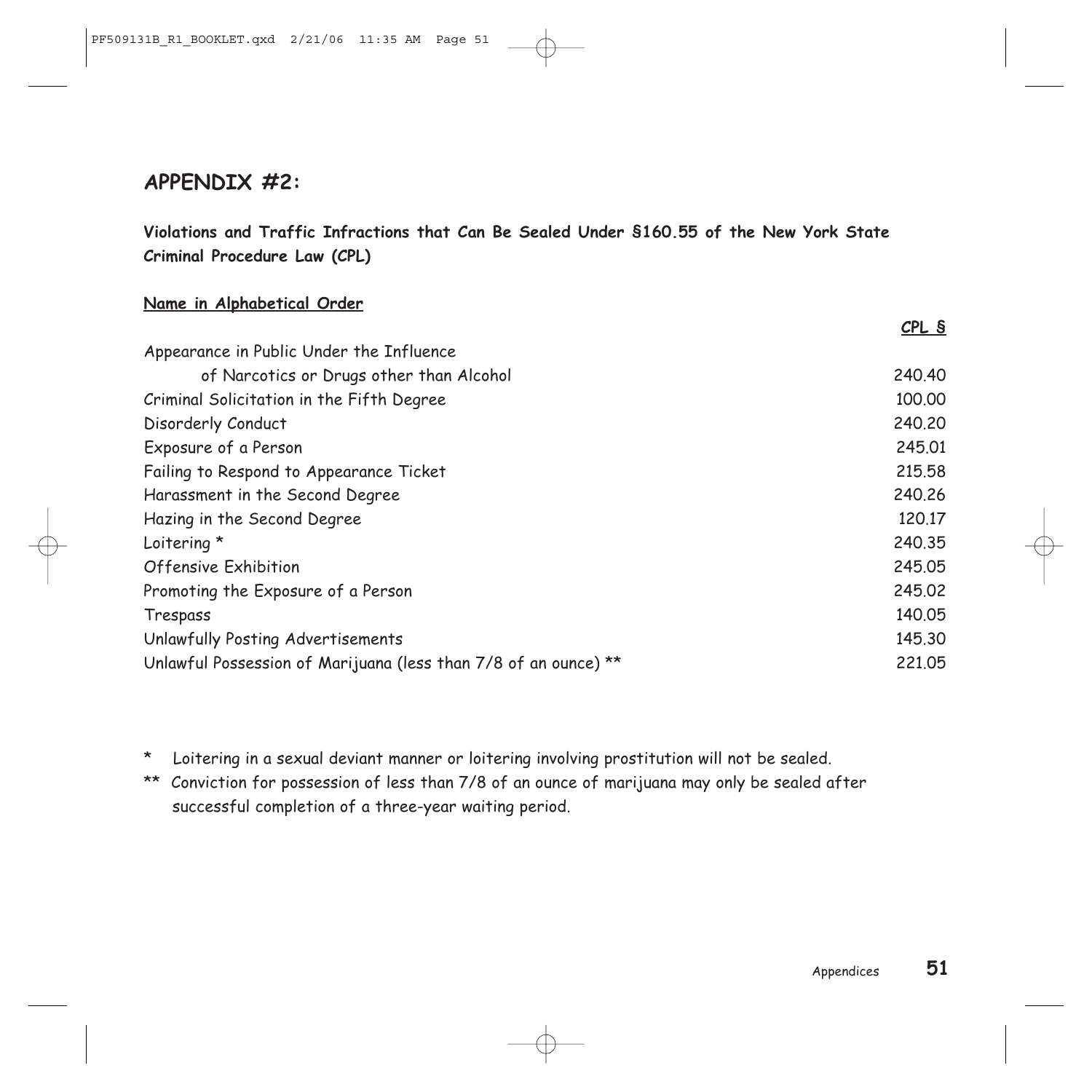## APPENDIX #2:

**Violations and Traffic Infractions that Can Be Sealed Under §160.55 of the New York State Criminal Procedure Law (CPL)**

| Name in Alphabetical Order | CPL § |
|---|---|
| Appearance in Public Under the Influence of Narcotics or Drugs other than Alcohol | 240.40 |
| Criminal Solicitation in the Fifth Degree | 100.00 |
| Disorderly Conduct | 240.20 |
| Exposure of a Person | 245.01 |
| Failing to Respond to Appearance Ticket | 215.58 |
| Harassment in the Second Degree | 240.26 |
| Hazing in the Second Degree | 120.17 |
| Loitering * | 240.35 |
| Offensive Exhibition | 245.05 |
| Promoting the Exposure of a Person | 245.02 |
| Trespass | 140.05 |
| Unlawfully Posting Advertisements | 145.30 |
| Unlawful Possession of Marijuana (less than 7/8 of an ounce) ** | 221.05 |

\* Loitering in a sexual deviant manner or loitering involving prostitution will not be sealed.

\*\* Conviction for possession of less than 7/8 of an ounce of marijuana may only be sealed after successful completion of a three-year waiting period.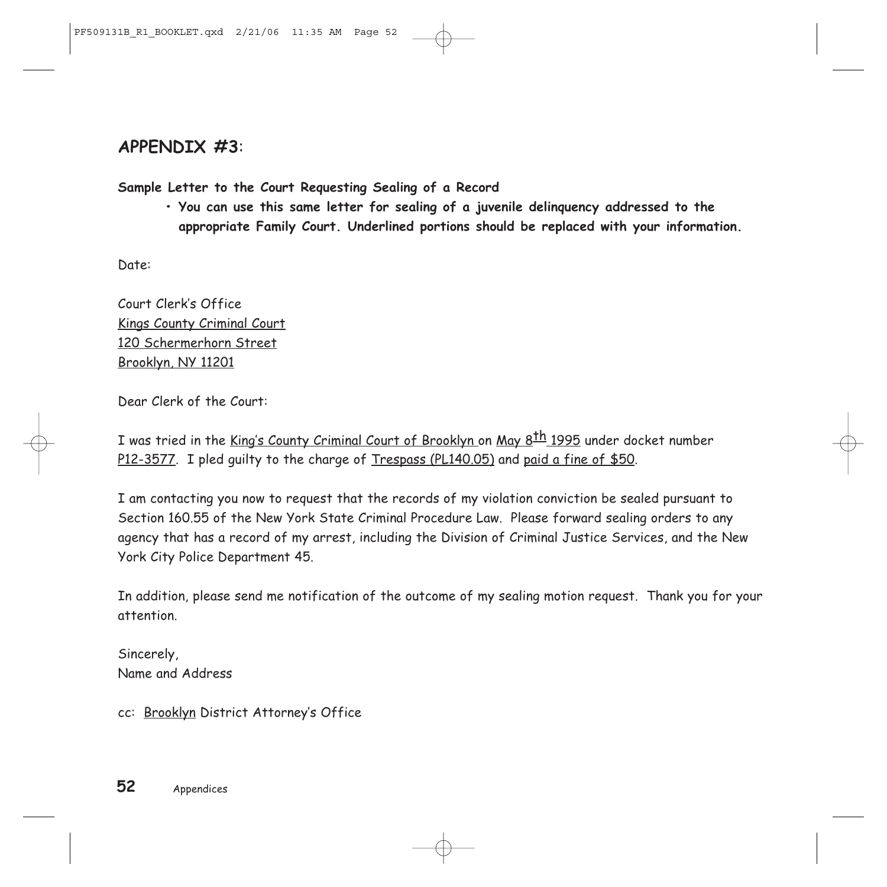## APPENDIX #3:

**Sample Letter to the Court Requesting Sealing of a Record**

- **You can use this same letter for sealing of a juvenile delinquency addressed to the appropriate Family Court. Underlined portions should be replaced with your information.**

Date:

Court Clerk's Office
<u>Kings County Criminal Court</u>
<u>120 Schermerhorn Street</u>
<u>Brooklyn, NY 11201</u>

Dear Clerk of the Court:

I was tried in the <u>King's County Criminal Court of Brooklyn</u> on <u>May 8th 1995</u> under docket number <u>P12-3577</u>. I pled guilty to the charge of <u>Trespass (PL140.05)</u> and <u>paid a fine of $50</u>.

I am contacting you now to request that the records of my violation conviction be sealed pursuant to Section 160.55 of the New York State Criminal Procedure Law. Please forward sealing orders to any agency that has a record of my arrest, including the Division of Criminal Justice Services, and the New York City Police Department 45.

In addition, please send me notification of the outcome of my sealing motion request. Thank you for your attention.

Sincerely,
Name and Address

cc: <u>Brooklyn</u> District Attorney's Office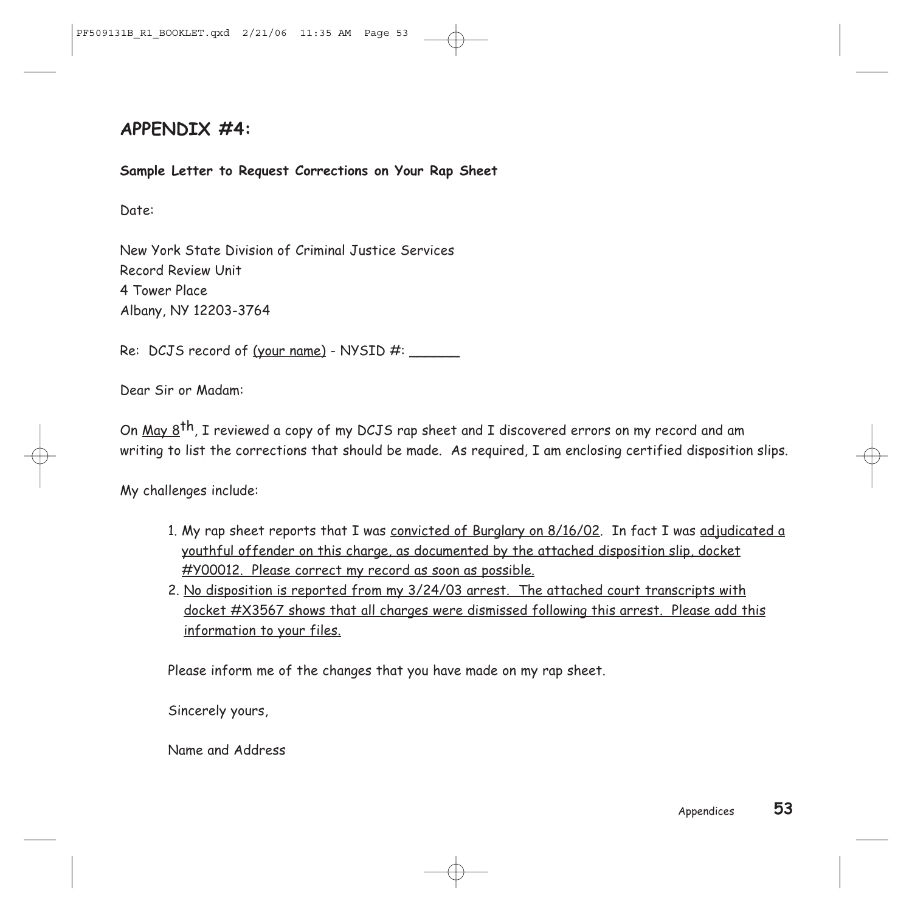## APPENDIX #4:

**Sample Letter to Request Corrections on Your Rap Sheet**

Date:

New York State Division of Criminal Justice Services
Record Review Unit
4 Tower Place
Albany, NY 12203-3764

Re: DCJS record of (your name) - NYSID #: ______

Dear Sir or Madam:

On May 8th, I reviewed a copy of my DCJS rap sheet and I discovered errors on my record and am writing to list the corrections that should be made. As required, I am enclosing certified disposition slips.

My challenges include:

1. My rap sheet reports that I was convicted of Burglary on 8/16/02. In fact I was adjudicated a youthful offender on this charge, as documented by the attached disposition slip, docket #Y00012. Please correct my record as soon as possible.
2. No disposition is reported from my 3/24/03 arrest. The attached court transcripts with docket #X3567 shows that all charges were dismissed following this arrest. Please add this information to your files.

Please inform me of the changes that you have made on my rap sheet.

Sincerely yours,

Name and Address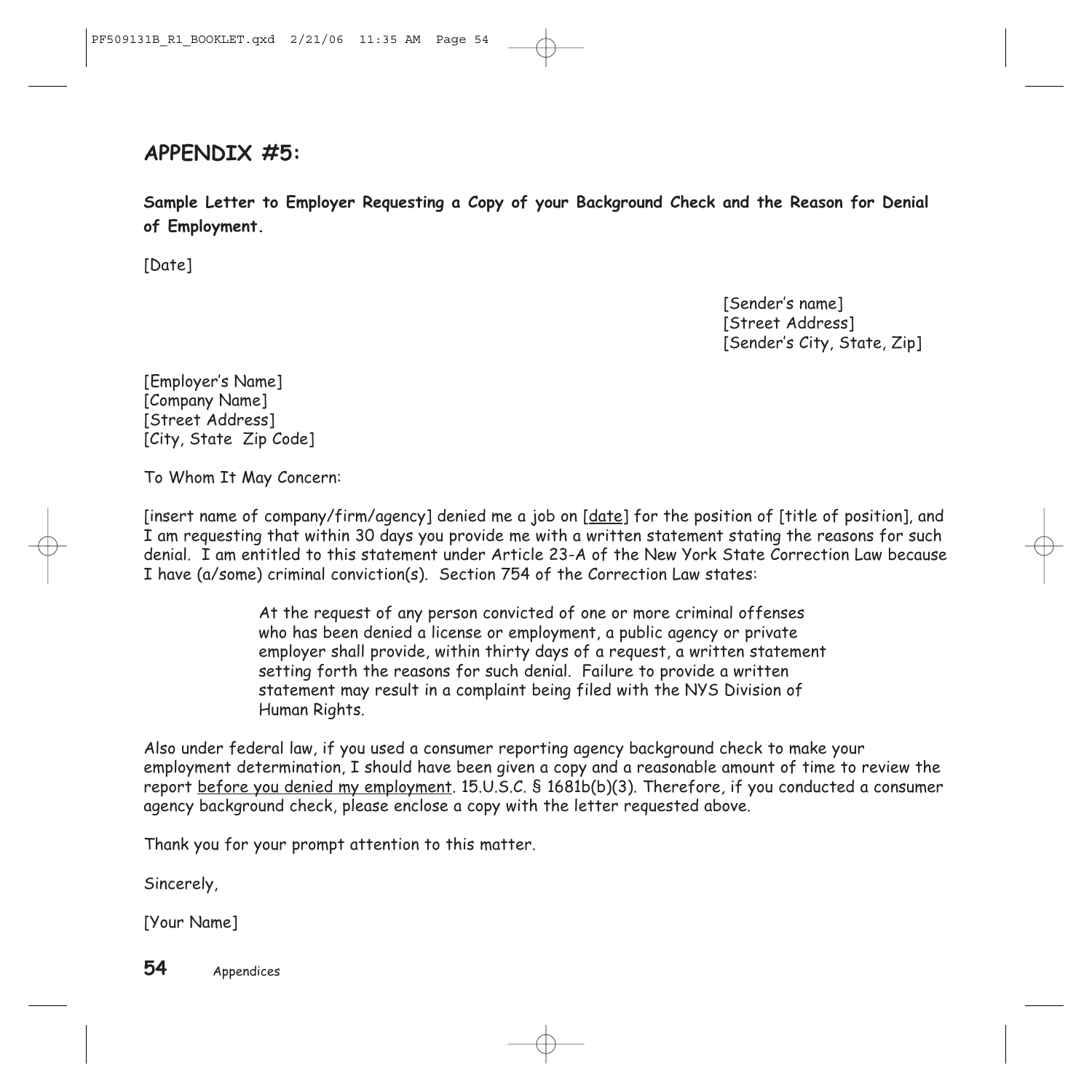## APPENDIX #5:

**Sample Letter to Employer Requesting a Copy of your Background Check and the Reason for Denial of Employment.**

[Date]

[Sender's name]
[Street Address]
[Sender's City, State, Zip]

[Employer's Name]
[Company Name]
[Street Address]
[City, State  Zip Code]

To Whom It May Concern:

[insert name of company/firm/agency] denied me a job on [date] for the position of [title of position], and I am requesting that within 30 days you provide me with a written statement stating the reasons for such denial. I am entitled to this statement under Article 23-A of the New York State Correction Law because I have (a/some) criminal conviction(s). Section 754 of the Correction Law states:

> At the request of any person convicted of one or more criminal offenses who has been denied a license or employment, a public agency or private employer shall provide, within thirty days of a request, a written statement setting forth the reasons for such denial. Failure to provide a written statement may result in a complaint being filed with the NYS Division of Human Rights.

Also under federal law, if you used a consumer reporting agency background check to make your employment determination, I should have been given a copy and a reasonable amount of time to review the report before you denied my employment. 15.U.S.C. § 1681b(b)(3). Therefore, if you conducted a consumer agency background check, please enclose a copy with the letter requested above.

Thank you for your prompt attention to this matter.

Sincerely,

[Your Name]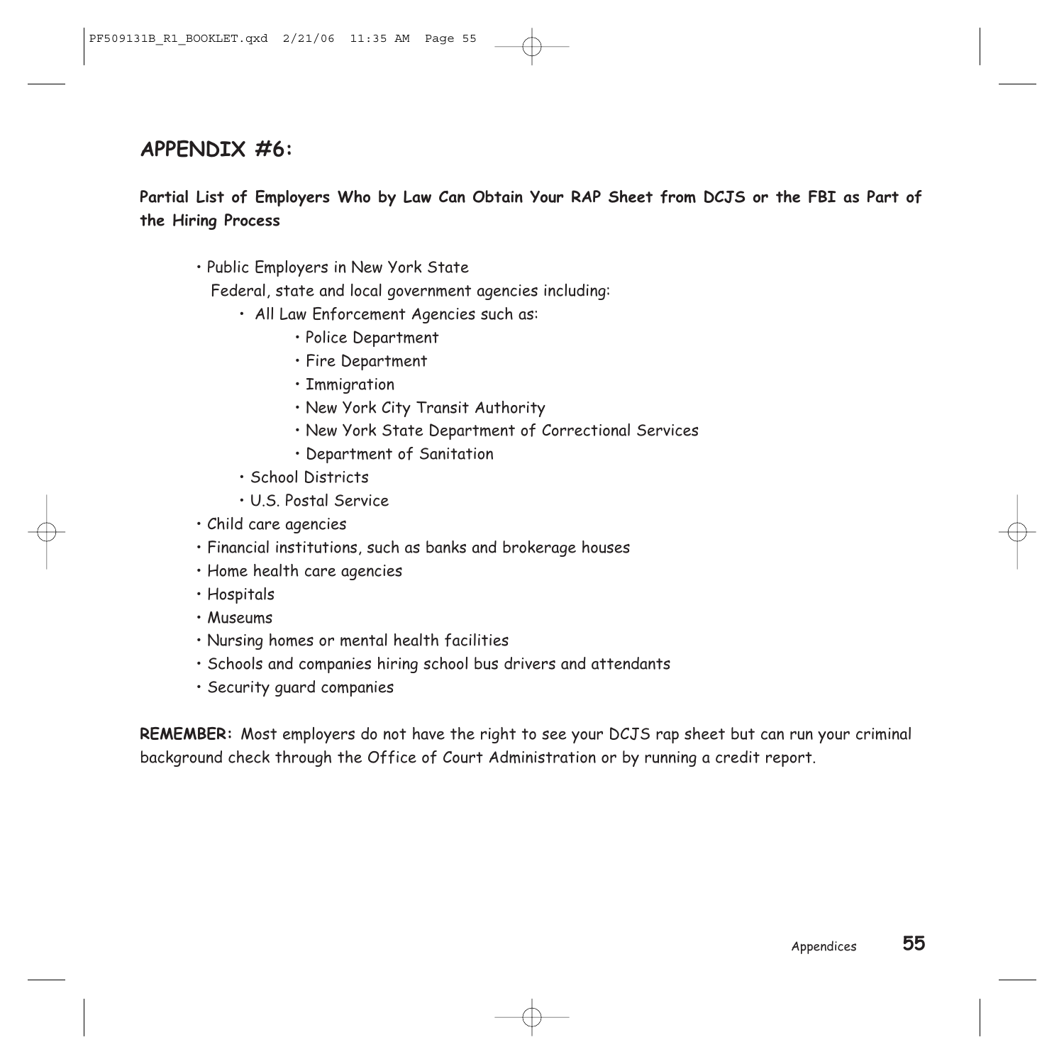## APPENDIX #6:

**Partial List of Employers Who by Law Can Obtain Your RAP Sheet from DCJS or the FBI as Part of the Hiring Process**

- Public Employers in New York State
  Federal, state and local government agencies including:
    - All Law Enforcement Agencies such as:
        - Police Department
        - Fire Department
        - Immigration
        - New York City Transit Authority
        - New York State Department of Correctional Services
        - Department of Sanitation
    - School Districts
    - U.S. Postal Service
- Child care agencies
- Financial institutions, such as banks and brokerage houses
- Home health care agencies
- Hospitals
- Museums
- Nursing homes or mental health facilities
- Schools and companies hiring school bus drivers and attendants
- Security guard companies

**REMEMBER:** Most employers do not have the right to see your DCJS rap sheet but can run your criminal background check through the Office of Court Administration or by running a credit report.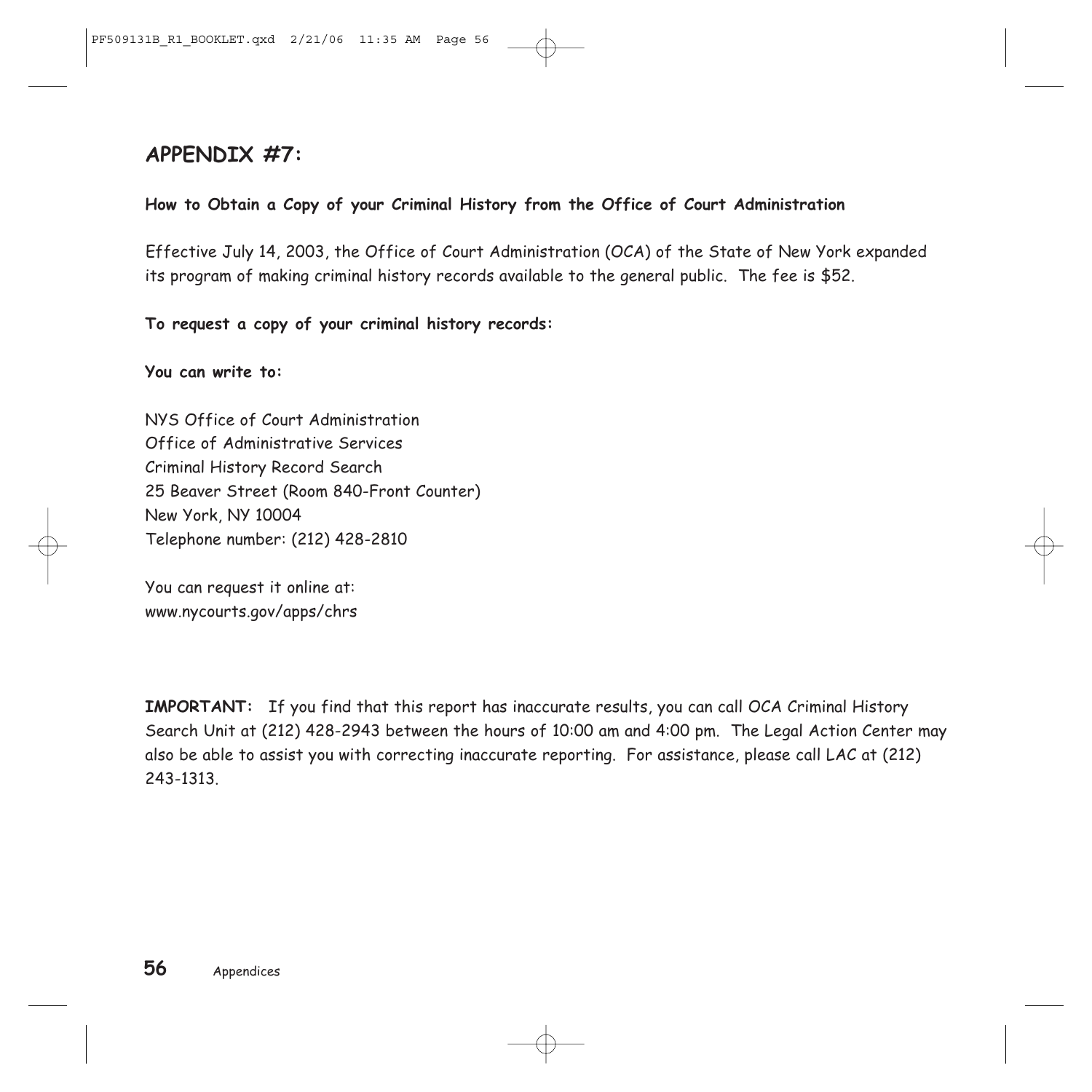## APPENDIX #7:

**How to Obtain a Copy of your Criminal History from the Office of Court Administration**

Effective July 14, 2003, the Office of Court Administration (OCA) of the State of New York expanded its program of making criminal history records available to the general public. The fee is $52.

**To request a copy of your criminal history records:**

**You can write to:**

NYS Office of Court Administration
Office of Administrative Services
Criminal History Record Search
25 Beaver Street (Room 840-Front Counter)
New York, NY 10004
Telephone number: (212) 428-2810

You can request it online at:
www.nycourts.gov/apps/chrs

**IMPORTANT:** If you find that this report has inaccurate results, you can call OCA Criminal History Search Unit at (212) 428-2943 between the hours of 10:00 am and 4:00 pm. The Legal Action Center may also be able to assist you with correcting inaccurate reporting. For assistance, please call LAC at (212) 243-1313.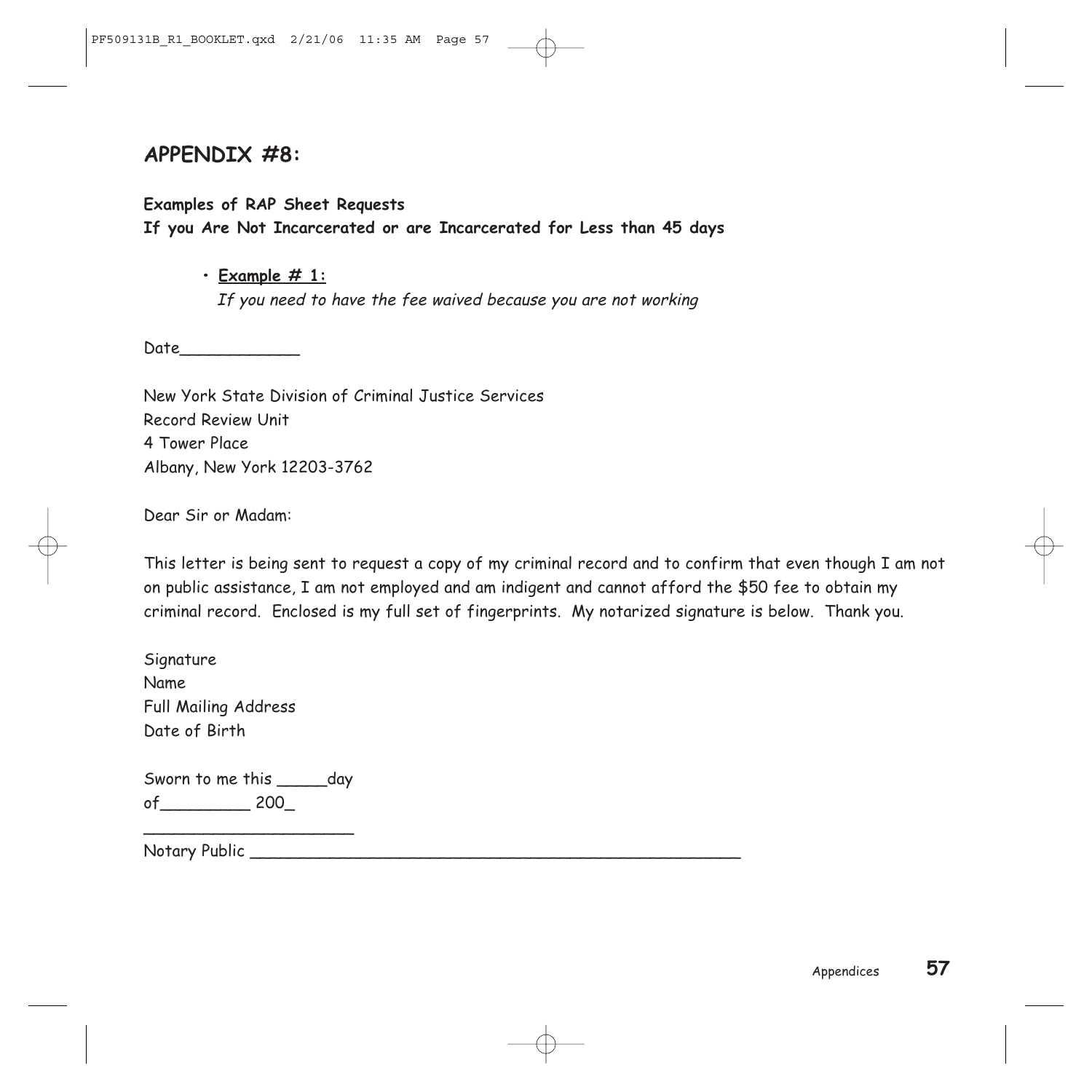## APPENDIX #8:

**Examples of RAP Sheet Requests**
**If you Are Not Incarcerated or are Incarcerated for Less than 45 days**

- **Example # 1:**
  *If you need to have the fee waived because you are not working*

Date____________

New York State Division of Criminal Justice Services
Record Review Unit
4 Tower Place
Albany, New York 12203-3762

Dear Sir or Madam:

This letter is being sent to request a copy of my criminal record and to confirm that even though I am not on public assistance, I am not employed and am indigent and cannot afford the $50 fee to obtain my criminal record. Enclosed is my full set of fingerprints. My notarized signature is below. Thank you.

Signature
Name
Full Mailing Address
Date of Birth

Sworn to me this _____day
of_________ 200_
_____________________
Notary Public __________________________________________________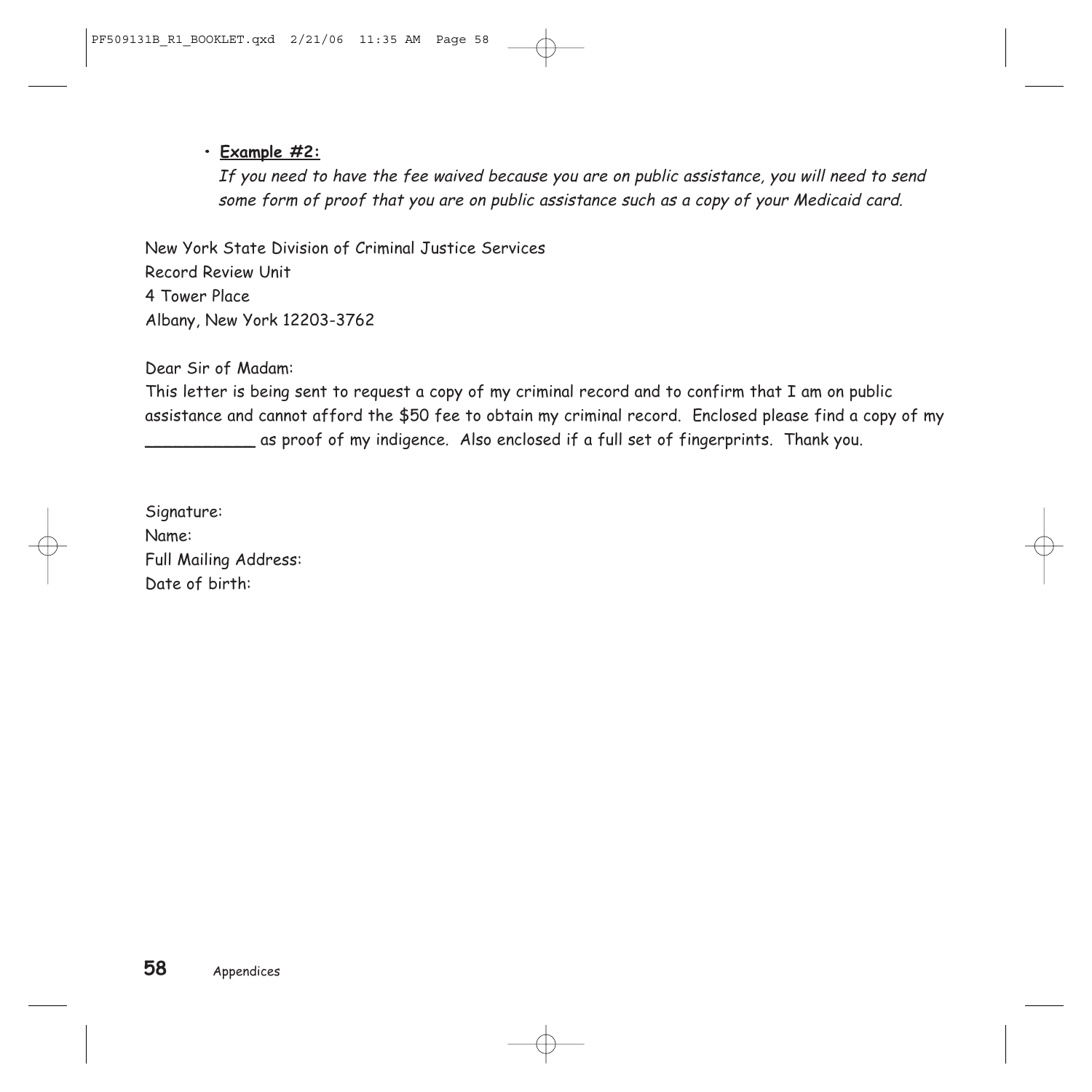- **Example #2:**

  *If you need to have the fee waived because you are on public assistance, you will need to send some form of proof that you are on public assistance such as a copy of your Medicaid card.*

New York State Division of Criminal Justice Services
Record Review Unit
4 Tower Place
Albany, New York 12203-3762

Dear Sir of Madam:
This letter is being sent to request a copy of my criminal record and to confirm that I am on public assistance and cannot afford the $50 fee to obtain my criminal record. Enclosed please find a copy of my ___________ as proof of my indigence. Also enclosed if a full set of fingerprints. Thank you.

Signature:
Name:
Full Mailing Address:
Date of birth: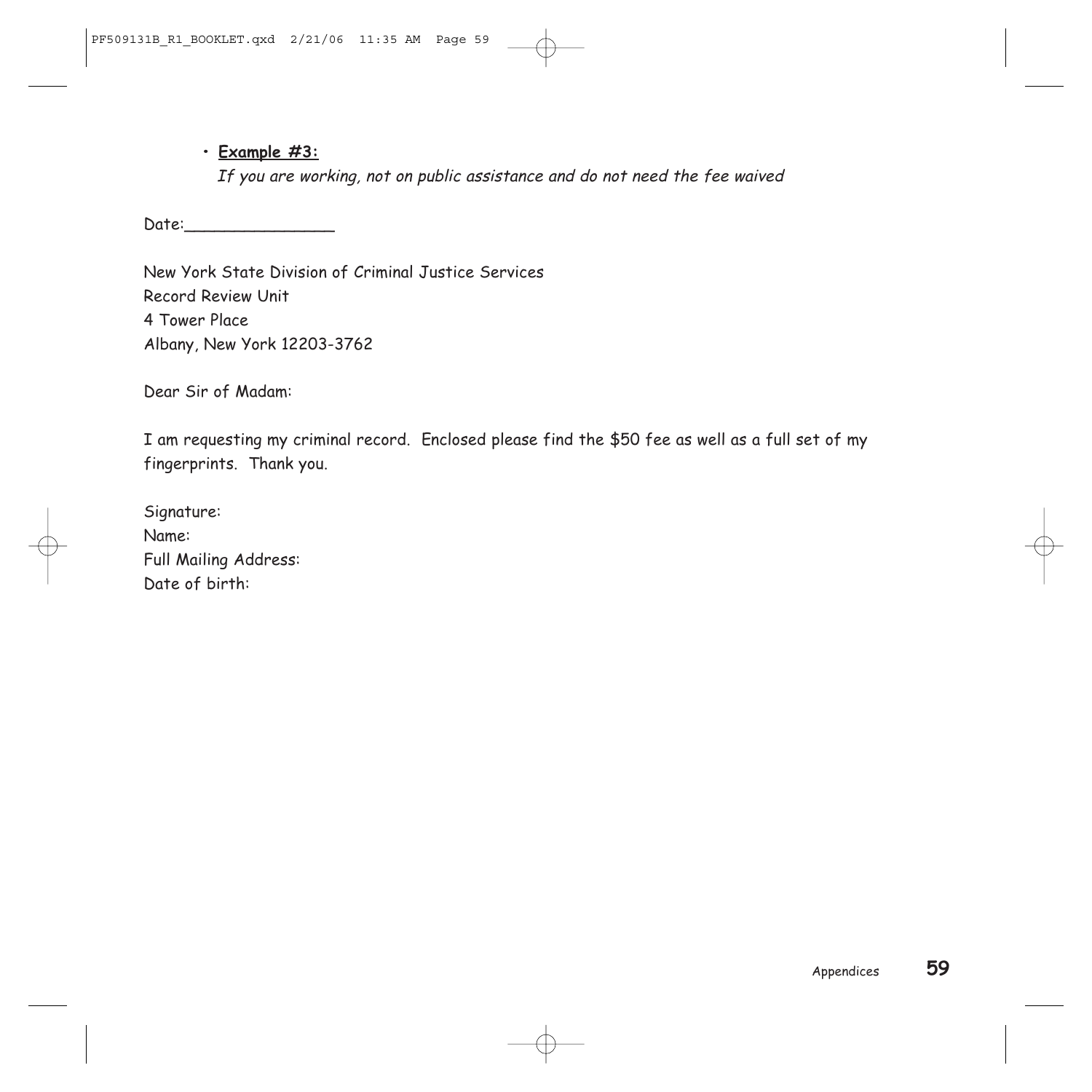- **Example #3:**
  *If you are working, not on public assistance and do not need the fee waived*

Date:_______________

New York State Division of Criminal Justice Services
Record Review Unit
4 Tower Place
Albany, New York 12203-3762

Dear Sir of Madam:

I am requesting my criminal record. Enclosed please find the $50 fee as well as a full set of my fingerprints. Thank you.

Signature:
Name:
Full Mailing Address:
Date of birth: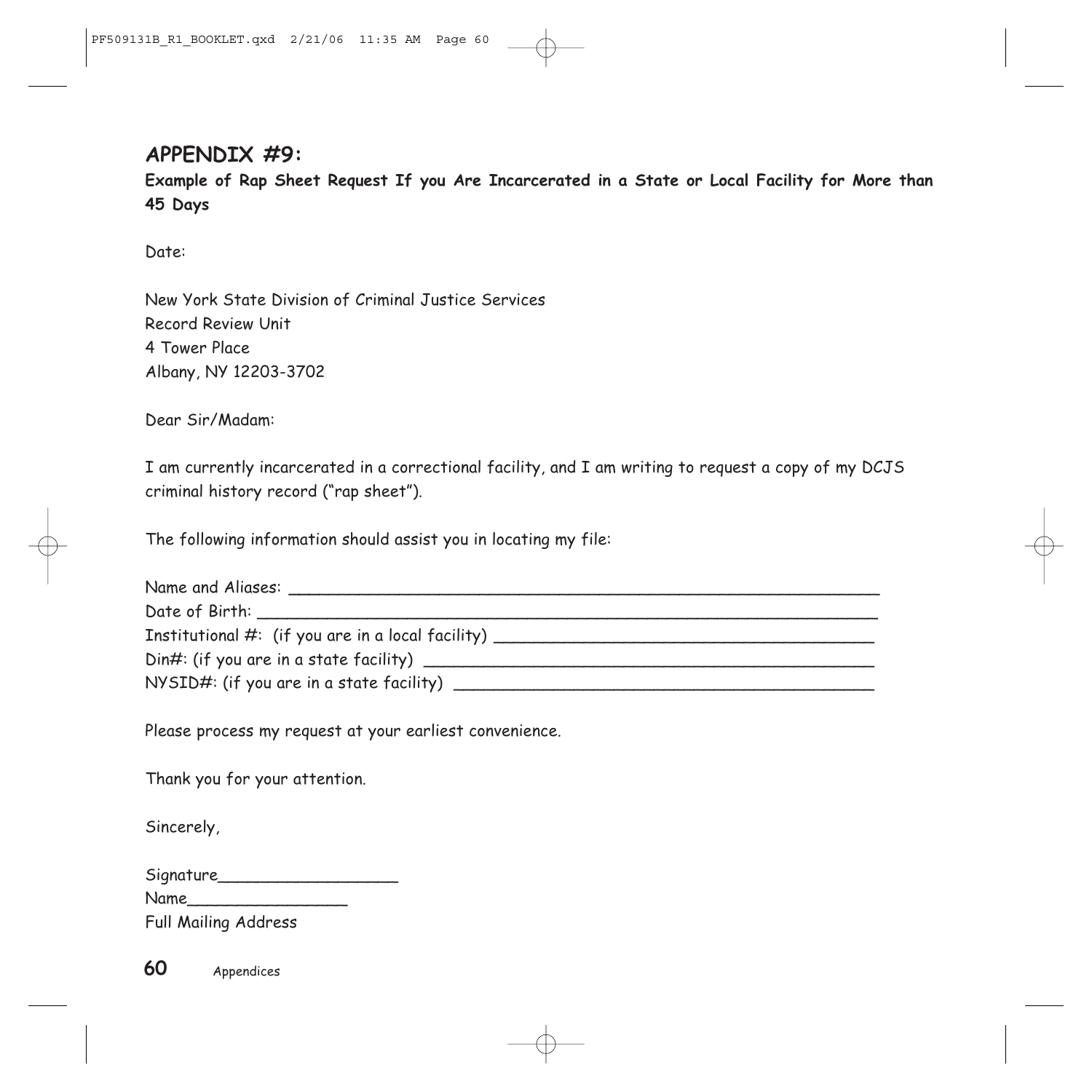## APPENDIX #9:

**Example of Rap Sheet Request If you Are Incarcerated in a State or Local Facility for More than 45 Days**

Date:

New York State Division of Criminal Justice Services
Record Review Unit
4 Tower Place
Albany, NY 12203-3702

Dear Sir/Madam:

I am currently incarcerated in a correctional facility, and I am writing to request a copy of my DCJS criminal history record ("rap sheet").

The following information should assist you in locating my file:

Name and Aliases: ______________________________________________________________
Date of Birth: _________________________________________________________________
Institutional #: (if you are in a local facility) ______________________________________
Din#: (if you are in a state facility) _____________________________________________
NYSID#: (if you are in a state facility) __________________________________________

Please process my request at your earliest convenience.

Thank you for your attention.

Sincerely,

Signature__________________
Name________________
Full Mailing Address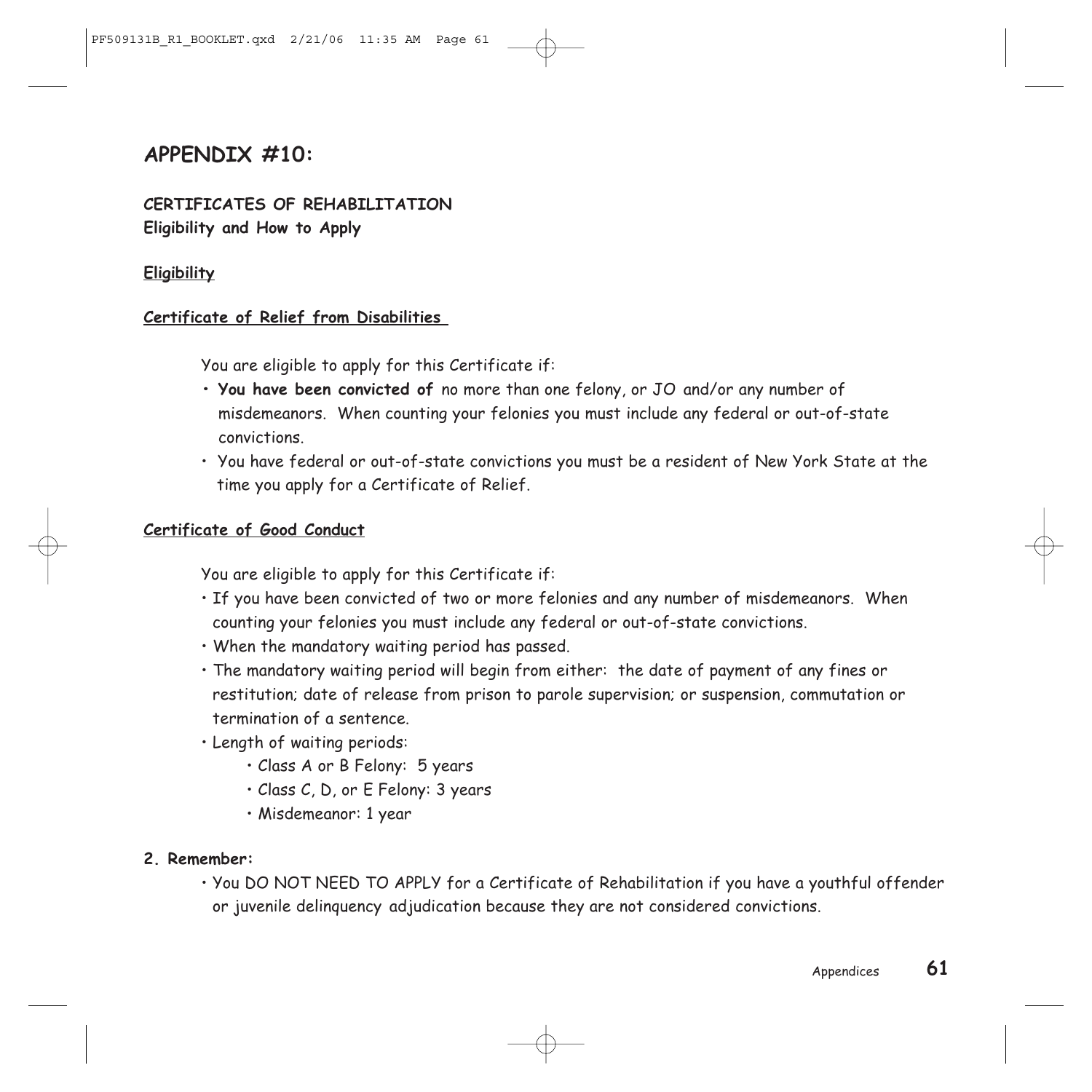# APPENDIX #10:

**CERTIFICATES OF REHABILITATION**
**Eligibility and How to Apply**

**Eligibility**

**Certificate of Relief from Disabilities**

You are eligible to apply for this Certificate if:

- **You have been convicted of** no more than one felony, or JO and/or any number of misdemeanors. When counting your felonies you must include any federal or out-of-state convictions.
- You have federal or out-of-state convictions you must be a resident of New York State at the time you apply for a Certificate of Relief.

**Certificate of Good Conduct**

You are eligible to apply for this Certificate if:

- If you have been convicted of two or more felonies and any number of misdemeanors. When counting your felonies you must include any federal or out-of-state convictions.
- When the mandatory waiting period has passed.
- The mandatory waiting period will begin from either: the date of payment of any fines or restitution; date of release from prison to parole supervision; or suspension, commutation or termination of a sentence.
- Length of waiting periods:
  - Class A or B Felony: 5 years
  - Class C, D, or E Felony: 3 years
  - Misdemeanor: 1 year

**2. Remember:**

- You DO NOT NEED TO APPLY for a Certificate of Rehabilitation if you have a youthful offender or juvenile delinquency adjudication because they are not considered convictions.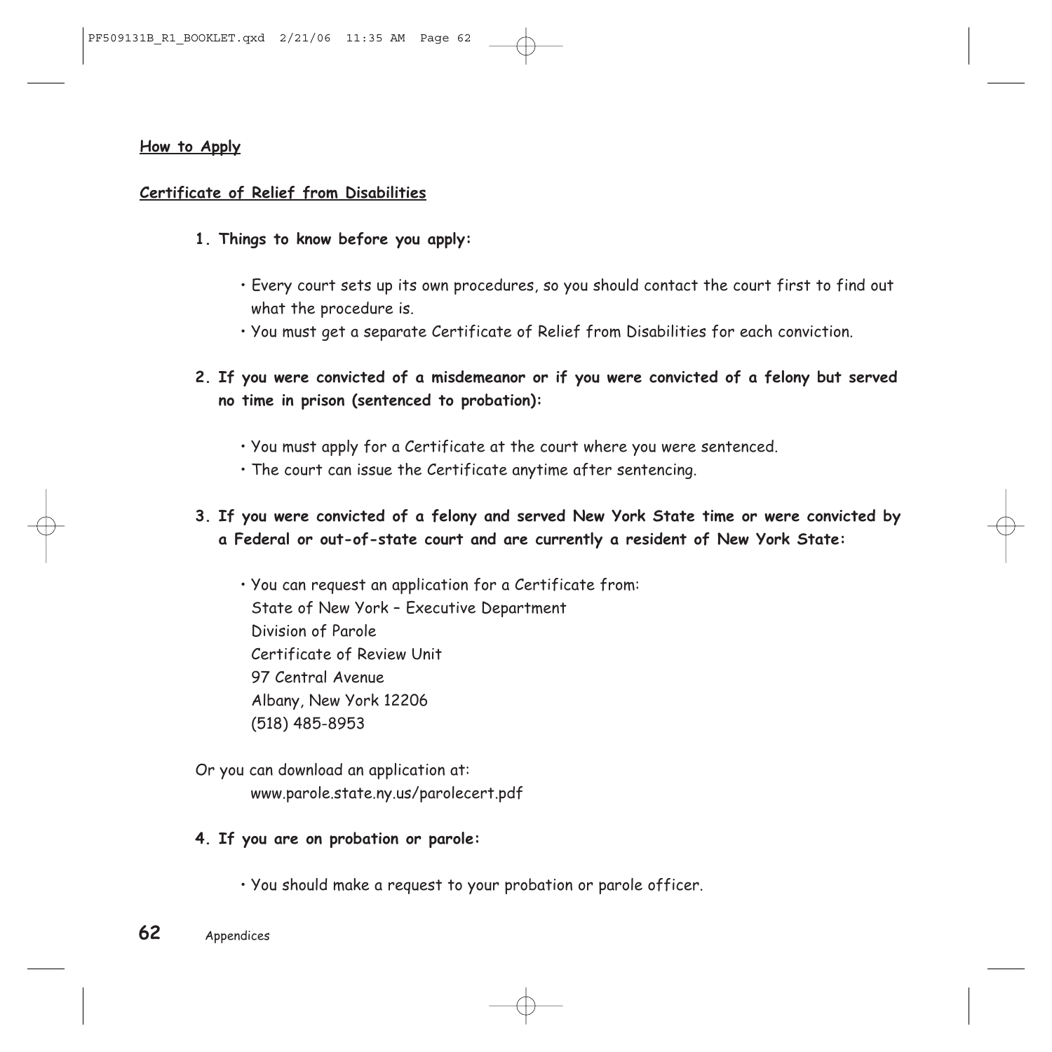**How to Apply**

**Certificate of Relief from Disabilities**

1. **Things to know before you apply:**
   - Every court sets up its own procedures, so you should contact the court first to find out what the procedure is.
   - You must get a separate Certificate of Relief from Disabilities for each conviction.

2. **If you were convicted of a misdemeanor or if you were convicted of a felony but served no time in prison (sentenced to probation):**
   - You must apply for a Certificate at the court where you were sentenced.
   - The court can issue the Certificate anytime after sentencing.

3. **If you were convicted of a felony and served New York State time or were convicted by a Federal or out-of-state court and are currently a resident of New York State:**
   - You can request an application for a Certificate from:
     State of New York – Executive Department
     Division of Parole
     Certificate of Review Unit
     97 Central Avenue
     Albany, New York 12206
     (518) 485-8953

   Or you can download an application at:
   www.parole.state.ny.us/parolecert.pdf

4. **If you are on probation or parole:**
   - You should make a request to your probation or parole officer.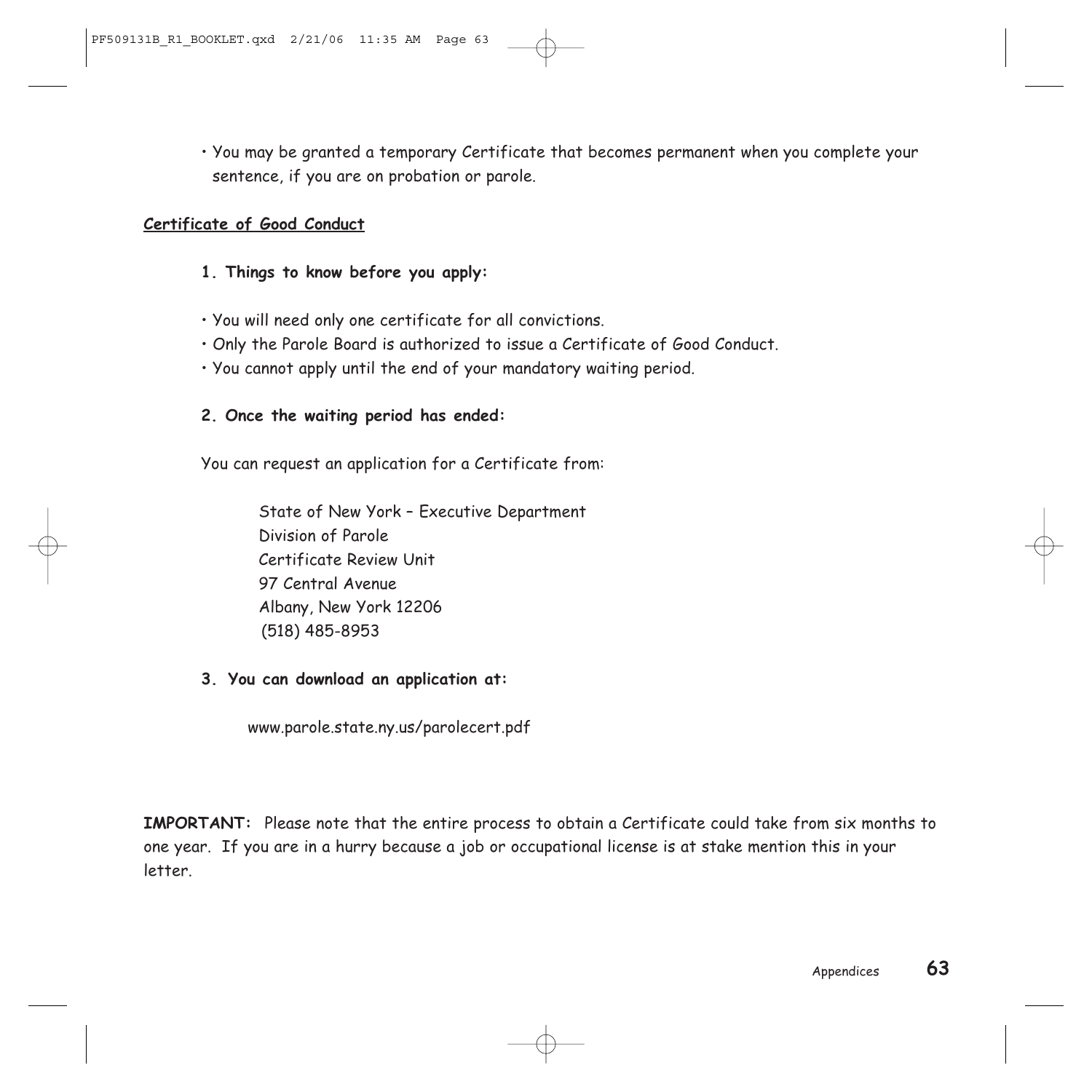- You may be granted a temporary Certificate that becomes permanent when you complete your sentence, if you are on probation or parole.

## Certificate of Good Conduct

### 1. Things to know before you apply:

- You will need only one certificate for all convictions.
- Only the Parole Board is authorized to issue a Certificate of Good Conduct.
- You cannot apply until the end of your mandatory waiting period.

### 2. Once the waiting period has ended:

You can request an application for a Certificate from:

> State of New York – Executive Department
> Division of Parole
> Certificate Review Unit
> 97 Central Avenue
> Albany, New York 12206
> (518) 485-8953

### 3. You can download an application at:

www.parole.state.ny.us/parolecert.pdf

**IMPORTANT:** Please note that the entire process to obtain a Certificate could take from six months to one year. If you are in a hurry because a job or occupational license is at stake mention this in your letter.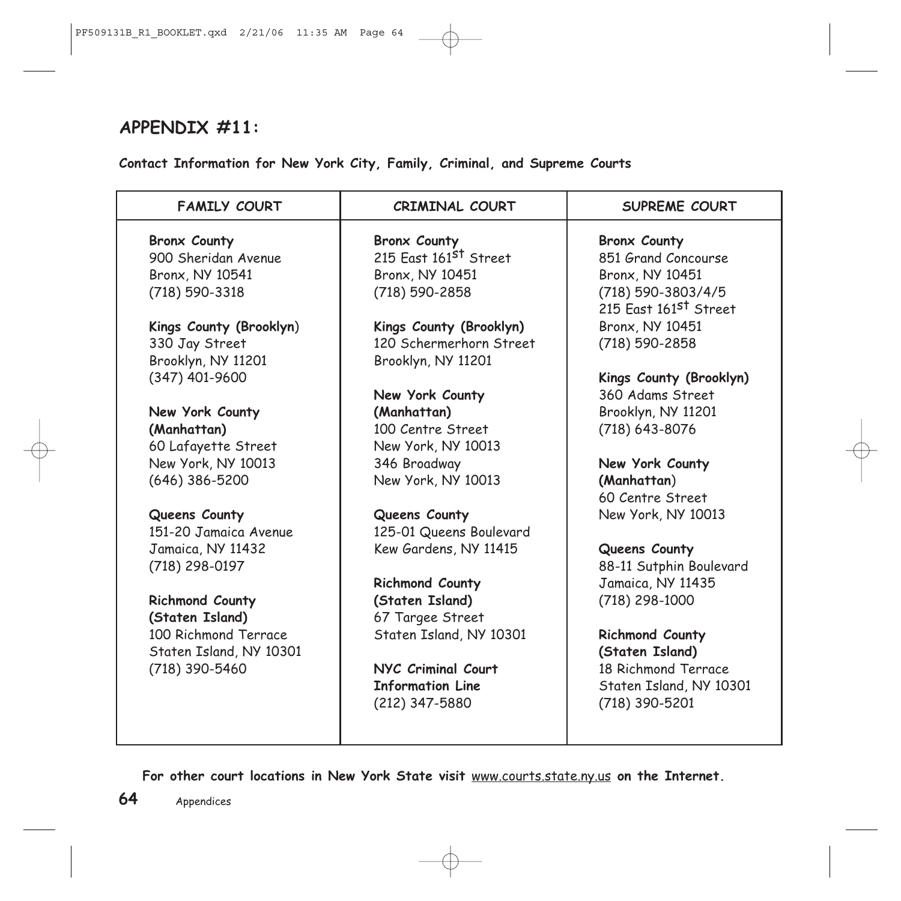## APPENDIX #11:

**Contact Information for New York City, Family, Criminal, and Supreme Courts**

| FAMILY COURT | CRIMINAL COURT | SUPREME COURT |
|---|---|---|
| **Bronx County**<br>900 Sheridan Avenue<br>Bronx, NY 10541<br>(718) 590-3318 | **Bronx County**<br>215 East 161st Street<br>Bronx, NY 10451<br>(718) 590-2858 | **Bronx County**<br>851 Grand Concourse<br>Bronx, NY 10451<br>(718) 590-3803/4/5<br>215 East 161st Street<br>Bronx, NY 10451<br>(718) 590-2858 |
| **Kings County (Brooklyn)**<br>330 Jay Street<br>Brooklyn, NY 11201<br>(347) 401-9600 | **Kings County (Brooklyn)**<br>120 Schermerhorn Street<br>Brooklyn, NY 11201 | **Kings County (Brooklyn)**<br>360 Adams Street<br>Brooklyn, NY 11201<br>(718) 643-8076 |
| **New York County (Manhattan)**<br>60 Lafayette Street<br>New York, NY 10013<br>(646) 386-5200 | **New York County (Manhattan)**<br>100 Centre Street<br>New York, NY 10013<br>346 Broadway<br>New York, NY 10013 | **New York County (Manhattan)**<br>60 Centre Street<br>New York, NY 10013 |
| **Queens County**<br>151-20 Jamaica Avenue<br>Jamaica, NY 11432<br>(718) 298-0197 | **Queens County**<br>125-01 Queens Boulevard<br>Kew Gardens, NY 11415 | **Queens County**<br>88-11 Sutphin Boulevard<br>Jamaica, NY 11435<br>(718) 298-1000 |
| **Richmond County (Staten Island)**<br>100 Richmond Terrace<br>Staten Island, NY 10301<br>(718) 390-5460 | **Richmond County (Staten Island)**<br>67 Targee Street<br>Staten Island, NY 10301 | **Richmond County (Staten Island)**<br>18 Richmond Terrace<br>Staten Island, NY 10301<br>(718) 390-5201 |
| | **NYC Criminal Court Information Line**<br>(212) 347-5880 | |

**For other court locations in New York State visit** www.courts.state.ny.us **on the Internet.**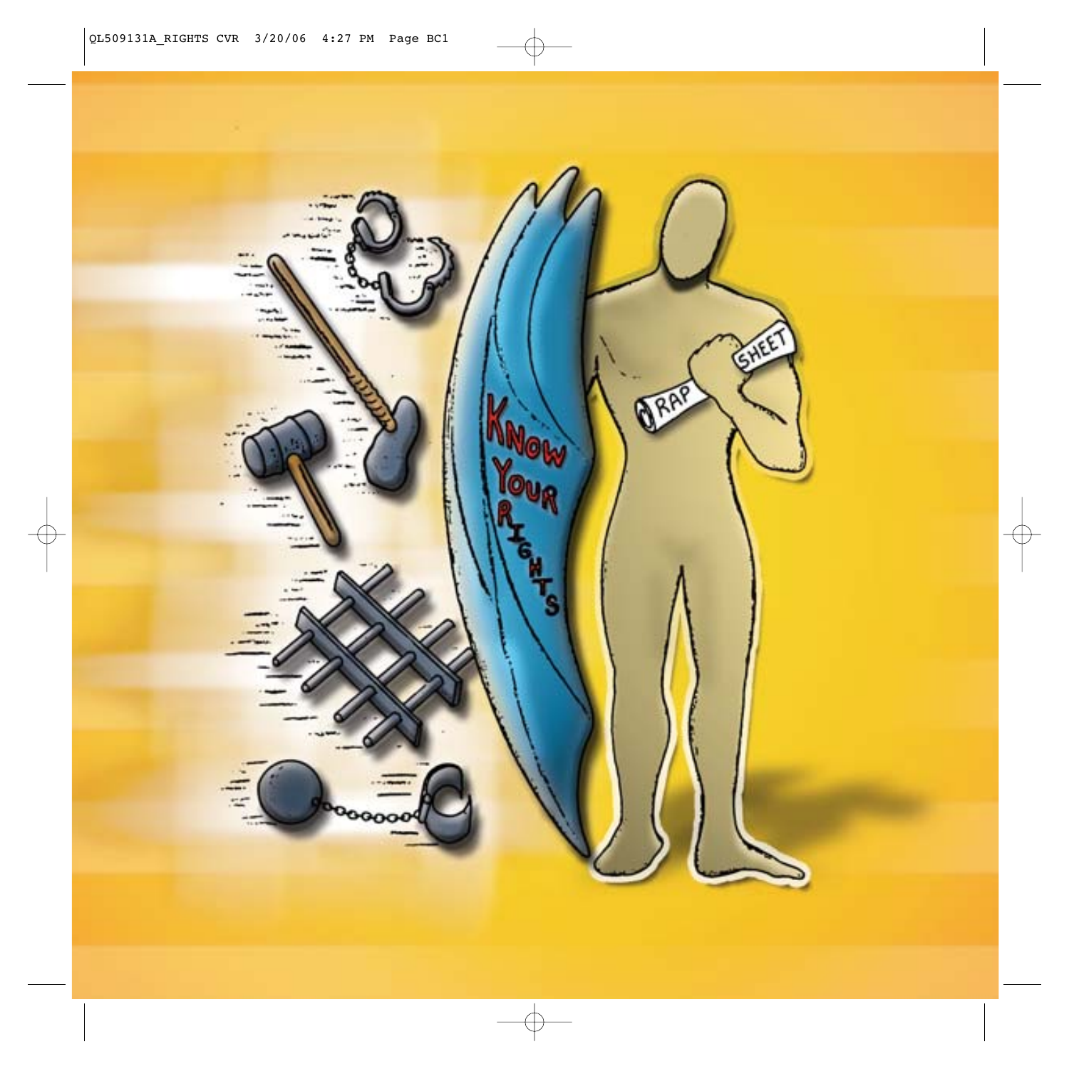Know Your Rights

RAP SHEET